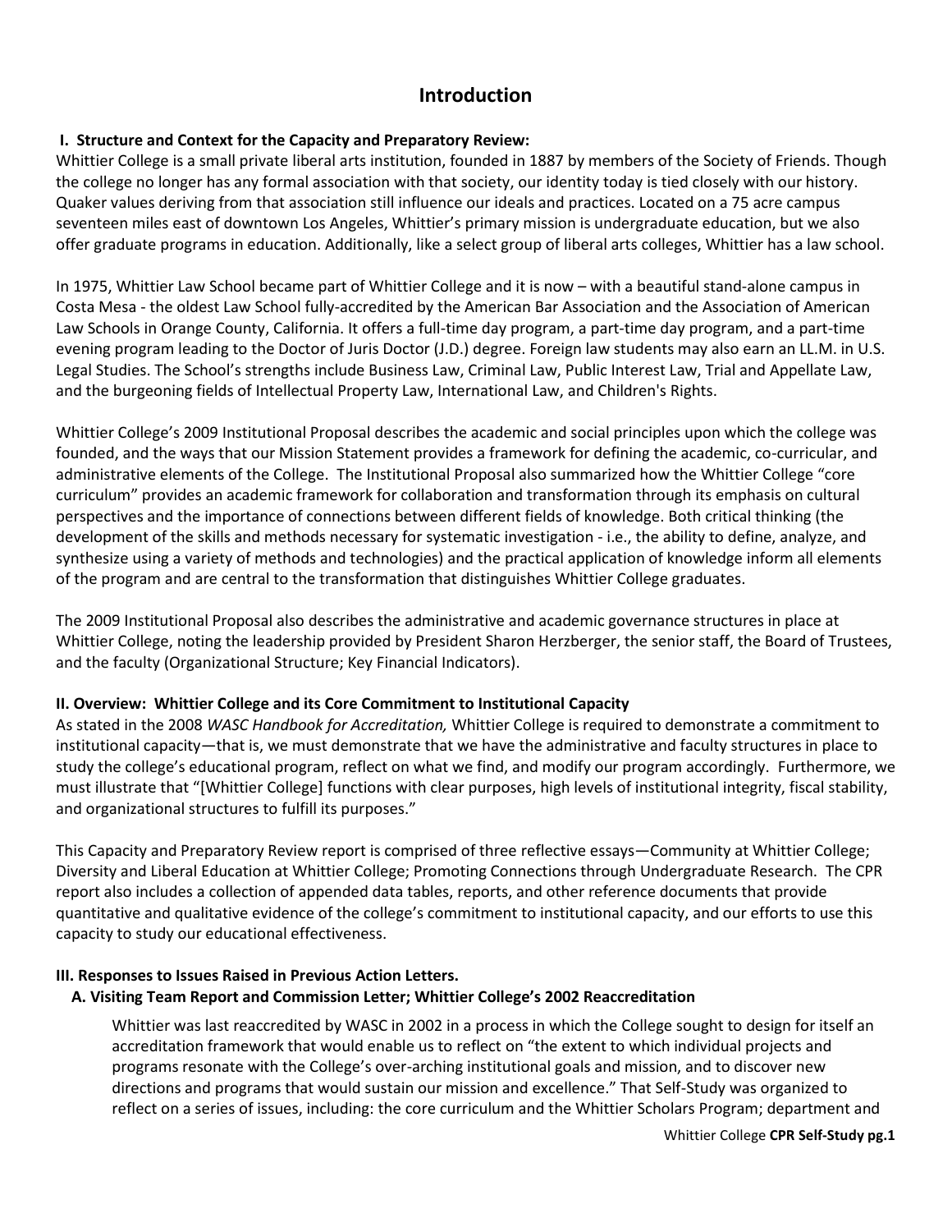# Introduction

### I. Structure and Context for the Capacity and Preparatory Review:

Whittier College is a small private liberal arts institution, founded in 1887 by members of the Society of Friends. Though the college no longer has any formal association with that society, our identity today is tied closely with our history. Quaker values deriving from that association still influence our ideals and practices. Located on a 75 acre campus seventeen miles east of downtown Los Angeles, Whittier's primary mission is undergraduate education, but we also offer graduate programs in education. Additionally, like a select group of liberal arts colleges, Whittier has a law school.

In 1975, Whittier Law School became part of Whittier College and it is now – with a beautiful stand-alone campus in Costa Mesa - the oldest Law School fully-accredited by the American Bar Association and the Association of American Law Schools in Orange County, California. It offers a full-time day program, a part-time day program, and a part-time evening program leading to the Doctor of Juris Doctor (J.D.) degree. Foreign law students may also earn an LL.M. in U.S. Legal Studies. The School's strengths include Business Law, Criminal Law, Public Interest Law, Trial and Appellate Law, and the burgeoning fields of Intellectual Property Law, International Law, and Children's Rights.

Whittier College's 2009 Institutional Proposal describes the academic and social principles upon which the college was founded, and the ways that our Mission Statement provides a framework for defining the academic, co-curricular, and administrative elements of the College. The Institutional Proposal also summarized how the Whittier College "core curriculum" provides an academic framework for collaboration and transformation through its emphasis on cultural perspectives and the importance of connections between different fields of knowledge. Both critical thinking (the development of the skills and methods necessary for systematic investigation - i.e., the ability to define, analyze, and synthesize using a variety of methods and technologies) and the practical application of knowledge inform all elements of the program and are central to the transformation that distinguishes Whittier College graduates.

The 2009 Institutional Proposal also describes the administrative and academic governance structures in place at Whittier College, noting the leadership provided by President Sharon Herzberger, the senior staff, the Board of Trustees, and the faculty (Organizational Structure; Key Financial Indicators).

### II. Overview: Whittier College and its Core Commitment to Institutional Capacity

As stated in the 2008 *WASC Handbook for Accreditation,* Whittier College is required to demonstrate a commitment to institutional capacity—that is, we must demonstrate that we have the administrative and faculty structures in place to study the college's educational program, reflect on what we find, and modify our program accordingly. Furthermore, we must illustrate that "[Whittier College] functions with clear purposes, high levels of institutional integrity, fiscal stability, and organizational structures to fulfill its purposes."

This Capacity and Preparatory Review report is comprised of three reflective essays—Community at Whittier College; Diversity and Liberal Education at Whittier College; Promoting Connections through Undergraduate Research. The CPR report also includes a collection of appended data tables, reports, and other reference documents that provide quantitative and qualitative evidence of the college's commitment to institutional capacity, and our efforts to use this capacity to study our educational effectiveness.

### III. Responses to Issues Raised in Previous Action Letters.

#### A. Visiting Team Report and Commission Letter; Whittier College's 2002 Reaccreditation

Whittier was last reaccredited by WASC in 2002 in a process in which the College sought to design for itself an accreditation framework that would enable us to reflect on "the extent to which individual projects and programs resonate with the College's over-arching institutional goals and mission, and to discover new directions and programs that would sustain our mission and excellence." That Self-Study was organized to reflect on a series of issues, including: the core curriculum and the Whittier Scholars Program; department and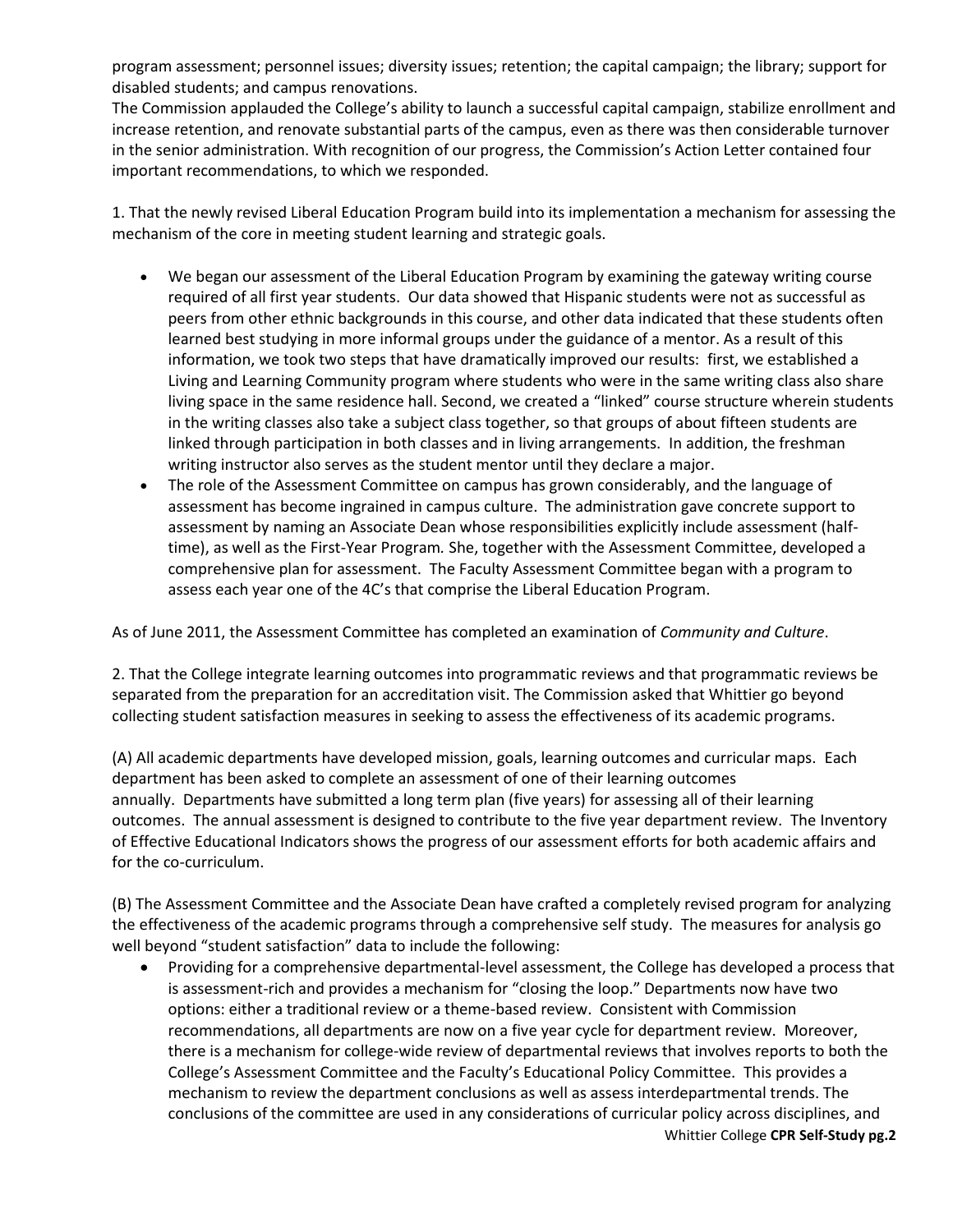program assessment; personnel issues; diversity issues; retention; the capital campaign; the library; support for disabled students; and campus renovations.

The Commission applauded the College's ability to launch a successful capital campaign, stabilize enrollment and increase retention, and renovate substantial parts of the campus, even as there was then considerable turnover in the senior administration. With recognition of our progress, the Commission's Action Letter contained four important recommendations, to which we responded.

1. That the newly revised Liberal Education Program build into its implementation a mechanism for assessing the mechanism of the core in meeting student learning and strategic goals.

- We began our assessment of the Liberal Education Program by examining the gateway writing course required of all first year students. Our data showed that Hispanic students were not as successful as peers from other ethnic backgrounds in this course, and other data indicated that these students often learned best studying in more informal groups under the guidance of a mentor. As a result of this information, we took two steps that have dramatically improved our results: first, we established a Living and Learning Community program where students who were in the same writing class also share living space in the same residence hall. Second, we created a "linked" course structure wherein students in the writing classes also take a subject class together, so that groups of about fifteen students are linked through participation in both classes and in living arrangements. In addition, the freshman writing instructor also serves as the student mentor until they declare a major.
- The role of the Assessment Committee on campus has grown considerably, and the language of assessment has become ingrained in campus culture. The administration gave concrete support to assessment by naming an Associate Dean whose responsibilities explicitly include assessment (half-time), as well as the First-Year Program*.* She, together with the Assessment Committee, developed a comprehensive plan for assessment. The Faculty Assessment Committee began with a program to assess each year one of the 4C's that comprise the Liberal Education Program.

As of June 2011, the Assessment Committee has completed an examination of *Community and Culture*.

2. That the College integrate learning outcomes into programmatic reviews and that programmatic reviews be separated from the preparation for an accreditation visit. The Commission asked that Whittier go beyond collecting student satisfaction measures in seeking to assess the effectiveness of its academic programs.

(A) All academic departments have developed mission, goals, learning outcomes and curricular maps. Each department has been asked to complete an assessment of one of their learning outcomes annually. Departments have submitted a long term plan (five years) for assessing all of their learning outcomes. The annual assessment is designed to contribute to the five year department review. The Inventory of Effective Educational Indicators shows the progress of our assessment efforts for both academic affairs and for the co-curriculum.

(B) The Assessment Committee and the Associate Dean have crafted a completely revised program for analyzing the effectiveness of the academic programs through a comprehensive self study. The measures for analysis go well beyond "student satisfaction" data to include the following:

- Providing for a comprehensive departmental-level assessment, the College has developed a process that is assessment-rich and provides a mechanism for "closing the loop." Departments now have two options: either a traditional review or a theme-based review. Consistent with Commission recommendations, all departments are now on a five year cycle for department review. Moreover, there is a mechanism for college-wide review of departmental reviews that involves reports to both the College's Assessment Committee and the Faculty's Educational Policy Committee. This provides a mechanism to review the department conclusions as well as assess interdepartmental trends. The conclusions of the committee are used in any considerations of curricular policy across disciplines, and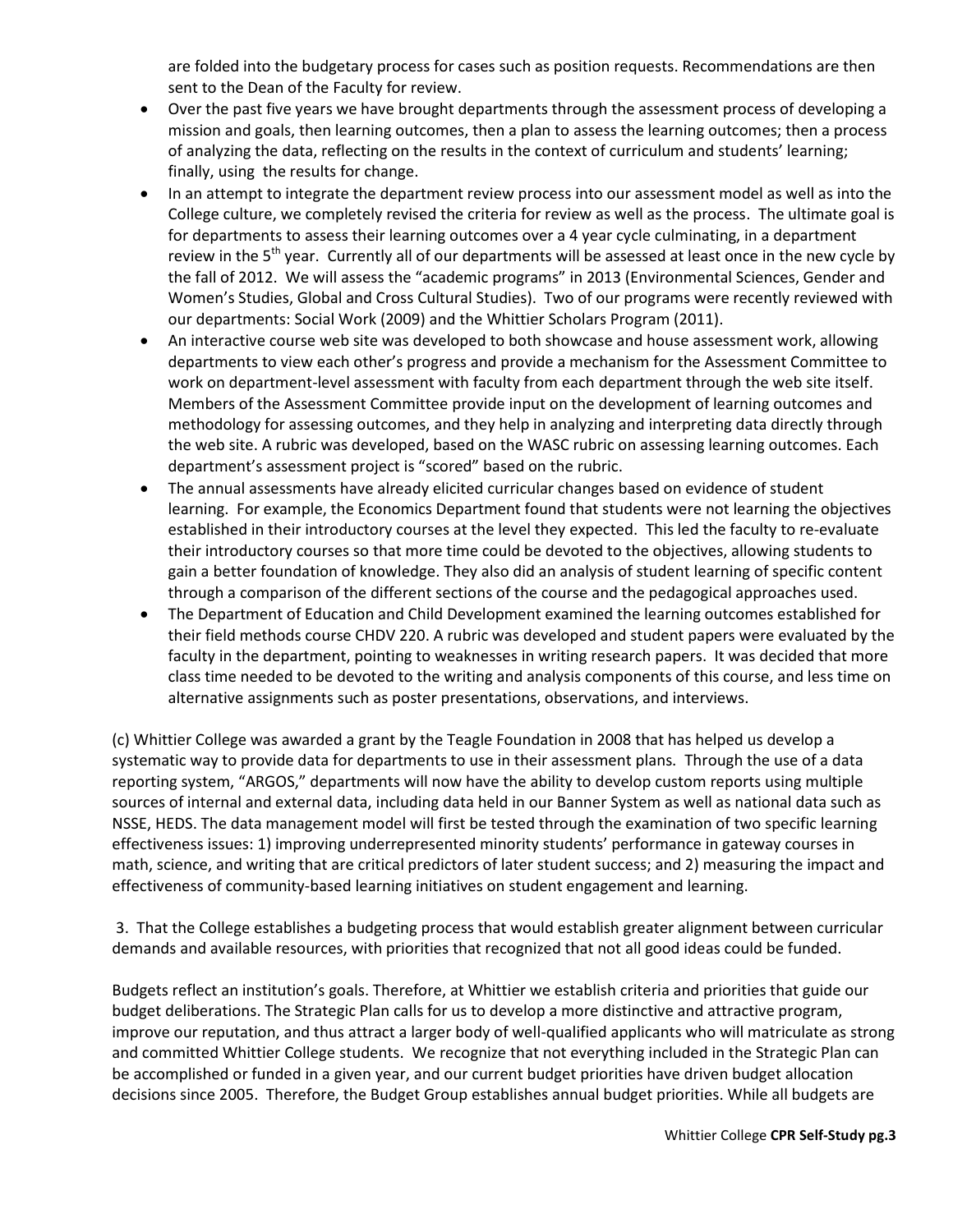are folded into the budgetary process for cases such as position requests. Recommendations are then sent to the Dean of the Faculty for review.

- Over the past five years we have brought departments through the assessment process of developing a mission and goals, then learning outcomes, then a plan to assess the learning outcomes; then a process of analyzing the data, reflecting on the results in the context of curriculum and students' learning; finally, using the results for change.
- In an attempt to integrate the department review process into our assessment model as well as into the College culture, we completely revised the criteria for review as well as the process. The ultimate goal is for departments to assess their learning outcomes over a 4 year cycle culminating, in a department review in the 5th year. Currently all of our departments will be assessed at least once in the new cycle by the fall of 2012. We will assess the "academic programs" in 2013 (Environmental Sciences, Gender and Women's Studies, Global and Cross Cultural Studies). Two of our programs were recently reviewed with our departments: Social Work (2009) and the Whittier Scholars Program (2011).
- An interactive course web site was developed to both showcase and house assessment work, allowing departments to view each other's progress and provide a mechanism for the Assessment Committee to work on department-level assessment with faculty from each department through the web site itself. Members of the Assessment Committee provide input on the development of learning outcomes and methodology for assessing outcomes, and they help in analyzing and interpreting data directly through the web site. A rubric was developed, based on the WASC rubric on assessing learning outcomes. Each department's assessment project is "scored" based on the rubric.
- The annual assessments have already elicited curricular changes based on evidence of student learning. For example, the Economics Department found that students were not learning the objectives established in their introductory courses at the level they expected. This led the faculty to re-evaluate their introductory courses so that more time could be devoted to the objectives, allowing students to gain a better foundation of knowledge. They also did an analysis of student learning of specific content through a comparison of the different sections of the course and the pedagogical approaches used.
- The Department of Education and Child Development examined the learning outcomes established for their field methods course CHDV 220. A rubric was developed and student papers were evaluated by the faculty in the department, pointing to weaknesses in writing research papers. It was decided that more class time needed to be devoted to the writing and analysis components of this course, and less time on alternative assignments such as poster presentations, observations, and interviews.

(c) Whittier College was awarded a grant by the Teagle Foundation in 2008 that has helped us develop a systematic way to provide data for departments to use in their assessment plans. Through the use of a data reporting system, "ARGOS," departments will now have the ability to develop custom reports using multiple sources of internal and external data, including data held in our Banner System as well as national data such as NSSE, HEDS. The data management model will first be tested through the examination of two specific learning effectiveness issues: 1) improving underrepresented minority students' performance in gateway courses in math, science, and writing that are critical predictors of later student success; and 2) measuring the impact and effectiveness of community-based learning initiatives on student engagement and learning.

3. That the College establishes a budgeting process that would establish greater alignment between curricular demands and available resources, with priorities that recognized that not all good ideas could be funded.

Budgets reflect an institution's goals. Therefore, at Whittier we establish criteria and priorities that guide our budget deliberations. The Strategic Plan calls for us to develop a more distinctive and attractive program, improve our reputation, and thus attract a larger body of well-qualified applicants who will matriculate as strong and committed Whittier College students. We recognize that not everything included in the Strategic Plan can be accomplished or funded in a given year, and our current budget priorities have driven budget allocation decisions since 2005. Therefore, the Budget Group establishes annual budget priorities. While all budgets are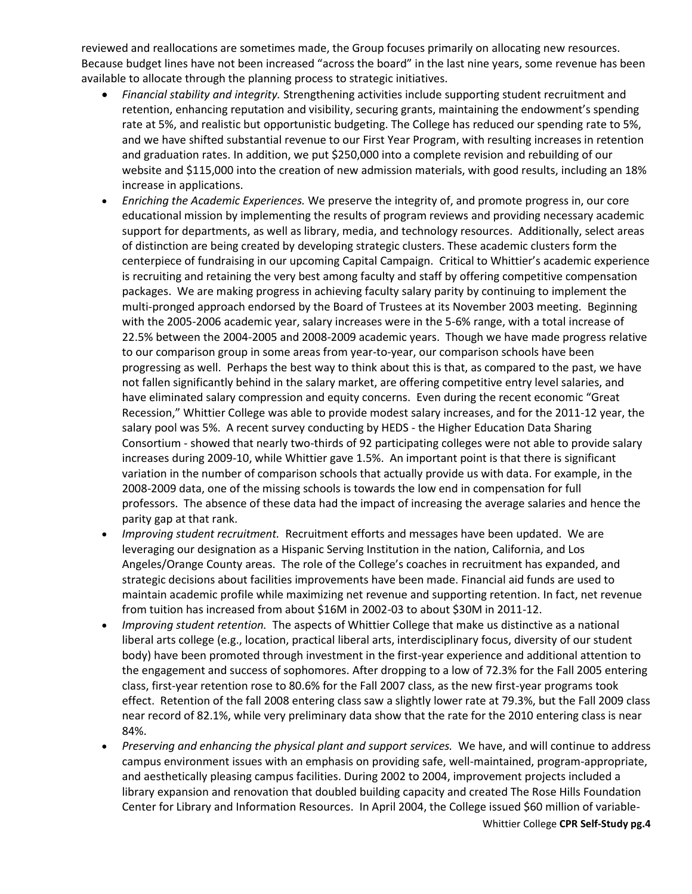reviewed and reallocations are sometimes made, the Group focuses primarily on allocating new resources. Because budget lines have not been increased "across the board" in the last nine years, some revenue has been available to allocate through the planning process to strategic initiatives.

- *Financial stability and integrity.* Strengthening activities include supporting student recruitment and retention, enhancing reputation and visibility, securing grants, maintaining the endowment's spending rate at 5%, and realistic but opportunistic budgeting. The College has reduced our spending rate to 5%, and we have shifted substantial revenue to our First Year Program, with resulting increases in retention and graduation rates. In addition, we put $250,000 into a complete revision and rebuilding of our website and $115,000 into the creation of new admission materials, with good results, including an 18% increase in applications.
- *Enriching the Academic Experiences.* We preserve the integrity of, and promote progress in, our core educational mission by implementing the results of program reviews and providing necessary academic support for departments, as well as library, media, and technology resources. Additionally, select areas of distinction are being created by developing strategic clusters. These academic clusters form the centerpiece of fundraising in our upcoming Capital Campaign. Critical to Whittier's academic experience is recruiting and retaining the very best among faculty and staff by offering competitive compensation packages. We are making progress in achieving faculty salary parity by continuing to implement the multi-pronged approach endorsed by the Board of Trustees at its November 2003 meeting. Beginning with the 2005-2006 academic year, salary increases were in the 5-6% range, with a total increase of 22.5% between the 2004-2005 and 2008-2009 academic years. Though we have made progress relative to our comparison group in some areas from year-to-year, our comparison schools have been progressing as well. Perhaps the best way to think about this is that, as compared to the past, we have not fallen significantly behind in the salary market, are offering competitive entry level salaries, and have eliminated salary compression and equity concerns. Even during the recent economic "Great Recession," Whittier College was able to provide modest salary increases, and for the 2011-12 year, the salary pool was 5%. A recent survey conducting by HEDS - the Higher Education Data Sharing Consortium - showed that nearly two-thirds of 92 participating colleges were not able to provide salary increases during 2009-10, while Whittier gave 1.5%. An important point is that there is significant variation in the number of comparison schools that actually provide us with data. For example, in the 2008-2009 data, one of the missing schools is towards the low end in compensation for full professors. The absence of these data had the impact of increasing the average salaries and hence the parity gap at that rank.
- *Improving student recruitment.* Recruitment efforts and messages have been updated. We are leveraging our designation as a Hispanic Serving Institution in the nation, California, and Los Angeles/Orange County areas. The role of the College's coaches in recruitment has expanded, and strategic decisions about facilities improvements have been made. Financial aid funds are used to maintain academic profile while maximizing net revenue and supporting retention. In fact, net revenue from tuition has increased from about $16M in 2002-03 to about $30M in 2011-12.
- *Improving student retention.* The aspects of Whittier College that make us distinctive as a national liberal arts college (e.g., location, practical liberal arts, interdisciplinary focus, diversity of our student body) have been promoted through investment in the first-year experience and additional attention to the engagement and success of sophomores. After dropping to a low of 72.3% for the Fall 2005 entering class, first-year retention rose to 80.6% for the Fall 2007 class, as the new first-year programs took effect. Retention of the fall 2008 entering class saw a slightly lower rate at 79.3%, but the Fall 2009 class near record of 82.1%, while very preliminary data show that the rate for the 2010 entering class is near 84%.
- *Preserving and enhancing the physical plant and support services.* We have, and will continue to address campus environment issues with an emphasis on providing safe, well-maintained, program-appropriate, and aesthetically pleasing campus facilities. During 2002 to 2004, improvement projects included a library expansion and renovation that doubled building capacity and created The Rose Hills Foundation Center for Library and Information Resources. In April 2004, the College issued $60 million of variable-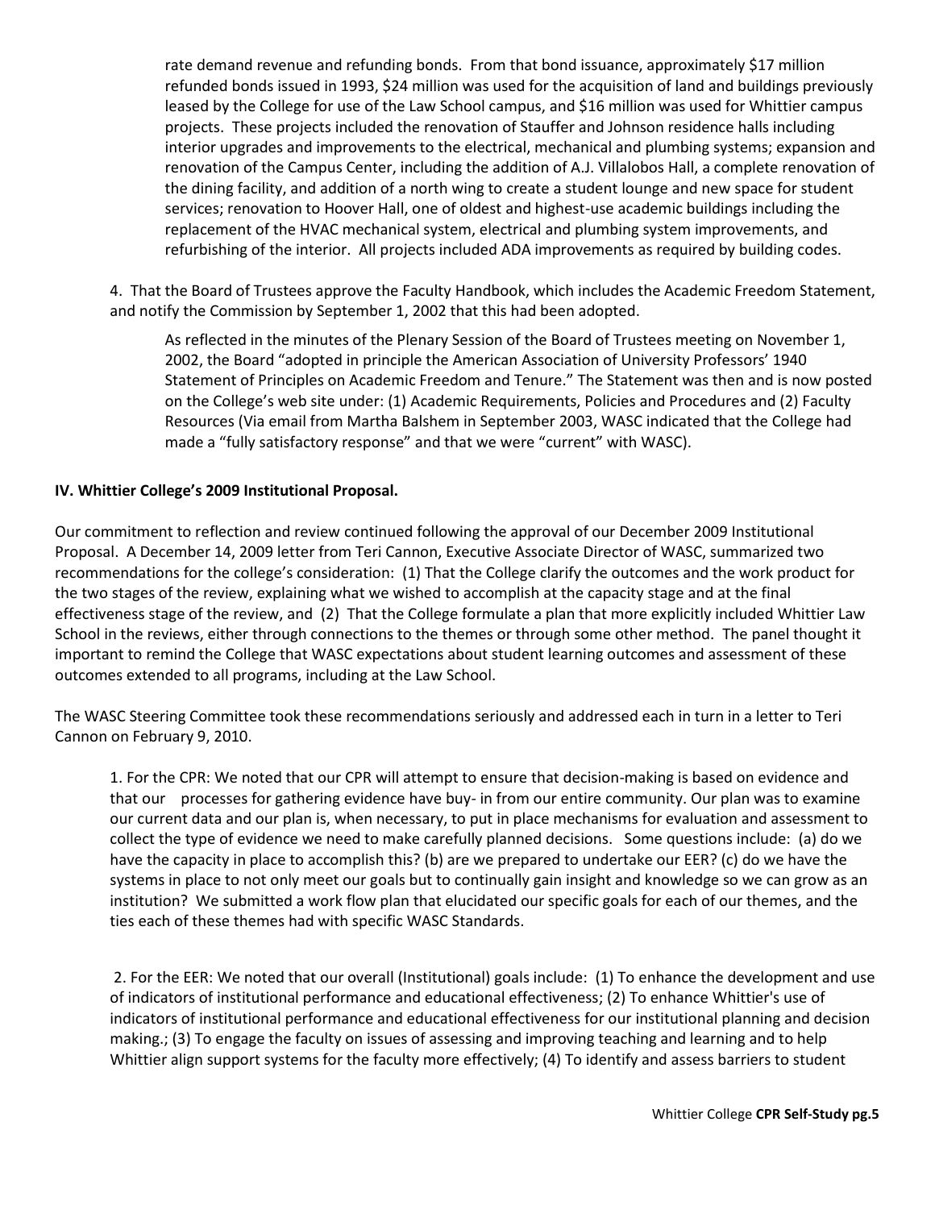rate demand revenue and refunding bonds. From that bond issuance, approximately $17 million refunded bonds issued in 1993, $24 million was used for the acquisition of land and buildings previously leased by the College for use of the Law School campus, and $16 million was used for Whittier campus projects. These projects included the renovation of Stauffer and Johnson residence halls including interior upgrades and improvements to the electrical, mechanical and plumbing systems; expansion and renovation of the Campus Center, including the addition of A.J. Villalobos Hall, a complete renovation of the dining facility, and addition of a north wing to create a student lounge and new space for student services; renovation to Hoover Hall, one of oldest and highest-use academic buildings including the replacement of the HVAC mechanical system, electrical and plumbing system improvements, and refurbishing of the interior. All projects included ADA improvements as required by building codes.

4. That the Board of Trustees approve the Faculty Handbook, which includes the Academic Freedom Statement, and notify the Commission by September 1, 2002 that this had been adopted.

As reflected in the minutes of the Plenary Session of the Board of Trustees meeting on November 1, 2002, the Board "adopted in principle the American Association of University Professors' 1940 Statement of Principles on Academic Freedom and Tenure." The Statement was then and is now posted on the College's web site under: (1) Academic Requirements, Policies and Procedures and (2) Faculty Resources (Via email from Martha Balshem in September 2003, WASC indicated that the College had made a "fully satisfactory response" and that we were "current" with WASC).

**IV. Whittier College's 2009 Institutional Proposal.**

Our commitment to reflection and review continued following the approval of our December 2009 Institutional Proposal. A December 14, 2009 letter from Teri Cannon, Executive Associate Director of WASC, summarized two recommendations for the college's consideration: (1) That the College clarify the outcomes and the work product for the two stages of the review, explaining what we wished to accomplish at the capacity stage and at the final effectiveness stage of the review, and (2) That the College formulate a plan that more explicitly included Whittier Law School in the reviews, either through connections to the themes or through some other method. The panel thought it important to remind the College that WASC expectations about student learning outcomes and assessment of these outcomes extended to all programs, including at the Law School.

The WASC Steering Committee took these recommendations seriously and addressed each in turn in a letter to Teri Cannon on February 9, 2010.

1. For the CPR: We noted that our CPR will attempt to ensure that decision-making is based on evidence and that our processes for gathering evidence have buy- in from our entire community. Our plan was to examine our current data and our plan is, when necessary, to put in place mechanisms for evaluation and assessment to collect the type of evidence we need to make carefully planned decisions. Some questions include: (a) do we have the capacity in place to accomplish this? (b) are we prepared to undertake our EER? (c) do we have the systems in place to not only meet our goals but to continually gain insight and knowledge so we can grow as an institution? We submitted a work flow plan that elucidated our specific goals for each of our themes, and the ties each of these themes had with specific WASC Standards.

2. For the EER: We noted that our overall (Institutional) goals include: (1) To enhance the development and use of indicators of institutional performance and educational effectiveness; (2) To enhance Whittier's use of indicators of institutional performance and educational effectiveness for our institutional planning and decision making.; (3) To engage the faculty on issues of assessing and improving teaching and learning and to help Whittier align support systems for the faculty more effectively; (4) To identify and assess barriers to student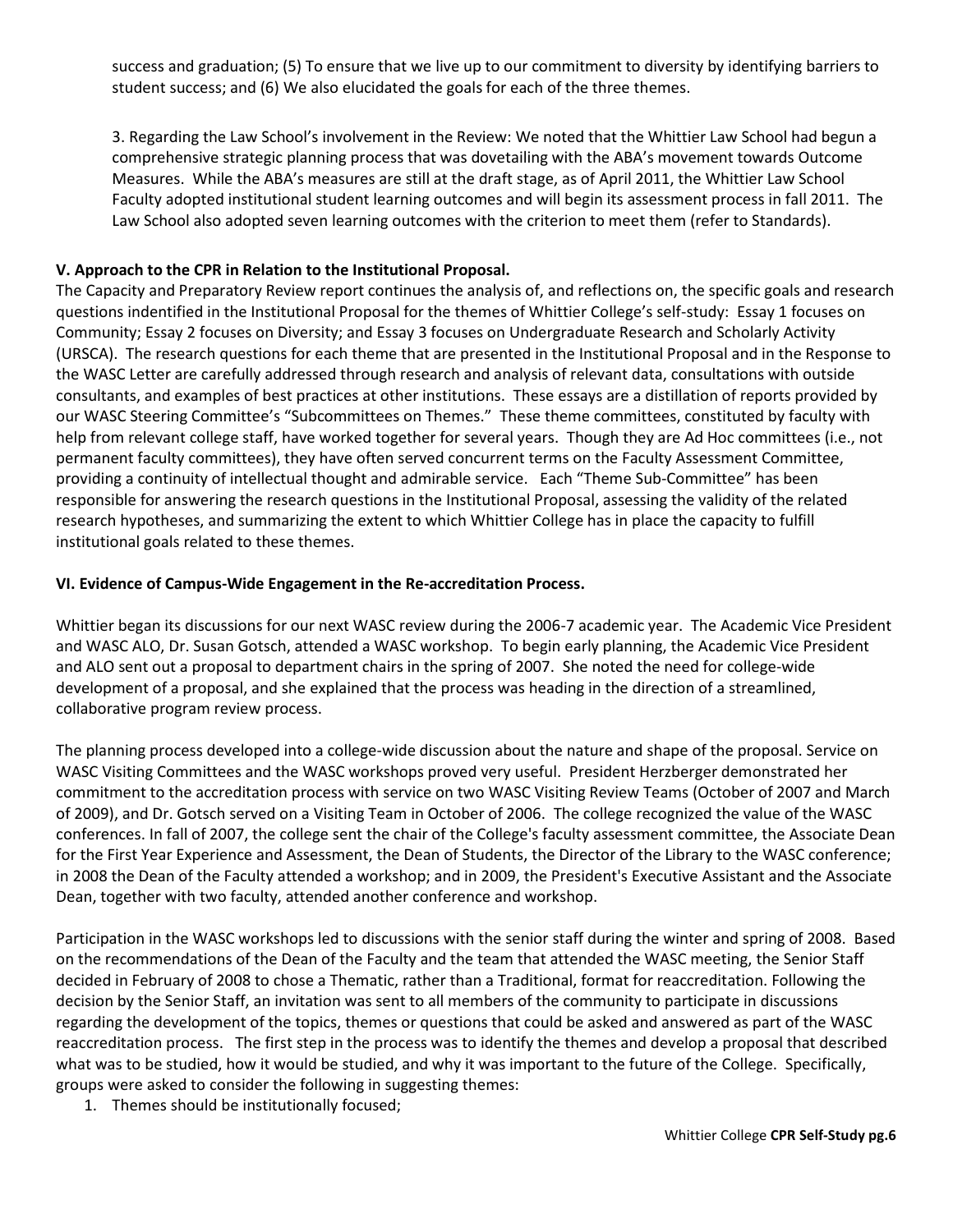success and graduation; (5) To ensure that we live up to our commitment to diversity by identifying barriers to student success; and (6) We also elucidated the goals for each of the three themes.

3. Regarding the Law School's involvement in the Review: We noted that the Whittier Law School had begun a comprehensive strategic planning process that was dovetailing with the ABA's movement towards Outcome Measures. While the ABA's measures are still at the draft stage, as of April 2011, the Whittier Law School Faculty adopted institutional student learning outcomes and will begin its assessment process in fall 2011. The Law School also adopted seven learning outcomes with the criterion to meet them (refer to Standards).

### V. Approach to the CPR in Relation to the Institutional Proposal.

The Capacity and Preparatory Review report continues the analysis of, and reflections on, the specific goals and research questions indentified in the Institutional Proposal for the themes of Whittier College's self-study: Essay 1 focuses on Community; Essay 2 focuses on Diversity; and Essay 3 focuses on Undergraduate Research and Scholarly Activity (URSCA). The research questions for each theme that are presented in the Institutional Proposal and in the Response to the WASC Letter are carefully addressed through research and analysis of relevant data, consultations with outside consultants, and examples of best practices at other institutions. These essays are a distillation of reports provided by our WASC Steering Committee's "Subcommittees on Themes." These theme committees, constituted by faculty with help from relevant college staff, have worked together for several years. Though they are Ad Hoc committees (i.e., not permanent faculty committees), they have often served concurrent terms on the Faculty Assessment Committee, providing a continuity of intellectual thought and admirable service. Each "Theme Sub-Committee" has been responsible for answering the research questions in the Institutional Proposal, assessing the validity of the related research hypotheses, and summarizing the extent to which Whittier College has in place the capacity to fulfill institutional goals related to these themes.

### VI. Evidence of Campus-Wide Engagement in the Re-accreditation Process.

Whittier began its discussions for our next WASC review during the 2006-7 academic year. The Academic Vice President and WASC ALO, Dr. Susan Gotsch, attended a WASC workshop. To begin early planning, the Academic Vice President and ALO sent out a proposal to department chairs in the spring of 2007. She noted the need for college-wide development of a proposal, and she explained that the process was heading in the direction of a streamlined, collaborative program review process.

The planning process developed into a college-wide discussion about the nature and shape of the proposal. Service on WASC Visiting Committees and the WASC workshops proved very useful. President Herzberger demonstrated her commitment to the accreditation process with service on two WASC Visiting Review Teams (October of 2007 and March of 2009), and Dr. Gotsch served on a Visiting Team in October of 2006. The college recognized the value of the WASC conferences. In fall of 2007, the college sent the chair of the College's faculty assessment committee, the Associate Dean for the First Year Experience and Assessment, the Dean of Students, the Director of the Library to the WASC conference; in 2008 the Dean of the Faculty attended a workshop; and in 2009, the President's Executive Assistant and the Associate Dean, together with two faculty, attended another conference and workshop.

Participation in the WASC workshops led to discussions with the senior staff during the winter and spring of 2008. Based on the recommendations of the Dean of the Faculty and the team that attended the WASC meeting, the Senior Staff decided in February of 2008 to chose a Thematic, rather than a Traditional, format for reaccreditation. Following the decision by the Senior Staff, an invitation was sent to all members of the community to participate in discussions regarding the development of the topics, themes or questions that could be asked and answered as part of the WASC reaccreditation process. The first step in the process was to identify the themes and develop a proposal that described what was to be studied, how it would be studied, and why it was important to the future of the College. Specifically, groups were asked to consider the following in suggesting themes:

1. Themes should be institutionally focused;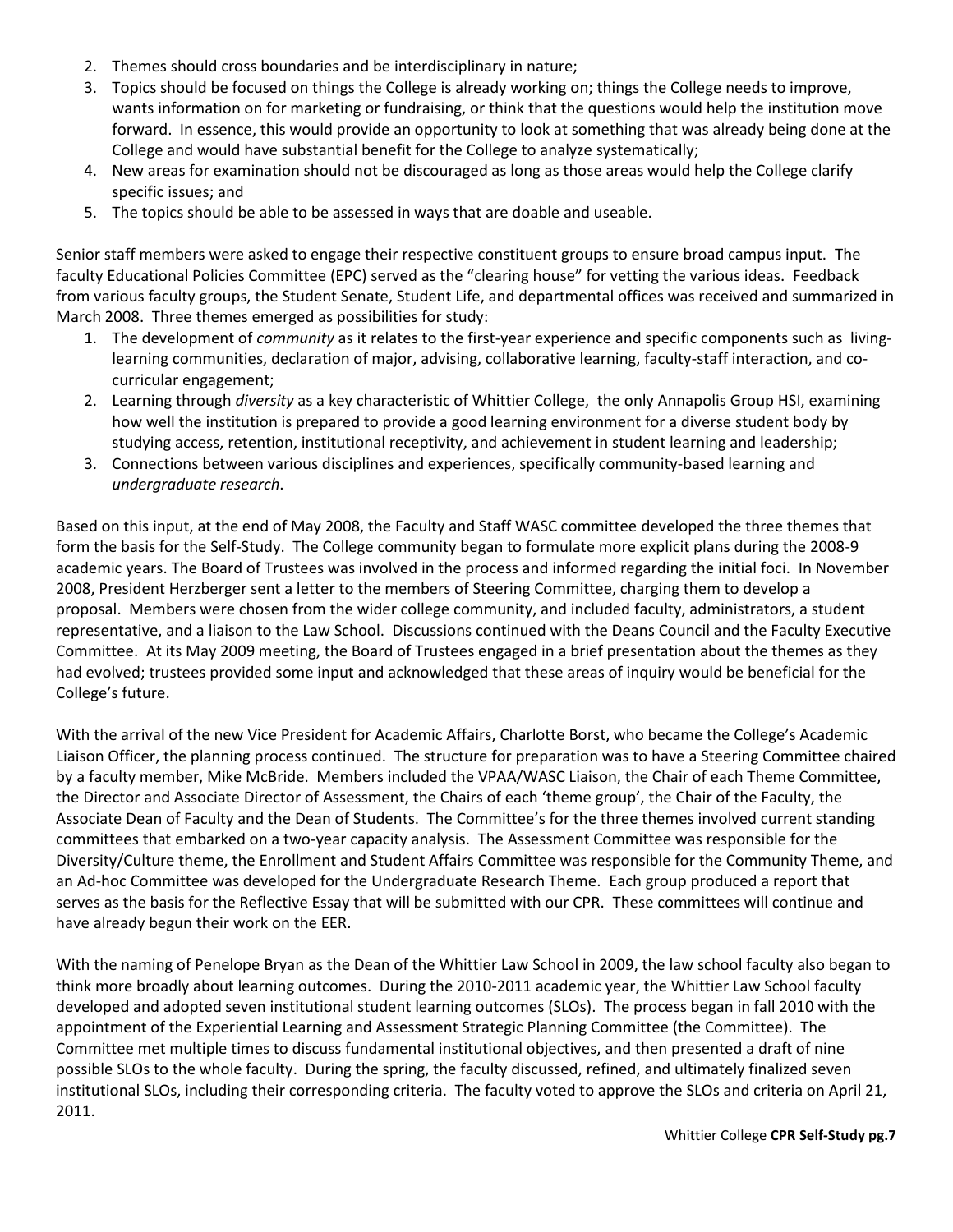2. Themes should cross boundaries and be interdisciplinary in nature;
3. Topics should be focused on things the College is already working on; things the College needs to improve, wants information on for marketing or fundraising, or think that the questions would help the institution move forward. In essence, this would provide an opportunity to look at something that was already being done at the College and would have substantial benefit for the College to analyze systematically;
4. New areas for examination should not be discouraged as long as those areas would help the College clarify specific issues; and
5. The topics should be able to be assessed in ways that are doable and useable.

Senior staff members were asked to engage their respective constituent groups to ensure broad campus input. The faculty Educational Policies Committee (EPC) served as the "clearing house" for vetting the various ideas. Feedback from various faculty groups, the Student Senate, Student Life, and departmental offices was received and summarized in March 2008. Three themes emerged as possibilities for study:

1. The development of *community* as it relates to the first-year experience and specific components such as living-learning communities, declaration of major, advising, collaborative learning, faculty-staff interaction, and co-curricular engagement;
2. Learning through *diversity* as a key characteristic of Whittier College, the only Annapolis Group HSI, examining how well the institution is prepared to provide a good learning environment for a diverse student body by studying access, retention, institutional receptivity, and achievement in student learning and leadership;
3. Connections between various disciplines and experiences, specifically community-based learning and *undergraduate research*.

Based on this input, at the end of May 2008, the Faculty and Staff WASC committee developed the three themes that form the basis for the Self-Study. The College community began to formulate more explicit plans during the 2008-9 academic years. The Board of Trustees was involved in the process and informed regarding the initial foci. In November 2008, President Herzberger sent a letter to the members of Steering Committee, charging them to develop a proposal. Members were chosen from the wider college community, and included faculty, administrators, a student representative, and a liaison to the Law School. Discussions continued with the Deans Council and the Faculty Executive Committee. At its May 2009 meeting, the Board of Trustees engaged in a brief presentation about the themes as they had evolved; trustees provided some input and acknowledged that these areas of inquiry would be beneficial for the College's future.

With the arrival of the new Vice President for Academic Affairs, Charlotte Borst, who became the College's Academic Liaison Officer, the planning process continued. The structure for preparation was to have a Steering Committee chaired by a faculty member, Mike McBride. Members included the VPAA/WASC Liaison, the Chair of each Theme Committee, the Director and Associate Director of Assessment, the Chairs of each 'theme group', the Chair of the Faculty, the Associate Dean of Faculty and the Dean of Students. The Committee's for the three themes involved current standing committees that embarked on a two-year capacity analysis. The Assessment Committee was responsible for the Diversity/Culture theme, the Enrollment and Student Affairs Committee was responsible for the Community Theme, and an Ad-hoc Committee was developed for the Undergraduate Research Theme. Each group produced a report that serves as the basis for the Reflective Essay that will be submitted with our CPR. These committees will continue and have already begun their work on the EER.

With the naming of Penelope Bryan as the Dean of the Whittier Law School in 2009, the law school faculty also began to think more broadly about learning outcomes. During the 2010-2011 academic year, the Whittier Law School faculty developed and adopted seven institutional student learning outcomes (SLOs). The process began in fall 2010 with the appointment of the Experiential Learning and Assessment Strategic Planning Committee (the Committee). The Committee met multiple times to discuss fundamental institutional objectives, and then presented a draft of nine possible SLOs to the whole faculty. During the spring, the faculty discussed, refined, and ultimately finalized seven institutional SLOs, including their corresponding criteria. The faculty voted to approve the SLOs and criteria on April 21, 2011.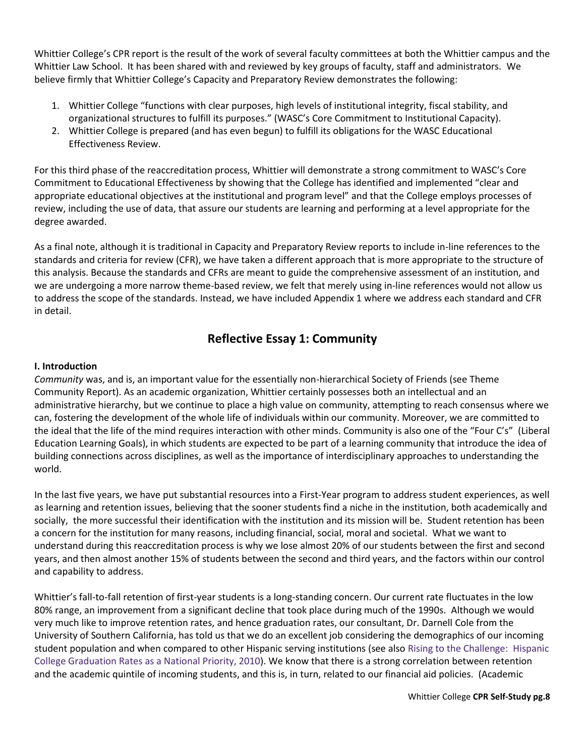Whittier College's CPR report is the result of the work of several faculty committees at both the Whittier campus and the Whittier Law School. It has been shared with and reviewed by key groups of faculty, staff and administrators. We believe firmly that Whittier College's Capacity and Preparatory Review demonstrates the following:

1. Whittier College "functions with clear purposes, high levels of institutional integrity, fiscal stability, and organizational structures to fulfill its purposes." (WASC's Core Commitment to Institutional Capacity).
2. Whittier College is prepared (and has even begun) to fulfill its obligations for the WASC Educational Effectiveness Review.

For this third phase of the reaccreditation process, Whittier will demonstrate a strong commitment to WASC's Core Commitment to Educational Effectiveness by showing that the College has identified and implemented "clear and appropriate educational objectives at the institutional and program level" and that the College employs processes of review, including the use of data, that assure our students are learning and performing at a level appropriate for the degree awarded.

As a final note, although it is traditional in Capacity and Preparatory Review reports to include in-line references to the standards and criteria for review (CFR), we have taken a different approach that is more appropriate to the structure of this analysis. Because the standards and CFRs are meant to guide the comprehensive assessment of an institution, and we are undergoing a more narrow theme-based review, we felt that merely using in-line references would not allow us to address the scope of the standards. Instead, we have included Appendix 1 where we address each standard and CFR in detail.

## Reflective Essay 1: Community

### I. Introduction

*Community* was, and is, an important value for the essentially non-hierarchical Society of Friends (see Theme Community Report). As an academic organization, Whittier certainly possesses both an intellectual and an administrative hierarchy, but we continue to place a high value on community, attempting to reach consensus where we can, fostering the development of the whole life of individuals within our community. Moreover, we are committed to the ideal that the life of the mind requires interaction with other minds. Community is also one of the "Four C's" (Liberal Education Learning Goals), in which students are expected to be part of a learning community that introduce the idea of building connections across disciplines, as well as the importance of interdisciplinary approaches to understanding the world.

In the last five years, we have put substantial resources into a First-Year program to address student experiences, as well as learning and retention issues, believing that the sooner students find a niche in the institution, both academically and socially, the more successful their identification with the institution and its mission will be. Student retention has been a concern for the institution for many reasons, including financial, social, moral and societal. What we want to understand during this reaccreditation process is why we lose almost 20% of our students between the first and second years, and then almost another 15% of students between the second and third years, and the factors within our control and capability to address.

Whittier's fall-to-fall retention of first-year students is a long-standing concern. Our current rate fluctuates in the low 80% range, an improvement from a significant decline that took place during much of the 1990s. Although we would very much like to improve retention rates, and hence graduation rates, our consultant, Dr. Darnell Cole from the University of Southern California, has told us that we do an excellent job considering the demographics of our incoming student population and when compared to other Hispanic serving institutions (see also Rising to the Challenge: Hispanic College Graduation Rates as a National Priority, 2010). We know that there is a strong correlation between retention and the academic quintile of incoming students, and this is, in turn, related to our financial aid policies. (Academic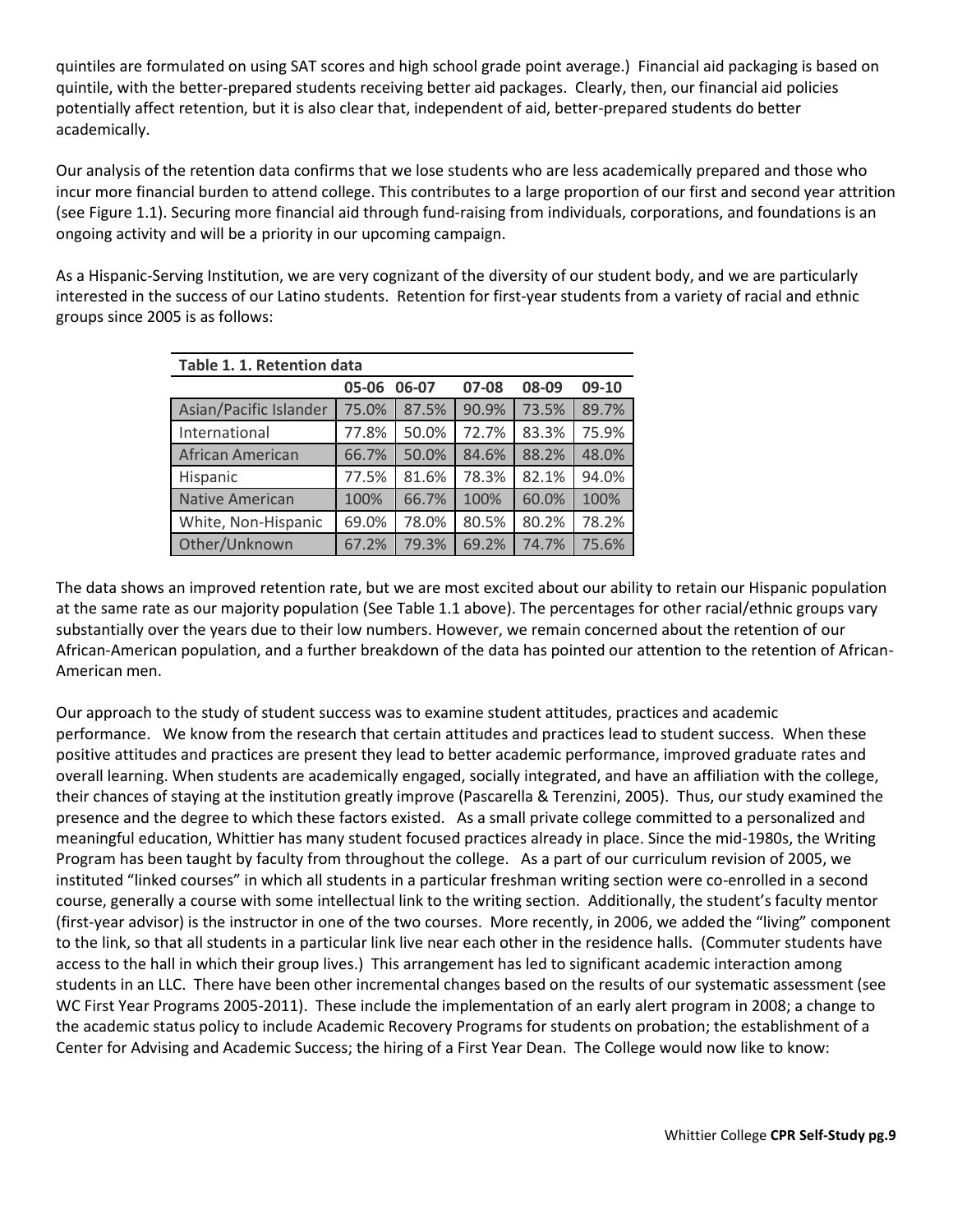quintiles are formulated on using SAT scores and high school grade point average.) Financial aid packaging is based on quintile, with the better-prepared students receiving better aid packages. Clearly, then, our financial aid policies potentially affect retention, but it is also clear that, independent of aid, better-prepared students do better academically.

Our analysis of the retention data confirms that we lose students who are less academically prepared and those who incur more financial burden to attend college. This contributes to a large proportion of our first and second year attrition (see Figure 1.1). Securing more financial aid through fund-raising from individuals, corporations, and foundations is an ongoing activity and will be a priority in our upcoming campaign.

As a Hispanic-Serving Institution, we are very cognizant of the diversity of our student body, and we are particularly interested in the success of our Latino students. Retention for first-year students from a variety of racial and ethnic groups since 2005 is as follows:

**Table 1. 1. Retention data**

| | 05-06 | 06-07 | 07-08 | 08-09 | 09-10 |
|---|---|---|---|---|---|
| Asian/Pacific Islander | 75.0% | 87.5% | 90.9% | 73.5% | 89.7% |
| International | 77.8% | 50.0% | 72.7% | 83.3% | 75.9% |
| African American | 66.7% | 50.0% | 84.6% | 88.2% | 48.0% |
| Hispanic | 77.5% | 81.6% | 78.3% | 82.1% | 94.0% |
| Native American | 100% | 66.7% | 100% | 60.0% | 100% |
| White, Non-Hispanic | 69.0% | 78.0% | 80.5% | 80.2% | 78.2% |
| Other/Unknown | 67.2% | 79.3% | 69.2% | 74.7% | 75.6% |

The data shows an improved retention rate, but we are most excited about our ability to retain our Hispanic population at the same rate as our majority population (See Table 1.1 above). The percentages for other racial/ethnic groups vary substantially over the years due to their low numbers. However, we remain concerned about the retention of our African-American population, and a further breakdown of the data has pointed our attention to the retention of African-American men.

Our approach to the study of student success was to examine student attitudes, practices and academic performance. We know from the research that certain attitudes and practices lead to student success. When these positive attitudes and practices are present they lead to better academic performance, improved graduate rates and overall learning. When students are academically engaged, socially integrated, and have an affiliation with the college, their chances of staying at the institution greatly improve (Pascarella & Terenzini, 2005). Thus, our study examined the presence and the degree to which these factors existed. As a small private college committed to a personalized and meaningful education, Whittier has many student focused practices already in place. Since the mid-1980s, the Writing Program has been taught by faculty from throughout the college. As a part of our curriculum revision of 2005, we instituted "linked courses" in which all students in a particular freshman writing section were co-enrolled in a second course, generally a course with some intellectual link to the writing section. Additionally, the student's faculty mentor (first-year advisor) is the instructor in one of the two courses. More recently, in 2006, we added the "living" component to the link, so that all students in a particular link live near each other in the residence halls. (Commuter students have access to the hall in which their group lives.) This arrangement has led to significant academic interaction among students in an LLC. There have been other incremental changes based on the results of our systematic assessment (see WC First Year Programs 2005-2011). These include the implementation of an early alert program in 2008; a change to the academic status policy to include Academic Recovery Programs for students on probation; the establishment of a Center for Advising and Academic Success; the hiring of a First Year Dean. The College would now like to know: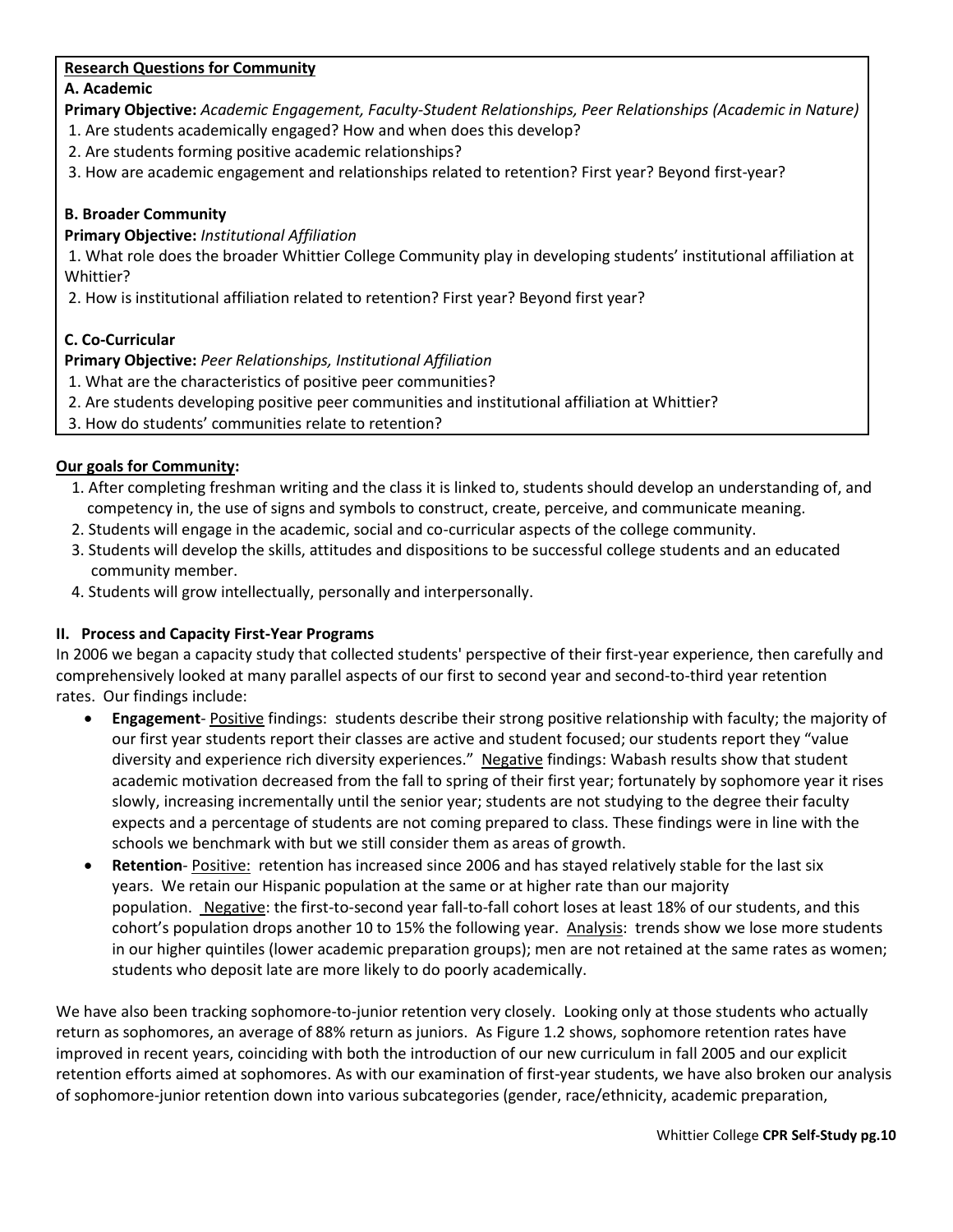**Research Questions for Community**

**A. Academic**

**Primary Objective:** *Academic Engagement, Faculty-Student Relationships, Peer Relationships (Academic in Nature)*

1. Are students academically engaged? How and when does this develop?
2. Are students forming positive academic relationships?
3. How are academic engagement and relationships related to retention? First year? Beyond first-year?

**B. Broader Community**

**Primary Objective:** *Institutional Affiliation*

1. What role does the broader Whittier College Community play in developing students' institutional affiliation at Whittier?
2. How is institutional affiliation related to retention? First year? Beyond first year?

**C. Co-Curricular**

**Primary Objective:** *Peer Relationships, Institutional Affiliation*

1. What are the characteristics of positive peer communities?
2. Are students developing positive peer communities and institutional affiliation at Whittier?
3. How do students' communities relate to retention?

**Our goals for Community:**

1. After completing freshman writing and the class it is linked to, students should develop an understanding of, and competency in, the use of signs and symbols to construct, create, perceive, and communicate meaning.
2. Students will engage in the academic, social and co-curricular aspects of the college community.
3. Students will develop the skills, attitudes and dispositions to be successful college students and an educated community member.
4. Students will grow intellectually, personally and interpersonally.

### II. Process and Capacity First-Year Programs

In 2006 we began a capacity study that collected students' perspective of their first-year experience, then carefully and comprehensively looked at many parallel aspects of our first to second year and second-to-third year retention rates. Our findings include:

- **Engagement**- Positive findings: students describe their strong positive relationship with faculty; the majority of our first year students report their classes are active and student focused; our students report they "value diversity and experience rich diversity experiences." Negative findings: Wabash results show that student academic motivation decreased from the fall to spring of their first year; fortunately by sophomore year it rises slowly, increasing incrementally until the senior year; students are not studying to the degree their faculty expects and a percentage of students are not coming prepared to class. These findings were in line with the schools we benchmark with but we still consider them as areas of growth.
- **Retention**- Positive: retention has increased since 2006 and has stayed relatively stable for the last six years. We retain our Hispanic population at the same or at higher rate than our majority population. Negative: the first-to-second year fall-to-fall cohort loses at least 18% of our students, and this cohort's population drops another 10 to 15% the following year. Analysis: trends show we lose more students in our higher quintiles (lower academic preparation groups); men are not retained at the same rates as women; students who deposit late are more likely to do poorly academically.

We have also been tracking sophomore-to-junior retention very closely. Looking only at those students who actually return as sophomores, an average of 88% return as juniors. As Figure 1.2 shows, sophomore retention rates have improved in recent years, coinciding with both the introduction of our new curriculum in fall 2005 and our explicit retention efforts aimed at sophomores. As with our examination of first-year students, we have also broken our analysis of sophomore-junior retention down into various subcategories (gender, race/ethnicity, academic preparation,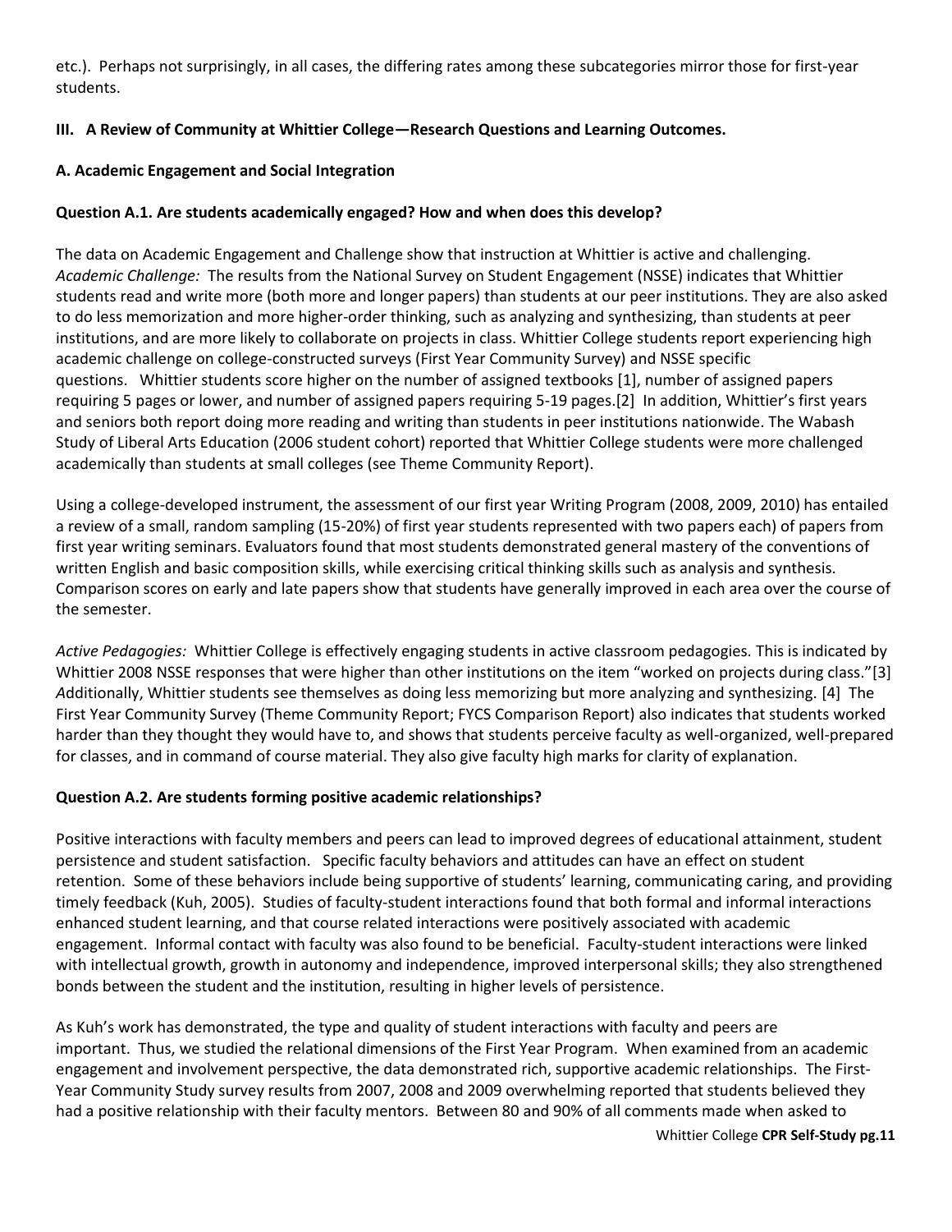etc.). Perhaps not surprisingly, in all cases, the differing rates among these subcategories mirror those for first-year students.

## III. A Review of Community at Whittier College—Research Questions and Learning Outcomes.

### A. Academic Engagement and Social Integration

#### Question A.1. Are students academically engaged? How and when does this develop?

The data on Academic Engagement and Challenge show that instruction at Whittier is active and challenging. *Academic Challenge:* The results from the National Survey on Student Engagement (NSSE) indicates that Whittier students read and write more (both more and longer papers) than students at our peer institutions. They are also asked to do less memorization and more higher-order thinking, such as analyzing and synthesizing, than students at peer institutions, and are more likely to collaborate on projects in class. Whittier College students report experiencing high academic challenge on college-constructed surveys (First Year Community Survey) and NSSE specific questions. Whittier students score higher on the number of assigned textbooks [1], number of assigned papers requiring 5 pages or lower, and number of assigned papers requiring 5-19 pages.[2] In addition, Whittier's first years and seniors both report doing more reading and writing than students in peer institutions nationwide. The Wabash Study of Liberal Arts Education (2006 student cohort) reported that Whittier College students were more challenged academically than students at small colleges (see Theme Community Report).

Using a college-developed instrument, the assessment of our first year Writing Program (2008, 2009, 2010) has entailed a review of a small, random sampling (15-20%) of first year students represented with two papers each) of papers from first year writing seminars. Evaluators found that most students demonstrated general mastery of the conventions of written English and basic composition skills, while exercising critical thinking skills such as analysis and synthesis. Comparison scores on early and late papers show that students have generally improved in each area over the course of the semester.

*Active Pedagogies:* Whittier College is effectively engaging students in active classroom pedagogies. This is indicated by Whittier 2008 NSSE responses that were higher than other institutions on the item "worked on projects during class."[3] *A*dditionally, Whittier students see themselves as doing less memorizing but more analyzing and synthesizing. [4] The First Year Community Survey (Theme Community Report; FYCS Comparison Report) also indicates that students worked harder than they thought they would have to, and shows that students perceive faculty as well-organized, well-prepared for classes, and in command of course material. They also give faculty high marks for clarity of explanation.

#### Question A.2. Are students forming positive academic relationships?

Positive interactions with faculty members and peers can lead to improved degrees of educational attainment, student persistence and student satisfaction. Specific faculty behaviors and attitudes can have an effect on student retention. Some of these behaviors include being supportive of students' learning, communicating caring, and providing timely feedback (Kuh, 2005). Studies of faculty-student interactions found that both formal and informal interactions enhanced student learning, and that course related interactions were positively associated with academic engagement. Informal contact with faculty was also found to be beneficial. Faculty-student interactions were linked with intellectual growth, growth in autonomy and independence, improved interpersonal skills; they also strengthened bonds between the student and the institution, resulting in higher levels of persistence.

As Kuh's work has demonstrated, the type and quality of student interactions with faculty and peers are important. Thus, we studied the relational dimensions of the First Year Program. When examined from an academic engagement and involvement perspective, the data demonstrated rich, supportive academic relationships. The First-Year Community Study survey results from 2007, 2008 and 2009 overwhelming reported that students believed they had a positive relationship with their faculty mentors. Between 80 and 90% of all comments made when asked to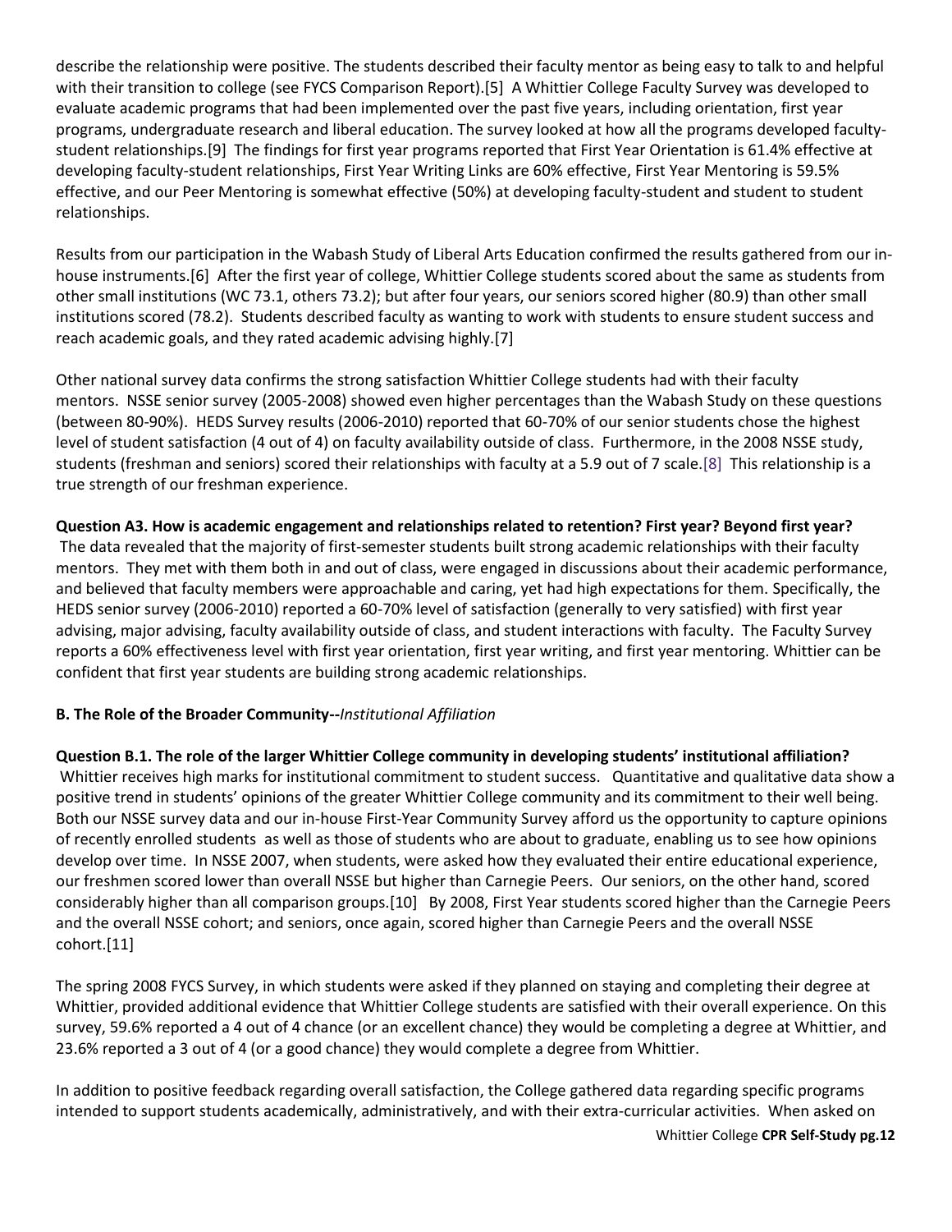describe the relationship were positive. The students described their faculty mentor as being easy to talk to and helpful with their transition to college (see FYCS Comparison Report).[5] A Whittier College Faculty Survey was developed to evaluate academic programs that had been implemented over the past five years, including orientation, first year programs, undergraduate research and liberal education. The survey looked at how all the programs developed faculty-student relationships.[9] The findings for first year programs reported that First Year Orientation is 61.4% effective at developing faculty-student relationships, First Year Writing Links are 60% effective, First Year Mentoring is 59.5% effective, and our Peer Mentoring is somewhat effective (50%) at developing faculty-student and student to student relationships.

Results from our participation in the Wabash Study of Liberal Arts Education confirmed the results gathered from our in-house instruments.[6] After the first year of college, Whittier College students scored about the same as students from other small institutions (WC 73.1, others 73.2); but after four years, our seniors scored higher (80.9) than other small institutions scored (78.2). Students described faculty as wanting to work with students to ensure student success and reach academic goals, and they rated academic advising highly.[7]

Other national survey data confirms the strong satisfaction Whittier College students had with their faculty mentors. NSSE senior survey (2005-2008) showed even higher percentages than the Wabash Study on these questions (between 80-90%). HEDS Survey results (2006-2010) reported that 60-70% of our senior students chose the highest level of student satisfaction (4 out of 4) on faculty availability outside of class. Furthermore, in the 2008 NSSE study, students (freshman and seniors) scored their relationships with faculty at a 5.9 out of 7 scale.[8] This relationship is a true strength of our freshman experience.

**Question A3. How is academic engagement and relationships related to retention? First year? Beyond first year?**
The data revealed that the majority of first-semester students built strong academic relationships with their faculty mentors. They met with them both in and out of class, were engaged in discussions about their academic performance, and believed that faculty members were approachable and caring, yet had high expectations for them. Specifically, the HEDS senior survey (2006-2010) reported a 60-70% level of satisfaction (generally to very satisfied) with first year advising, major advising, faculty availability outside of class, and student interactions with faculty. The Faculty Survey reports a 60% effectiveness level with first year orientation, first year writing, and first year mentoring. Whittier can be confident that first year students are building strong academic relationships.

**B. The Role of the Broader Community--***Institutional Affiliation*

**Question B.1. The role of the larger Whittier College community in developing students' institutional affiliation?**
Whittier receives high marks for institutional commitment to student success. Quantitative and qualitative data show a positive trend in students' opinions of the greater Whittier College community and its commitment to their well being. Both our NSSE survey data and our in-house First-Year Community Survey afford us the opportunity to capture opinions of recently enrolled students as well as those of students who are about to graduate, enabling us to see how opinions develop over time. In NSSE 2007, when students, were asked how they evaluated their entire educational experience, our freshmen scored lower than overall NSSE but higher than Carnegie Peers. Our seniors, on the other hand, scored considerably higher than all comparison groups.[10] By 2008, First Year students scored higher than the Carnegie Peers and the overall NSSE cohort; and seniors, once again, scored higher than Carnegie Peers and the overall NSSE cohort.[11]

The spring 2008 FYCS Survey, in which students were asked if they planned on staying and completing their degree at Whittier, provided additional evidence that Whittier College students are satisfied with their overall experience. On this survey, 59.6% reported a 4 out of 4 chance (or an excellent chance) they would be completing a degree at Whittier, and 23.6% reported a 3 out of 4 (or a good chance) they would complete a degree from Whittier.

In addition to positive feedback regarding overall satisfaction, the College gathered data regarding specific programs intended to support students academically, administratively, and with their extra-curricular activities. When asked on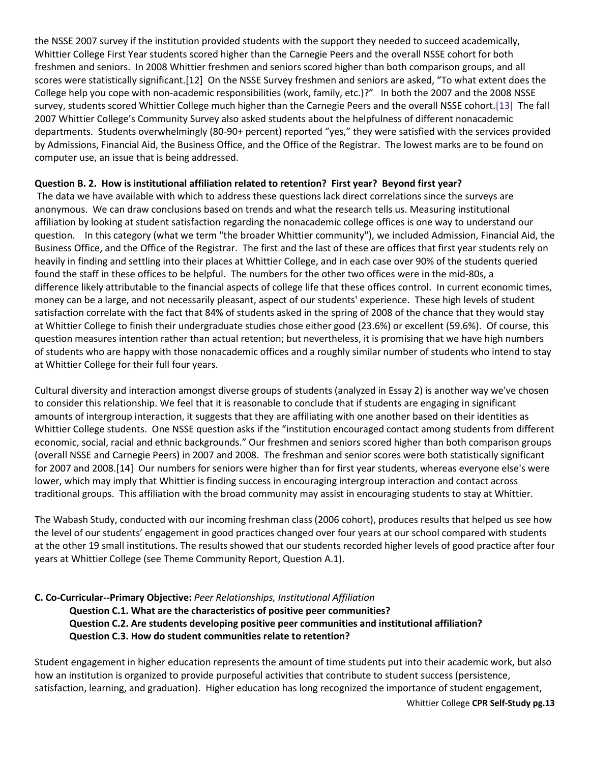the NSSE 2007 survey if the institution provided students with the support they needed to succeed academically, Whittier College First Year students scored higher than the Carnegie Peers and the overall NSSE cohort for both freshmen and seniors. In 2008 Whittier freshmen and seniors scored higher than both comparison groups, and all scores were statistically significant.[12] On the NSSE Survey freshmen and seniors are asked, "To what extent does the College help you cope with non-academic responsibilities (work, family, etc.)?" In both the 2007 and the 2008 NSSE survey, students scored Whittier College much higher than the Carnegie Peers and the overall NSSE cohort.[13] The fall 2007 Whittier College's Community Survey also asked students about the helpfulness of different nonacademic departments. Students overwhelmingly (80-90+ percent) reported "yes," they were satisfied with the services provided by Admissions, Financial Aid, the Business Office, and the Office of the Registrar. The lowest marks are to be found on computer use, an issue that is being addressed.

**Question B. 2. How is institutional affiliation related to retention? First year? Beyond first year?**

The data we have available with which to address these questions lack direct correlations since the surveys are anonymous. We can draw conclusions based on trends and what the research tells us. Measuring institutional affiliation by looking at student satisfaction regarding the nonacademic college offices is one way to understand our question. In this category (what we term "the broader Whittier community"), we included Admission, Financial Aid, the Business Office, and the Office of the Registrar. The first and the last of these are offices that first year students rely on heavily in finding and settling into their places at Whittier College, and in each case over 90% of the students queried found the staff in these offices to be helpful. The numbers for the other two offices were in the mid-80s, a difference likely attributable to the financial aspects of college life that these offices control. In current economic times, money can be a large, and not necessarily pleasant, aspect of our students' experience. These high levels of student satisfaction correlate with the fact that 84% of students asked in the spring of 2008 of the chance that they would stay at Whittier College to finish their undergraduate studies chose either good (23.6%) or excellent (59.6%). Of course, this question measures intention rather than actual retention; but nevertheless, it is promising that we have high numbers of students who are happy with those nonacademic offices and a roughly similar number of students who intend to stay at Whittier College for their full four years.

Cultural diversity and interaction amongst diverse groups of students (analyzed in Essay 2) is another way we've chosen to consider this relationship. We feel that it is reasonable to conclude that if students are engaging in significant amounts of intergroup interaction, it suggests that they are affiliating with one another based on their identities as Whittier College students. One NSSE question asks if the "institution encouraged contact among students from different economic, social, racial and ethnic backgrounds." Our freshmen and seniors scored higher than both comparison groups (overall NSSE and Carnegie Peers) in 2007 and 2008. The freshman and senior scores were both statistically significant for 2007 and 2008.[14] Our numbers for seniors were higher than for first year students, whereas everyone else's were lower, which may imply that Whittier is finding success in encouraging intergroup interaction and contact across traditional groups. This affiliation with the broad community may assist in encouraging students to stay at Whittier.

The Wabash Study, conducted with our incoming freshman class (2006 cohort), produces results that helped us see how the level of our students' engagement in good practices changed over four years at our school compared with students at the other 19 small institutions. The results showed that our students recorded higher levels of good practice after four years at Whittier College (see Theme Community Report, Question A.1).

**C. Co-Curricular--Primary Objective:** *Peer Relationships, Institutional Affiliation*

**Question C.1. What are the characteristics of positive peer communities?**

**Question C.2. Are students developing positive peer communities and institutional affiliation?**

**Question C.3. How do student communities relate to retention?**

Student engagement in higher education represents the amount of time students put into their academic work, but also how an institution is organized to provide purposeful activities that contribute to student success (persistence, satisfaction, learning, and graduation). Higher education has long recognized the importance of student engagement,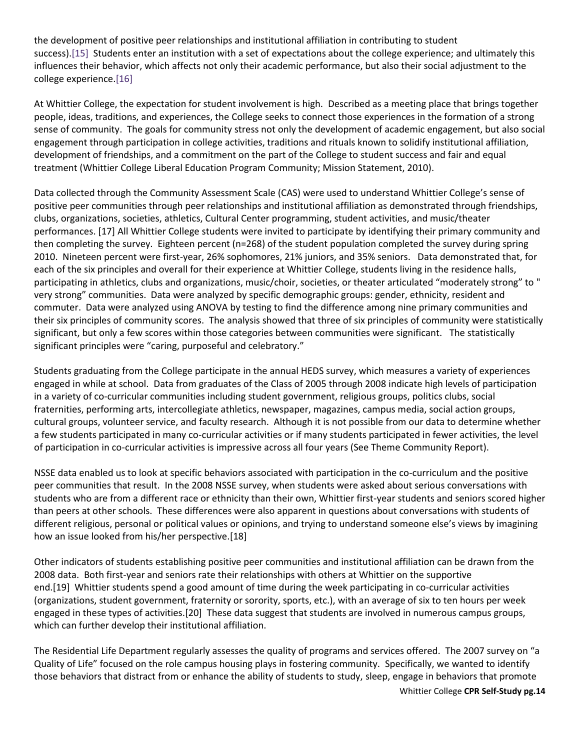the development of positive peer relationships and institutional affiliation in contributing to student success).[15] Students enter an institution with a set of expectations about the college experience; and ultimately this influences their behavior, which affects not only their academic performance, but also their social adjustment to the college experience.[16]

At Whittier College, the expectation for student involvement is high. Described as a meeting place that brings together people, ideas, traditions, and experiences, the College seeks to connect those experiences in the formation of a strong sense of community. The goals for community stress not only the development of academic engagement, but also social engagement through participation in college activities, traditions and rituals known to solidify institutional affiliation, development of friendships, and a commitment on the part of the College to student success and fair and equal treatment (Whittier College Liberal Education Program Community; Mission Statement, 2010).

Data collected through the Community Assessment Scale (CAS) were used to understand Whittier College's sense of positive peer communities through peer relationships and institutional affiliation as demonstrated through friendships, clubs, organizations, societies, athletics, Cultural Center programming, student activities, and music/theater performances. [17] All Whittier College students were invited to participate by identifying their primary community and then completing the survey. Eighteen percent (n=268) of the student population completed the survey during spring 2010. Nineteen percent were first-year, 26% sophomores, 21% juniors, and 35% seniors. Data demonstrated that, for each of the six principles and overall for their experience at Whittier College, students living in the residence halls, participating in athletics, clubs and organizations, music/choir, societies, or theater articulated "moderately strong" to " very strong" communities. Data were analyzed by specific demographic groups: gender, ethnicity, resident and commuter. Data were analyzed using ANOVA by testing to find the difference among nine primary communities and their six principles of community scores. The analysis showed that three of six principles of community were statistically significant, but only a few scores within those categories between communities were significant. The statistically significant principles were "caring, purposeful and celebratory."

Students graduating from the College participate in the annual HEDS survey, which measures a variety of experiences engaged in while at school. Data from graduates of the Class of 2005 through 2008 indicate high levels of participation in a variety of co-curricular communities including student government, religious groups, politics clubs, social fraternities, performing arts, intercollegiate athletics, newspaper, magazines, campus media, social action groups, cultural groups, volunteer service, and faculty research. Although it is not possible from our data to determine whether a few students participated in many co-curricular activities or if many students participated in fewer activities, the level of participation in co-curricular activities is impressive across all four years (See Theme Community Report).

NSSE data enabled us to look at specific behaviors associated with participation in the co-curriculum and the positive peer communities that result. In the 2008 NSSE survey, when students were asked about serious conversations with students who are from a different race or ethnicity than their own, Whittier first-year students and seniors scored higher than peers at other schools. These differences were also apparent in questions about conversations with students of different religious, personal or political values or opinions, and trying to understand someone else's views by imagining how an issue looked from his/her perspective.[18]

Other indicators of students establishing positive peer communities and institutional affiliation can be drawn from the 2008 data. Both first-year and seniors rate their relationships with others at Whittier on the supportive end.[19] Whittier students spend a good amount of time during the week participating in co-curricular activities (organizations, student government, fraternity or sorority, sports, etc.), with an average of six to ten hours per week engaged in these types of activities.[20] These data suggest that students are involved in numerous campus groups, which can further develop their institutional affiliation.

The Residential Life Department regularly assesses the quality of programs and services offered. The 2007 survey on "a Quality of Life" focused on the role campus housing plays in fostering community. Specifically, we wanted to identify those behaviors that distract from or enhance the ability of students to study, sleep, engage in behaviors that promote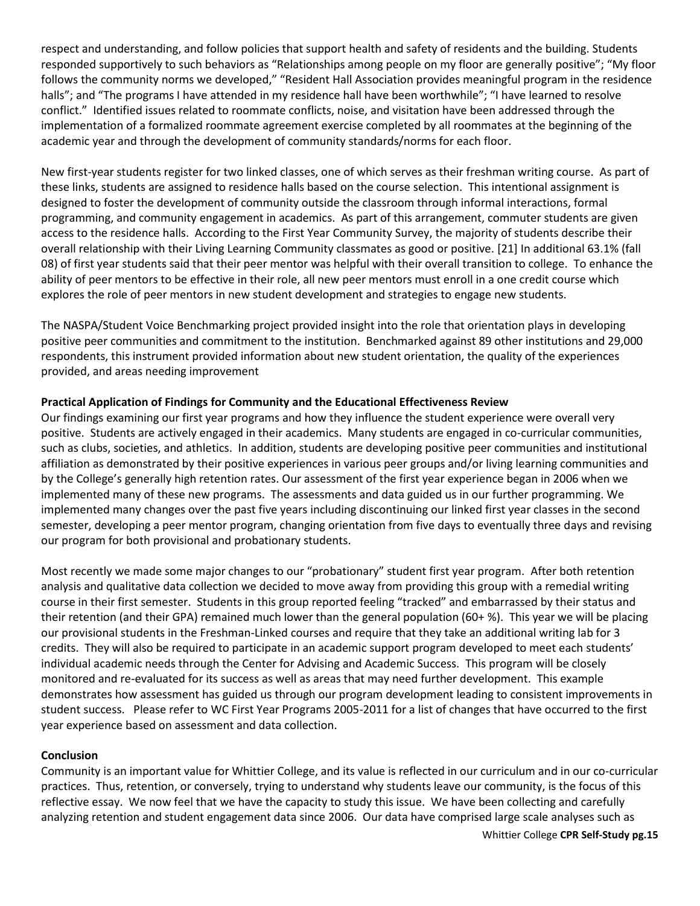respect and understanding, and follow policies that support health and safety of residents and the building. Students responded supportively to such behaviors as "Relationships among people on my floor are generally positive"; "My floor follows the community norms we developed," "Resident Hall Association provides meaningful program in the residence halls"; and "The programs I have attended in my residence hall have been worthwhile"; "I have learned to resolve conflict." Identified issues related to roommate conflicts, noise, and visitation have been addressed through the implementation of a formalized roommate agreement exercise completed by all roommates at the beginning of the academic year and through the development of community standards/norms for each floor.

New first-year students register for two linked classes, one of which serves as their freshman writing course. As part of these links, students are assigned to residence halls based on the course selection. This intentional assignment is designed to foster the development of community outside the classroom through informal interactions, formal programming, and community engagement in academics. As part of this arrangement, commuter students are given access to the residence halls. According to the First Year Community Survey, the majority of students describe their overall relationship with their Living Learning Community classmates as good or positive. [21] In additional 63.1% (fall 08) of first year students said that their peer mentor was helpful with their overall transition to college. To enhance the ability of peer mentors to be effective in their role, all new peer mentors must enroll in a one credit course which explores the role of peer mentors in new student development and strategies to engage new students.

The NASPA/Student Voice Benchmarking project provided insight into the role that orientation plays in developing positive peer communities and commitment to the institution. Benchmarked against 89 other institutions and 29,000 respondents, this instrument provided information about new student orientation, the quality of the experiences provided, and areas needing improvement

**Practical Application of Findings for Community and the Educational Effectiveness Review**

Our findings examining our first year programs and how they influence the student experience were overall very positive. Students are actively engaged in their academics. Many students are engaged in co-curricular communities, such as clubs, societies, and athletics. In addition, students are developing positive peer communities and institutional affiliation as demonstrated by their positive experiences in various peer groups and/or living learning communities and by the College's generally high retention rates. Our assessment of the first year experience began in 2006 when we implemented many of these new programs. The assessments and data guided us in our further programming. We implemented many changes over the past five years including discontinuing our linked first year classes in the second semester, developing a peer mentor program, changing orientation from five days to eventually three days and revising our program for both provisional and probationary students.

Most recently we made some major changes to our "probationary" student first year program. After both retention analysis and qualitative data collection we decided to move away from providing this group with a remedial writing course in their first semester. Students in this group reported feeling "tracked" and embarrassed by their status and their retention (and their GPA) remained much lower than the general population (60+ %). This year we will be placing our provisional students in the Freshman-Linked courses and require that they take an additional writing lab for 3 credits. They will also be required to participate in an academic support program developed to meet each students' individual academic needs through the Center for Advising and Academic Success. This program will be closely monitored and re-evaluated for its success as well as areas that may need further development. This example demonstrates how assessment has guided us through our program development leading to consistent improvements in student success. Please refer to WC First Year Programs 2005-2011 for a list of changes that have occurred to the first year experience based on assessment and data collection.

**Conclusion**

Community is an important value for Whittier College, and its value is reflected in our curriculum and in our co-curricular practices. Thus, retention, or conversely, trying to understand why students leave our community, is the focus of this reflective essay. We now feel that we have the capacity to study this issue. We have been collecting and carefully analyzing retention and student engagement data since 2006. Our data have comprised large scale analyses such as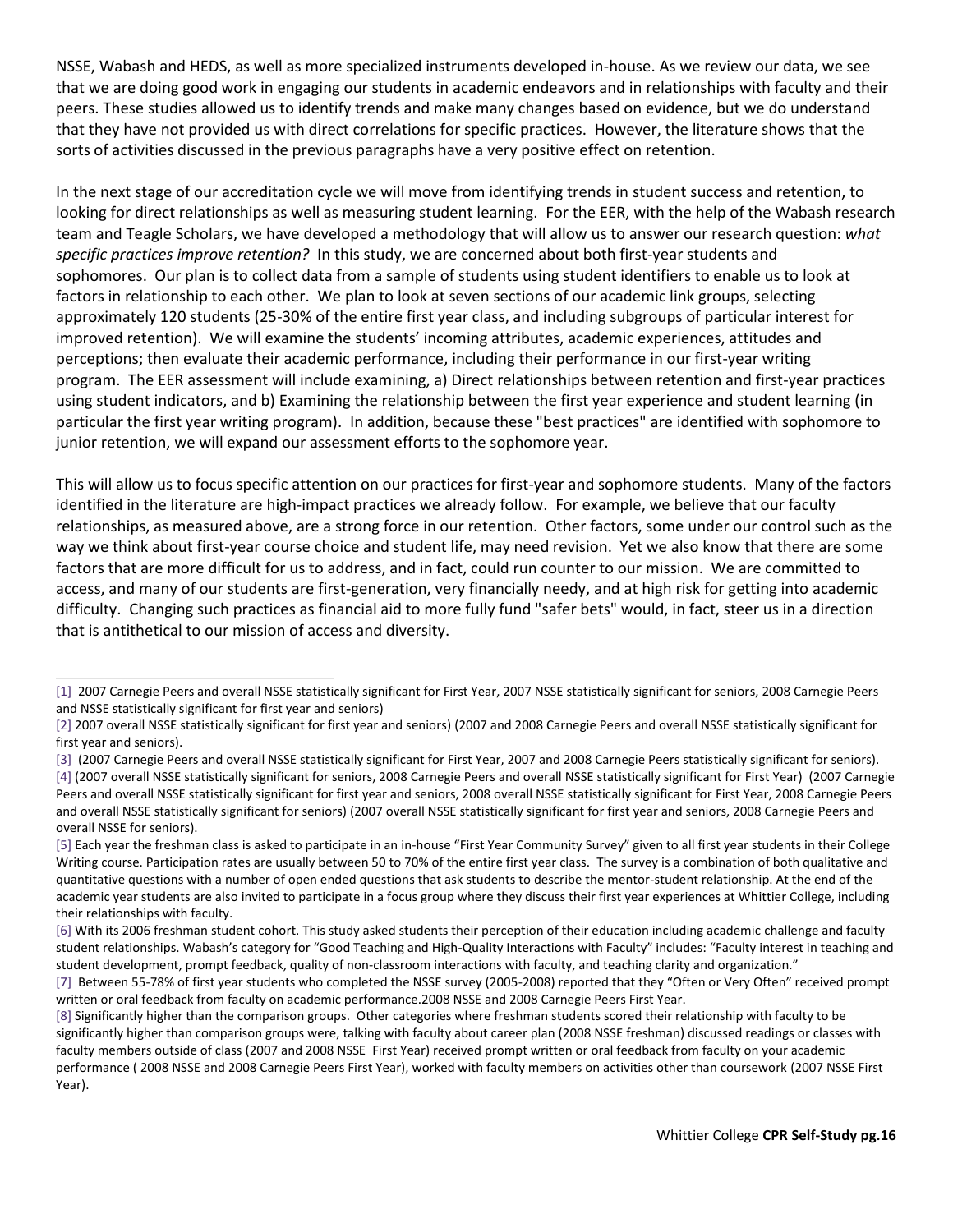NSSE, Wabash and HEDS, as well as more specialized instruments developed in-house. As we review our data, we see that we are doing good work in engaging our students in academic endeavors and in relationships with faculty and their peers. These studies allowed us to identify trends and make many changes based on evidence, but we do understand that they have not provided us with direct correlations for specific practices. However, the literature shows that the sorts of activities discussed in the previous paragraphs have a very positive effect on retention.

In the next stage of our accreditation cycle we will move from identifying trends in student success and retention, to looking for direct relationships as well as measuring student learning. For the EER, with the help of the Wabash research team and Teagle Scholars, we have developed a methodology that will allow us to answer our research question: *what specific practices improve retention?* In this study, we are concerned about both first-year students and sophomores. Our plan is to collect data from a sample of students using student identifiers to enable us to look at factors in relationship to each other. We plan to look at seven sections of our academic link groups, selecting approximately 120 students (25-30% of the entire first year class, and including subgroups of particular interest for improved retention). We will examine the students' incoming attributes, academic experiences, attitudes and perceptions; then evaluate their academic performance, including their performance in our first-year writing program. The EER assessment will include examining, a) Direct relationships between retention and first-year practices using student indicators, and b) Examining the relationship between the first year experience and student learning (in particular the first year writing program). In addition, because these "best practices" are identified with sophomore to junior retention, we will expand our assessment efforts to the sophomore year.

This will allow us to focus specific attention on our practices for first-year and sophomore students. Many of the factors identified in the literature are high-impact practices we already follow. For example, we believe that our faculty relationships, as measured above, are a strong force in our retention. Other factors, some under our control such as the way we think about first-year course choice and student life, may need revision. Yet we also know that there are some factors that are more difficult for us to address, and in fact, could run counter to our mission. We are committed to access, and many of our students are first-generation, very financially needy, and at high risk for getting into academic difficulty. Changing such practices as financial aid to more fully fund "safer bets" would, in fact, steer us in a direction that is antithetical to our mission of access and diversity.

---

[1] 2007 Carnegie Peers and overall NSSE statistically significant for First Year, 2007 NSSE statistically significant for seniors, 2008 Carnegie Peers and NSSE statistically significant for first year and seniors)

[2] 2007 overall NSSE statistically significant for first year and seniors) (2007 and 2008 Carnegie Peers and overall NSSE statistically significant for first year and seniors).

[3] (2007 Carnegie Peers and overall NSSE statistically significant for First Year, 2007 and 2008 Carnegie Peers statistically significant for seniors).

[4] (2007 overall NSSE statistically significant for seniors, 2008 Carnegie Peers and overall NSSE statistically significant for First Year) (2007 Carnegie Peers and overall NSSE statistically significant for first year and seniors, 2008 overall NSSE statistically significant for First Year, 2008 Carnegie Peers and overall NSSE statistically significant for seniors) (2007 overall NSSE statistically significant for first year and seniors, 2008 Carnegie Peers and overall NSSE for seniors).

[5] Each year the freshman class is asked to participate in an in-house "First Year Community Survey" given to all first year students in their College Writing course. Participation rates are usually between 50 to 70% of the entire first year class. The survey is a combination of both qualitative and quantitative questions with a number of open ended questions that ask students to describe the mentor-student relationship. At the end of the academic year students are also invited to participate in a focus group where they discuss their first year experiences at Whittier College, including their relationships with faculty.

[6] With its 2006 freshman student cohort. This study asked students their perception of their education including academic challenge and faculty student relationships. Wabash's category for "Good Teaching and High-Quality Interactions with Faculty" includes: "Faculty interest in teaching and student development, prompt feedback, quality of non-classroom interactions with faculty, and teaching clarity and organization."

[7] Between 55-78% of first year students who completed the NSSE survey (2005-2008) reported that they "Often or Very Often" received prompt written or oral feedback from faculty on academic performance.2008 NSSE and 2008 Carnegie Peers First Year.

[8] Significantly higher than the comparison groups. Other categories where freshman students scored their relationship with faculty to be significantly higher than comparison groups were, talking with faculty about career plan (2008 NSSE freshman) discussed readings or classes with faculty members outside of class (2007 and 2008 NSSE First Year) received prompt written or oral feedback from faculty on your academic performance ( 2008 NSSE and 2008 Carnegie Peers First Year), worked with faculty members on activities other than coursework (2007 NSSE First Year).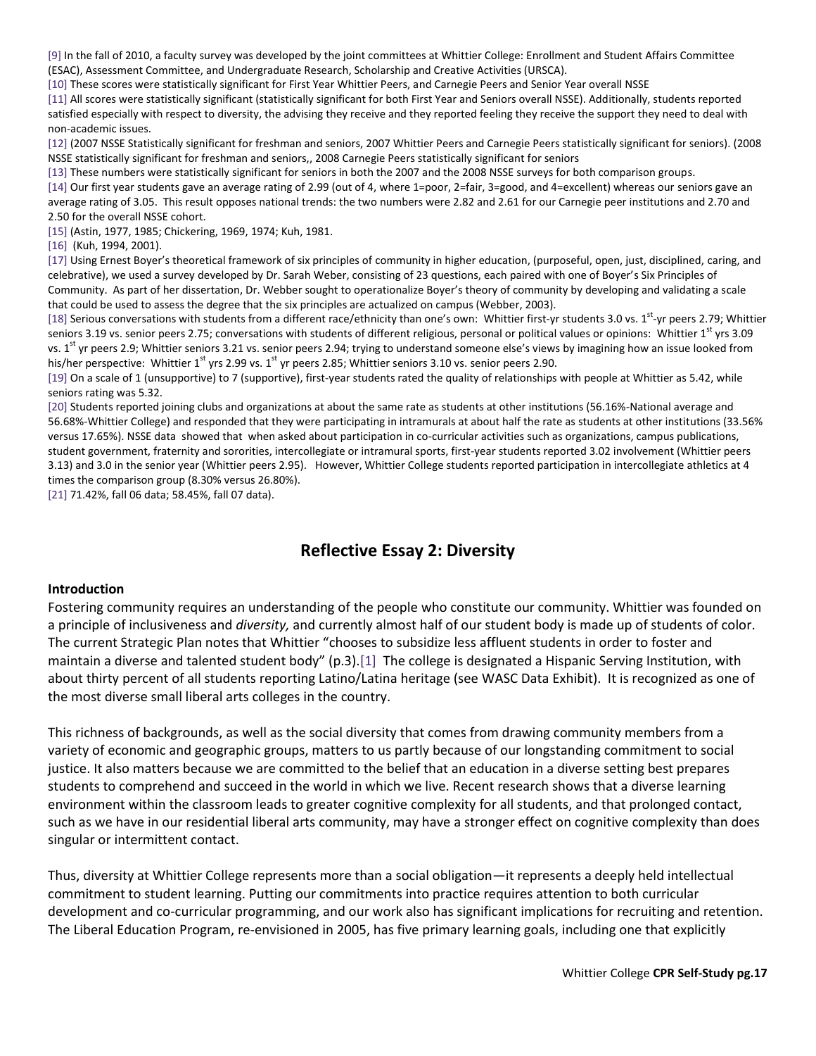[9] In the fall of 2010, a faculty survey was developed by the joint committees at Whittier College: Enrollment and Student Affairs Committee (ESAC), Assessment Committee, and Undergraduate Research, Scholarship and Creative Activities (URSCA).

[10] These scores were statistically significant for First Year Whittier Peers, and Carnegie Peers and Senior Year overall NSSE

[11] All scores were statistically significant (statistically significant for both First Year and Seniors overall NSSE). Additionally, students reported satisfied especially with respect to diversity, the advising they receive and they reported feeling they receive the support they need to deal with non-academic issues.

[12] (2007 NSSE Statistically significant for freshman and seniors, 2007 Whittier Peers and Carnegie Peers statistically significant for seniors). (2008 NSSE statistically significant for freshman and seniors,, 2008 Carnegie Peers statistically significant for seniors

[13] These numbers were statistically significant for seniors in both the 2007 and the 2008 NSSE surveys for both comparison groups.

[14] Our first year students gave an average rating of 2.99 (out of 4, where 1=poor, 2=fair, 3=good, and 4=excellent) whereas our seniors gave an average rating of 3.05. This result opposes national trends: the two numbers were 2.82 and 2.61 for our Carnegie peer institutions and 2.70 and 2.50 for the overall NSSE cohort.

[15] (Astin, 1977, 1985; Chickering, 1969, 1974; Kuh, 1981.

[16] (Kuh, 1994, 2001).

[17] Using Ernest Boyer's theoretical framework of six principles of community in higher education, (purposeful, open, just, disciplined, caring, and celebrative), we used a survey developed by Dr. Sarah Weber, consisting of 23 questions, each paired with one of Boyer's Six Principles of Community. As part of her dissertation, Dr. Webber sought to operationalize Boyer's theory of community by developing and validating a scale that could be used to assess the degree that the six principles are actualized on campus (Webber, 2003).

[18] Serious conversations with students from a different race/ethnicity than one's own: Whittier first-yr students 3.0 vs. 1st-yr peers 2.79; Whittier seniors 3.19 vs. senior peers 2.75; conversations with students of different religious, personal or political values or opinions: Whittier 1st yrs 3.09 vs. 1st yr peers 2.9; Whittier seniors 3.21 vs. senior peers 2.94; trying to understand someone else's views by imagining how an issue looked from his/her perspective: Whittier 1st yrs 2.99 vs. 1st yr peers 2.85; Whittier seniors 3.10 vs. senior peers 2.90.

[19] On a scale of 1 (unsupportive) to 7 (supportive), first-year students rated the quality of relationships with people at Whittier as 5.42, while seniors rating was 5.32.

[20] Students reported joining clubs and organizations at about the same rate as students at other institutions (56.16%-National average and 56.68%-Whittier College) and responded that they were participating in intramurals at about half the rate as students at other institutions (33.56% versus 17.65%). NSSE data showed that when asked about participation in co-curricular activities such as organizations, campus publications, student government, fraternity and sororities, intercollegiate or intramural sports, first-year students reported 3.02 involvement (Whittier peers 3.13) and 3.0 in the senior year (Whittier peers 2.95). However, Whittier College students reported participation in intercollegiate athletics at 4 times the comparison group (8.30% versus 26.80%).

[21] 71.42%, fall 06 data; 58.45%, fall 07 data).

## Reflective Essay 2: Diversity

### Introduction

Fostering community requires an understanding of the people who constitute our community. Whittier was founded on a principle of inclusiveness and *diversity,* and currently almost half of our student body is made up of students of color. The current Strategic Plan notes that Whittier "chooses to subsidize less affluent students in order to foster and maintain a diverse and talented student body" (p.3).[1] The college is designated a Hispanic Serving Institution, with about thirty percent of all students reporting Latino/Latina heritage (see WASC Data Exhibit). It is recognized as one of the most diverse small liberal arts colleges in the country.

This richness of backgrounds, as well as the social diversity that comes from drawing community members from a variety of economic and geographic groups, matters to us partly because of our longstanding commitment to social justice. It also matters because we are committed to the belief that an education in a diverse setting best prepares students to comprehend and succeed in the world in which we live. Recent research shows that a diverse learning environment within the classroom leads to greater cognitive complexity for all students, and that prolonged contact, such as we have in our residential liberal arts community, may have a stronger effect on cognitive complexity than does singular or intermittent contact.

Thus, diversity at Whittier College represents more than a social obligation—it represents a deeply held intellectual commitment to student learning. Putting our commitments into practice requires attention to both curricular development and co-curricular programming, and our work also has significant implications for recruiting and retention. The Liberal Education Program, re-envisioned in 2005, has five primary learning goals, including one that explicitly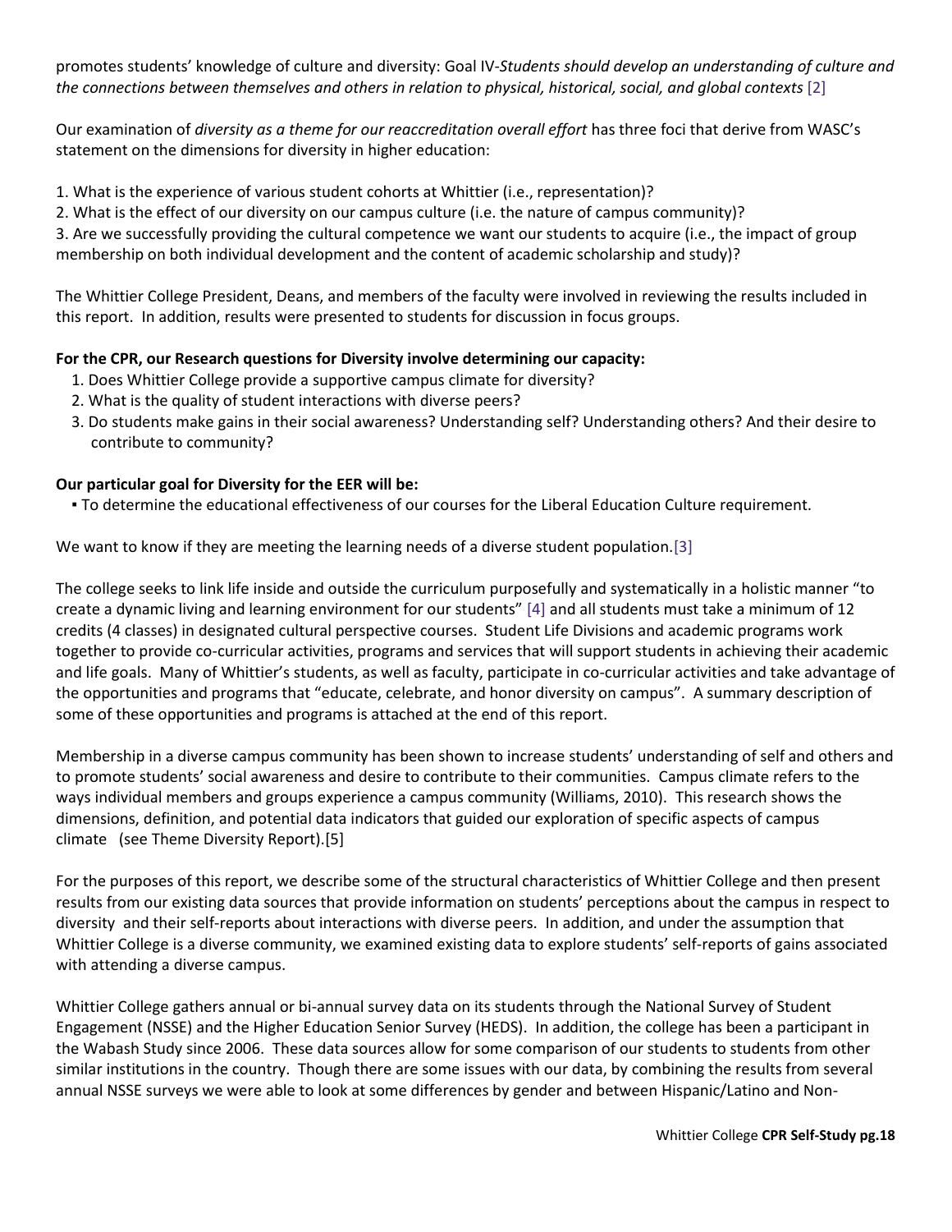promotes students' knowledge of culture and diversity: Goal IV-*Students should develop an understanding of culture and the connections between themselves and others in relation to physical, historical, social, and global contexts* [2]

Our examination of *diversity as a theme for our reaccreditation overall effort* has three foci that derive from WASC's statement on the dimensions for diversity in higher education:

1. What is the experience of various student cohorts at Whittier (i.e., representation)?
2. What is the effect of our diversity on our campus culture (i.e. the nature of campus community)?
3. Are we successfully providing the cultural competence we want our students to acquire (i.e., the impact of group membership on both individual development and the content of academic scholarship and study)?

The Whittier College President, Deans, and members of the faculty were involved in reviewing the results included in this report. In addition, results were presented to students for discussion in focus groups.

**For the CPR, our Research questions for Diversity involve determining our capacity:**

1. Does Whittier College provide a supportive campus climate for diversity?
2. What is the quality of student interactions with diverse peers?
3. Do students make gains in their social awareness? Understanding self? Understanding others? And their desire to contribute to community?

**Our particular goal for Diversity for the EER will be:**

- To determine the educational effectiveness of our courses for the Liberal Education Culture requirement.

We want to know if they are meeting the learning needs of a diverse student population.[3]

The college seeks to link life inside and outside the curriculum purposefully and systematically in a holistic manner "to create a dynamic living and learning environment for our students" [4] and all students must take a minimum of 12 credits (4 classes) in designated cultural perspective courses. Student Life Divisions and academic programs work together to provide co-curricular activities, programs and services that will support students in achieving their academic and life goals. Many of Whittier's students, as well as faculty, participate in co-curricular activities and take advantage of the opportunities and programs that "educate, celebrate, and honor diversity on campus". A summary description of some of these opportunities and programs is attached at the end of this report.

Membership in a diverse campus community has been shown to increase students' understanding of self and others and to promote students' social awareness and desire to contribute to their communities. Campus climate refers to the ways individual members and groups experience a campus community (Williams, 2010). This research shows the dimensions, definition, and potential data indicators that guided our exploration of specific aspects of campus climate (see Theme Diversity Report).[5]

For the purposes of this report, we describe some of the structural characteristics of Whittier College and then present results from our existing data sources that provide information on students' perceptions about the campus in respect to diversity and their self-reports about interactions with diverse peers. In addition, and under the assumption that Whittier College is a diverse community, we examined existing data to explore students' self-reports of gains associated with attending a diverse campus.

Whittier College gathers annual or bi-annual survey data on its students through the National Survey of Student Engagement (NSSE) and the Higher Education Senior Survey (HEDS). In addition, the college has been a participant in the Wabash Study since 2006. These data sources allow for some comparison of our students to students from other similar institutions in the country. Though there are some issues with our data, by combining the results from several annual NSSE surveys we were able to look at some differences by gender and between Hispanic/Latino and Non-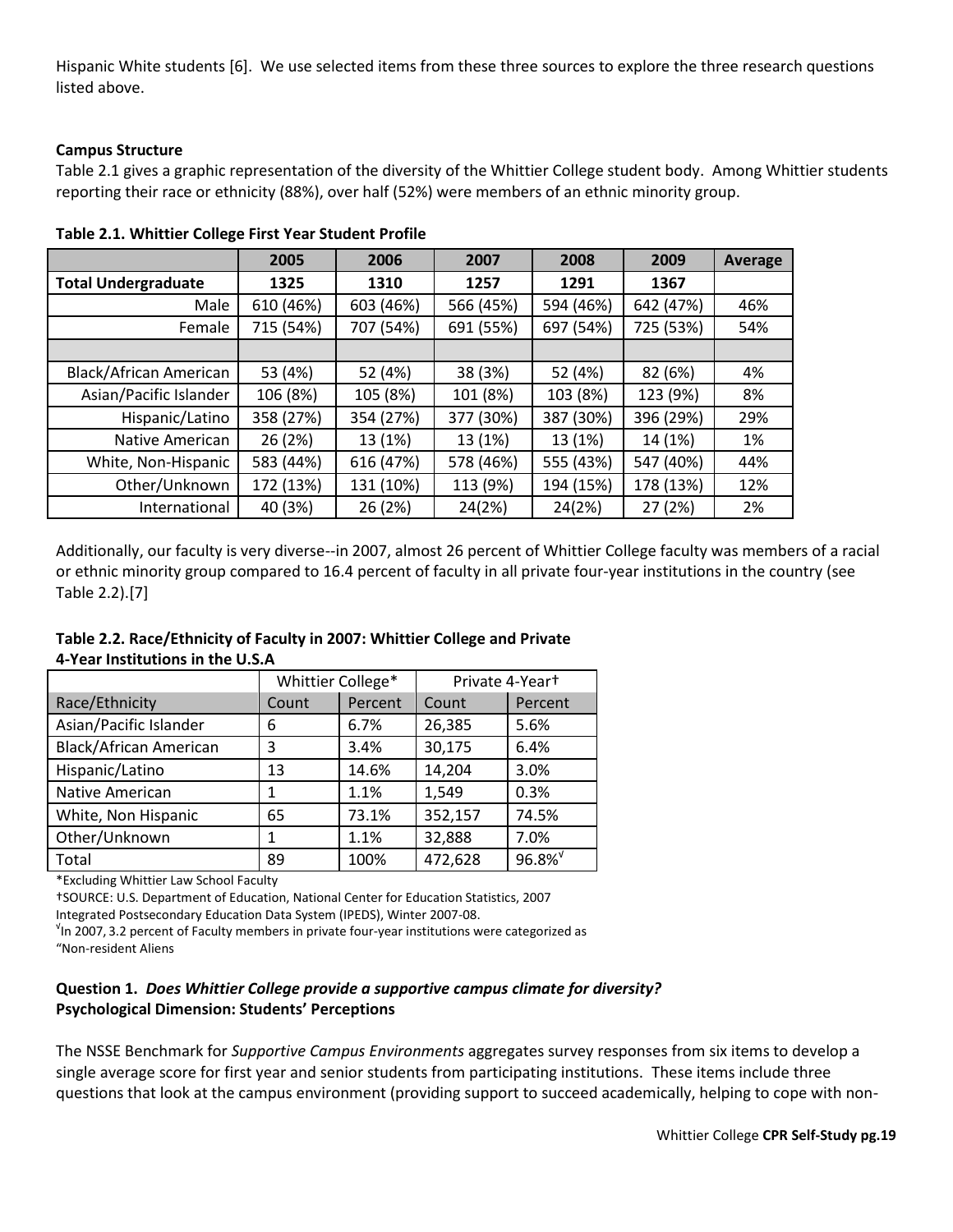Hispanic White students [6]. We use selected items from these three sources to explore the three research questions listed above.

**Campus Structure**

Table 2.1 gives a graphic representation of the diversity of the Whittier College student body. Among Whittier students reporting their race or ethnicity (88%), over half (52%) were members of an ethnic minority group.

**Table 2.1. Whittier College First Year Student Profile**

| | 2005 | 2006 | 2007 | 2008 | 2009 | Average |
|---|---|---|---|---|---|---|
| **Total Undergraduate** | **1325** | **1310** | **1257** | **1291** | **1367** | |
| Male | 610 (46%) | 603 (46%) | 566 (45%) | 594 (46%) | 642 (47%) | 46% |
| Female | 715 (54%) | 707 (54%) | 691 (55%) | 697 (54%) | 725 (53%) | 54% |
| | | | | | | |
| Black/African American | 53 (4%) | 52 (4%) | 38 (3%) | 52 (4%) | 82 (6%) | 4% |
| Asian/Pacific Islander | 106 (8%) | 105 (8%) | 101 (8%) | 103 (8%) | 123 (9%) | 8% |
| Hispanic/Latino | 358 (27%) | 354 (27%) | 377 (30%) | 387 (30%) | 396 (29%) | 29% |
| Native American | 26 (2%) | 13 (1%) | 13 (1%) | 13 (1%) | 14 (1%) | 1% |
| White, Non-Hispanic | 583 (44%) | 616 (47%) | 578 (46%) | 555 (43%) | 547 (40%) | 44% |
| Other/Unknown | 172 (13%) | 131 (10%) | 113 (9%) | 194 (15%) | 178 (13%) | 12% |
| International | 40 (3%) | 26 (2%) | 24(2%) | 24(2%) | 27 (2%) | 2% |

Additionally, our faculty is very diverse--in 2007, almost 26 percent of Whittier College faculty was members of a racial or ethnic minority group compared to 16.4 percent of faculty in all private four-year institutions in the country (see Table 2.2).[7]

**Table 2.2. Race/Ethnicity of Faculty in 2007: Whittier College and Private 4-Year Institutions in the U.S.A**

| | Whittier College* | | Private 4-Year† | |
|---|---|---|---|---|
| Race/Ethnicity | Count | Percent | Count | Percent |
| Asian/Pacific Islander | 6 | 6.7% | 26,385 | 5.6% |
| Black/African American | 3 | 3.4% | 30,175 | 6.4% |
| Hispanic/Latino | 13 | 14.6% | 14,204 | 3.0% |
| Native American | 1 | 1.1% | 1,549 | 0.3% |
| White, Non Hispanic | 65 | 73.1% | 352,157 | 74.5% |
| Other/Unknown | 1 | 1.1% | 32,888 | 7.0% |
| Total | 89 | 100% | 472,628 | 96.8%[√] |

*Excluding Whittier Law School Faculty

†SOURCE: U.S. Department of Education, National Center for Education Statistics, 2007 Integrated Postsecondary Education Data System (IPEDS), Winter 2007-08.

[√]In 2007, 3.2 percent of Faculty members in private four-year institutions were categorized as "Non-resident Aliens

**Question 1.** ***Does Whittier College provide a supportive campus climate for diversity?***
**Psychological Dimension: Students' Perceptions**

The NSSE Benchmark for *Supportive Campus Environments* aggregates survey responses from six items to develop a single average score for first year and senior students from participating institutions. These items include three questions that look at the campus environment (providing support to succeed academically, helping to cope with non-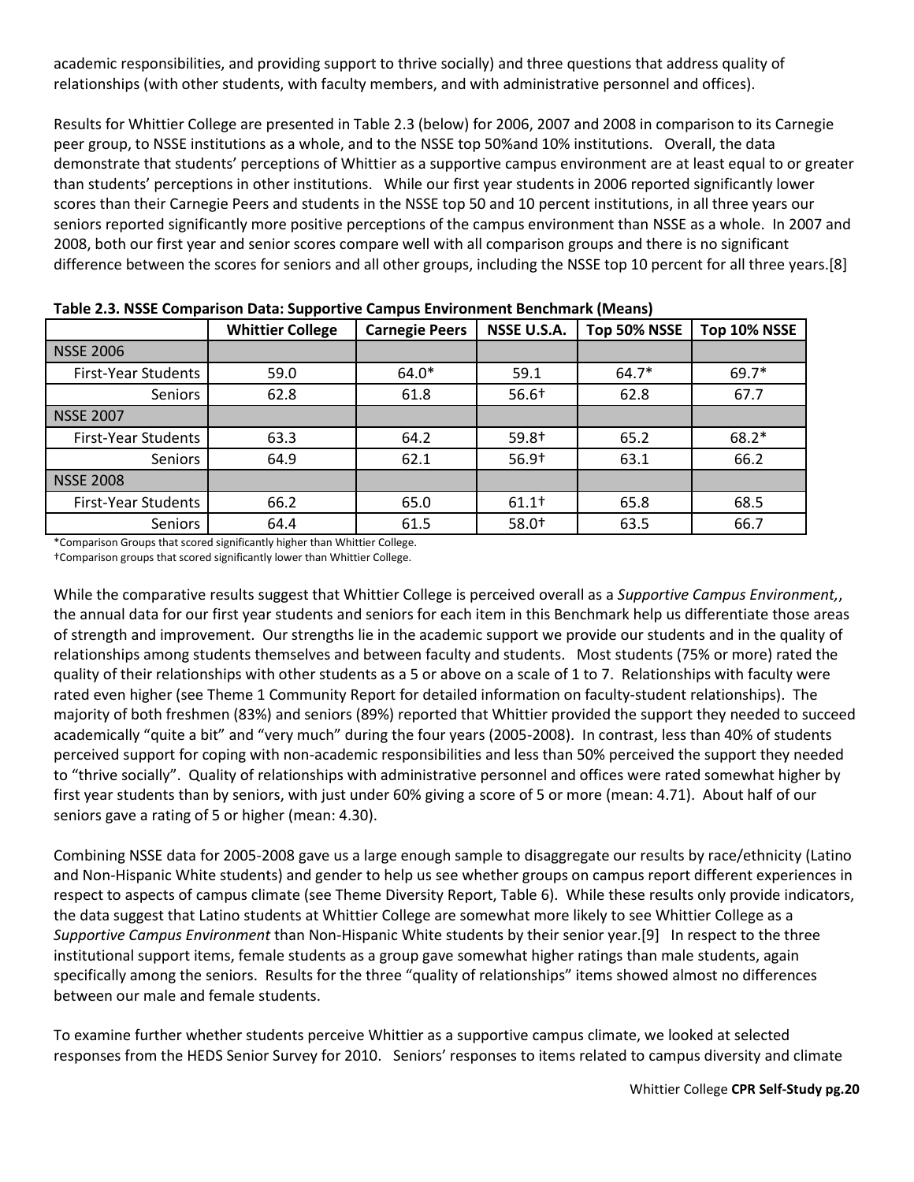academic responsibilities, and providing support to thrive socially) and three questions that address quality of relationships (with other students, with faculty members, and with administrative personnel and offices).

Results for Whittier College are presented in Table 2.3 (below) for 2006, 2007 and 2008 in comparison to its Carnegie peer group, to NSSE institutions as a whole, and to the NSSE top 50%and 10% institutions. Overall, the data demonstrate that students' perceptions of Whittier as a supportive campus environment are at least equal to or greater than students' perceptions in other institutions. While our first year students in 2006 reported significantly lower scores than their Carnegie Peers and students in the NSSE top 50 and 10 percent institutions, in all three years our seniors reported significantly more positive perceptions of the campus environment than NSSE as a whole. In 2007 and 2008, both our first year and senior scores compare well with all comparison groups and there is no significant difference between the scores for seniors and all other groups, including the NSSE top 10 percent for all three years.[8]

**Table 2.3. NSSE Comparison Data: Supportive Campus Environment Benchmark (Means)**

| | Whittier College | Carnegie Peers | NSSE U.S.A. | Top 50% NSSE | Top 10% NSSE |
|---|---|---|---|---|---|
| NSSE 2006 | | | | | |
| First-Year Students | 59.0 | 64.0* | 59.1 | 64.7* | 69.7* |
| Seniors | 62.8 | 61.8 | 56.6† | 62.8 | 67.7 |
| NSSE 2007 | | | | | |
| First-Year Students | 63.3 | 64.2 | 59.8† | 65.2 | 68.2* |
| Seniors | 64.9 | 62.1 | 56.9† | 63.1 | 66.2 |
| NSSE 2008 | | | | | |
| First-Year Students | 66.2 | 65.0 | 61.1† | 65.8 | 68.5 |
| Seniors | 64.4 | 61.5 | 58.0† | 63.5 | 66.7 |

*Comparison Groups that scored significantly higher than Whittier College.
†Comparison groups that scored significantly lower than Whittier College.

While the comparative results suggest that Whittier College is perceived overall as a *Supportive Campus Environment,*, the annual data for our first year students and seniors for each item in this Benchmark help us differentiate those areas of strength and improvement. Our strengths lie in the academic support we provide our students and in the quality of relationships among students themselves and between faculty and students. Most students (75% or more) rated the quality of their relationships with other students as a 5 or above on a scale of 1 to 7. Relationships with faculty were rated even higher (see Theme 1 Community Report for detailed information on faculty-student relationships). The majority of both freshmen (83%) and seniors (89%) reported that Whittier provided the support they needed to succeed academically "quite a bit" and "very much" during the four years (2005-2008). In contrast, less than 40% of students perceived support for coping with non-academic responsibilities and less than 50% perceived the support they needed to "thrive socially". Quality of relationships with administrative personnel and offices were rated somewhat higher by first year students than by seniors, with just under 60% giving a score of 5 or more (mean: 4.71). About half of our seniors gave a rating of 5 or higher (mean: 4.30).

Combining NSSE data for 2005-2008 gave us a large enough sample to disaggregate our results by race/ethnicity (Latino and Non-Hispanic White students) and gender to help us see whether groups on campus report different experiences in respect to aspects of campus climate (see Theme Diversity Report, Table 6). While these results only provide indicators, the data suggest that Latino students at Whittier College are somewhat more likely to see Whittier College as a *Supportive Campus Environment* than Non-Hispanic White students by their senior year.[9] In respect to the three institutional support items, female students as a group gave somewhat higher ratings than male students, again specifically among the seniors. Results for the three "quality of relationships" items showed almost no differences between our male and female students.

To examine further whether students perceive Whittier as a supportive campus climate, we looked at selected responses from the HEDS Senior Survey for 2010. Seniors' responses to items related to campus diversity and climate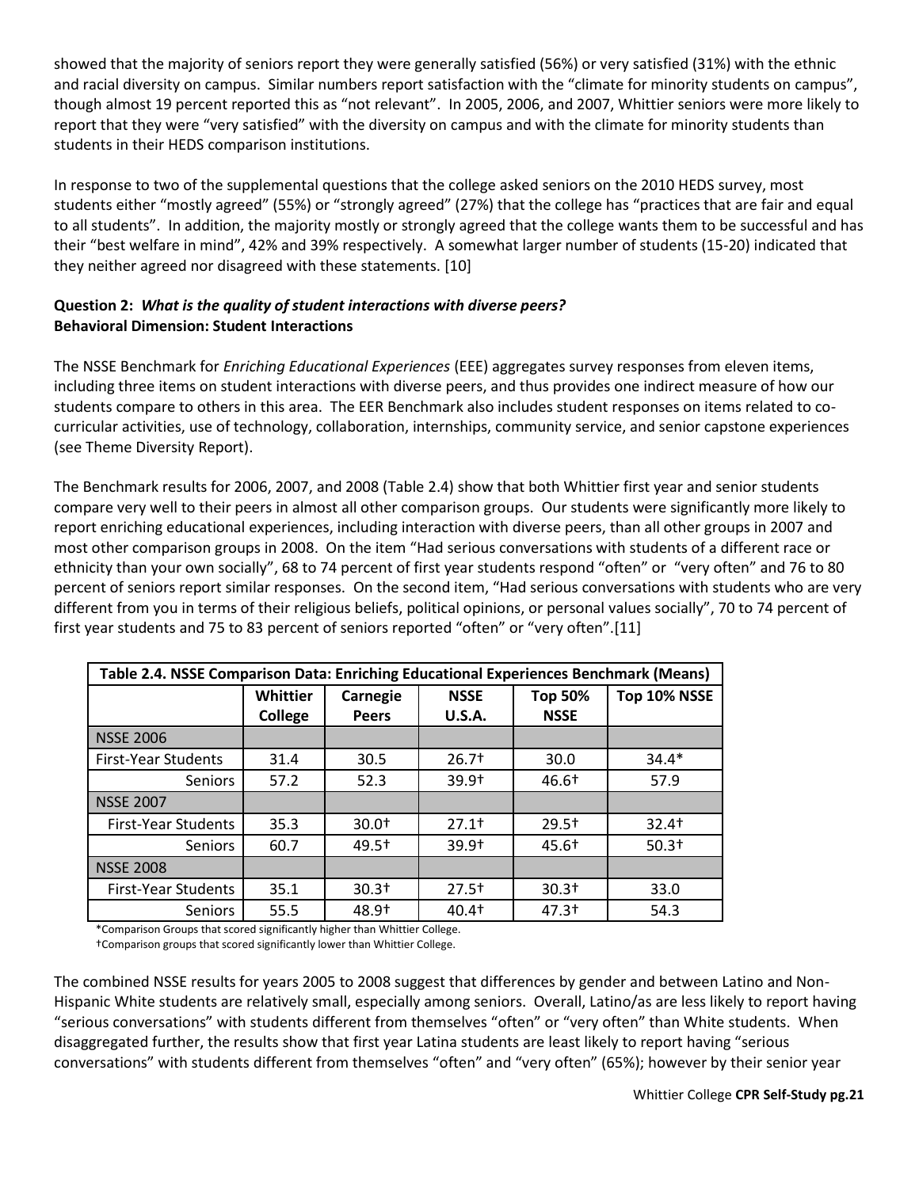showed that the majority of seniors report they were generally satisfied (56%) or very satisfied (31%) with the ethnic and racial diversity on campus. Similar numbers report satisfaction with the "climate for minority students on campus", though almost 19 percent reported this as "not relevant". In 2005, 2006, and 2007, Whittier seniors were more likely to report that they were "very satisfied" with the diversity on campus and with the climate for minority students than students in their HEDS comparison institutions.

In response to two of the supplemental questions that the college asked seniors on the 2010 HEDS survey, most students either "mostly agreed" (55%) or "strongly agreed" (27%) that the college has "practices that are fair and equal to all students". In addition, the majority mostly or strongly agreed that the college wants them to be successful and has their "best welfare in mind", 42% and 39% respectively. A somewhat larger number of students (15-20) indicated that they neither agreed nor disagreed with these statements. [10]

**Question 2:** ***What is the quality of student interactions with diverse peers?***
**Behavioral Dimension: Student Interactions**

The NSSE Benchmark for *Enriching Educational Experiences* (EEE) aggregates survey responses from eleven items, including three items on student interactions with diverse peers, and thus provides one indirect measure of how our students compare to others in this area. The EER Benchmark also includes student responses on items related to co-curricular activities, use of technology, collaboration, internships, community service, and senior capstone experiences (see Theme Diversity Report).

The Benchmark results for 2006, 2007, and 2008 (Table 2.4) show that both Whittier first year and senior students compare very well to their peers in almost all other comparison groups. Our students were significantly more likely to report enriching educational experiences, including interaction with diverse peers, than all other groups in 2007 and most other comparison groups in 2008. On the item "Had serious conversations with students of a different race or ethnicity than your own socially", 68 to 74 percent of first year students respond "often" or "very often" and 76 to 80 percent of seniors report similar responses. On the second item, "Had serious conversations with students who are very different from you in terms of their religious beliefs, political opinions, or personal values socially", 70 to 74 percent of first year students and 75 to 83 percent of seniors reported "often" or "very often".[11]

**Table 2.4. NSSE Comparison Data: Enriching Educational Experiences Benchmark (Means)**

| | Whittier College | Carnegie Peers | NSSE U.S.A. | Top 50% NSSE | Top 10% NSSE |
|---|---|---|---|---|---|
| NSSE 2006 | | | | | |
| First-Year Students | 31.4 | 30.5 | 26.7† | 30.0 | 34.4* |
| Seniors | 57.2 | 52.3 | 39.9† | 46.6† | 57.9 |
| NSSE 2007 | | | | | |
| First-Year Students | 35.3 | 30.0† | 27.1† | 29.5† | 32.4† |
| Seniors | 60.7 | 49.5† | 39.9† | 45.6† | 50.3† |
| NSSE 2008 | | | | | |
| First-Year Students | 35.1 | 30.3† | 27.5† | 30.3† | 33.0 |
| Seniors | 55.5 | 48.9† | 40.4† | 47.3† | 54.3 |

*Comparison Groups that scored significantly higher than Whittier College.
†Comparison groups that scored significantly lower than Whittier College.

The combined NSSE results for years 2005 to 2008 suggest that differences by gender and between Latino and Non-Hispanic White students are relatively small, especially among seniors. Overall, Latino/as are less likely to report having "serious conversations" with students different from themselves "often" or "very often" than White students. When disaggregated further, the results show that first year Latina students are least likely to report having "serious conversations" with students different from themselves "often" and "very often" (65%); however by their senior year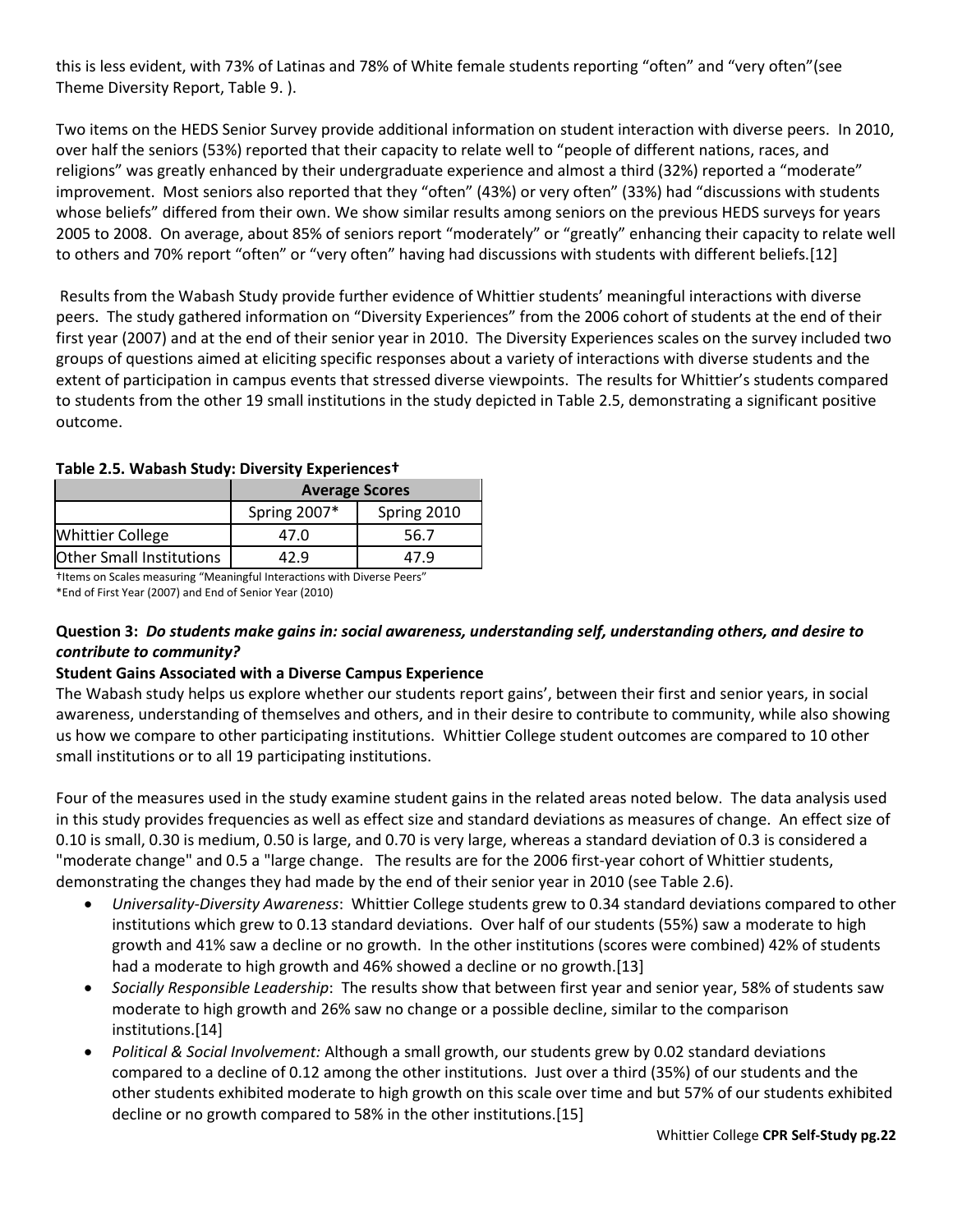this is less evident, with 73% of Latinas and 78% of White female students reporting "often" and "very often"(see Theme Diversity Report, Table 9. ).

Two items on the HEDS Senior Survey provide additional information on student interaction with diverse peers. In 2010, over half the seniors (53%) reported that their capacity to relate well to "people of different nations, races, and religions" was greatly enhanced by their undergraduate experience and almost a third (32%) reported a "moderate" improvement. Most seniors also reported that they "often" (43%) or very often" (33%) had "discussions with students whose beliefs" differed from their own. We show similar results among seniors on the previous HEDS surveys for years 2005 to 2008. On average, about 85% of seniors report "moderately" or "greatly" enhancing their capacity to relate well to others and 70% report "often" or "very often" having had discussions with students with different beliefs.[12]

Results from the Wabash Study provide further evidence of Whittier students' meaningful interactions with diverse peers. The study gathered information on "Diversity Experiences" from the 2006 cohort of students at the end of their first year (2007) and at the end of their senior year in 2010. The Diversity Experiences scales on the survey included two groups of questions aimed at eliciting specific responses about a variety of interactions with diverse students and the extent of participation in campus events that stressed diverse viewpoints. The results for Whittier's students compared to students from the other 19 small institutions in the study depicted in Table 2.5, demonstrating a significant positive outcome.

**Table 2.5. Wabash Study: Diversity Experiences†**

| | Average Scores | |
|---|---|---|
| | Spring 2007* | Spring 2010 |
| Whittier College | 47.0 | 56.7 |
| Other Small Institutions | 42.9 | 47.9 |

†Items on Scales measuring "Meaningful Interactions with Diverse Peers"
*End of First Year (2007) and End of Senior Year (2010)

**Question 3:** ***Do students make gains in: social awareness, understanding self, understanding others, and desire to contribute to community?***

**Student Gains Associated with a Diverse Campus Experience**

The Wabash study helps us explore whether our students report gains', between their first and senior years, in social awareness, understanding of themselves and others, and in their desire to contribute to community, while also showing us how we compare to other participating institutions. Whittier College student outcomes are compared to 10 other small institutions or to all 19 participating institutions.

Four of the measures used in the study examine student gains in the related areas noted below. The data analysis used in this study provides frequencies as well as effect size and standard deviations as measures of change. An effect size of 0.10 is small, 0.30 is medium, 0.50 is large, and 0.70 is very large, whereas a standard deviation of 0.3 is considered a "moderate change" and 0.5 a "large change. The results are for the 2006 first-year cohort of Whittier students, demonstrating the changes they had made by the end of their senior year in 2010 (see Table 2.6).

- *Universality-Diversity Awareness*: Whittier College students grew to 0.34 standard deviations compared to other institutions which grew to 0.13 standard deviations. Over half of our students (55%) saw a moderate to high growth and 41% saw a decline or no growth. In the other institutions (scores were combined) 42% of students had a moderate to high growth and 46% showed a decline or no growth.[13]
- *Socially Responsible Leadership*: The results show that between first year and senior year, 58% of students saw moderate to high growth and 26% saw no change or a possible decline, similar to the comparison institutions.[14]
- *Political & Social Involvement:* Although a small growth, our students grew by 0.02 standard deviations compared to a decline of 0.12 among the other institutions. Just over a third (35%) of our students and the other students exhibited moderate to high growth on this scale over time and but 57% of our students exhibited decline or no growth compared to 58% in the other institutions.[15]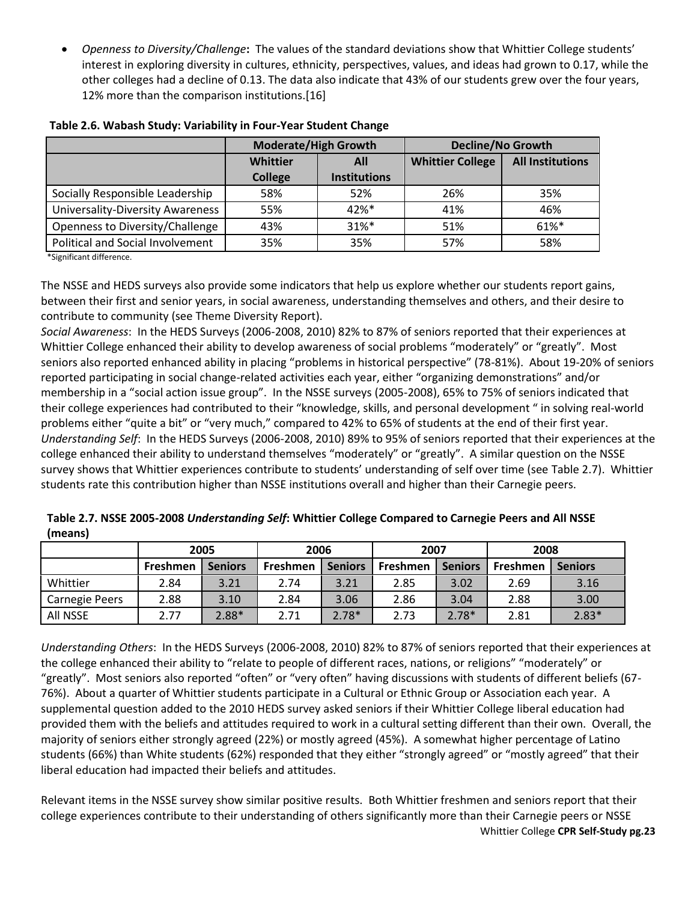- *Openness to Diversity/Challenge***:** The values of the standard deviations show that Whittier College students' interest in exploring diversity in cultures, ethnicity, perspectives, values, and ideas had grown to 0.17, while the other colleges had a decline of 0.13. The data also indicate that 43% of our students grew over the four years, 12% more than the comparison institutions.[16]

**Table 2.6. Wabash Study: Variability in Four-Year Student Change**

| | Moderate/High Growth | | Decline/No Growth | |
|---|---|---|---|---|
| | Whittier College | All Institutions | Whittier College | All Institutions |
| Socially Responsible Leadership | 58% | 52% | 26% | 35% |
| Universality-Diversity Awareness | 55% | 42%* | 41% | 46% |
| Openness to Diversity/Challenge | 43% | 31%* | 51% | 61%* |
| Political and Social Involvement | 35% | 35% | 57% | 58% |

*Significant difference.

The NSSE and HEDS surveys also provide some indicators that help us explore whether our students report gains, between their first and senior years, in social awareness, understanding themselves and others, and their desire to contribute to community (see Theme Diversity Report).

*Social Awareness*: In the HEDS Surveys (2006-2008, 2010) 82% to 87% of seniors reported that their experiences at Whittier College enhanced their ability to develop awareness of social problems "moderately" or "greatly". Most seniors also reported enhanced ability in placing "problems in historical perspective" (78-81%). About 19-20% of seniors reported participating in social change-related activities each year, either "organizing demonstrations" and/or membership in a "social action issue group". In the NSSE surveys (2005-2008), 65% to 75% of seniors indicated that their college experiences had contributed to their "knowledge, skills, and personal development " in solving real-world problems either "quite a bit" or "very much," compared to 42% to 65% of students at the end of their first year.

*Understanding Self*: In the HEDS Surveys (2006-2008, 2010) 89% to 95% of seniors reported that their experiences at the college enhanced their ability to understand themselves "moderately" or "greatly". A similar question on the NSSE survey shows that Whittier experiences contribute to students' understanding of self over time (see Table 2.7). Whittier students rate this contribution higher than NSSE institutions overall and higher than their Carnegie peers.

**Table 2.7. NSSE 2005-2008 *Understanding Self*: Whittier College Compared to Carnegie Peers and All NSSE (means)**

| | 2005 | | 2006 | | 2007 | | 2008 | |
|---|---|---|---|---|---|---|---|---|
| | Freshmen | Seniors | Freshmen | Seniors | Freshmen | Seniors | Freshmen | Seniors |
| Whittier | 2.84 | 3.21 | 2.74 | 3.21 | 2.85 | 3.02 | 2.69 | 3.16 |
| Carnegie Peers | 2.88 | 3.10 | 2.84 | 3.06 | 2.86 | 3.04 | 2.88 | 3.00 |
| All NSSE | 2.77 | 2.88* | 2.71 | 2.78* | 2.73 | 2.78* | 2.81 | 2.83* |

*Understanding Others*: In the HEDS Surveys (2006-2008, 2010) 82% to 87% of seniors reported that their experiences at the college enhanced their ability to "relate to people of different races, nations, or religions" "moderately" or "greatly". Most seniors also reported "often" or "very often" having discussions with students of different beliefs (67-76%). About a quarter of Whittier students participate in a Cultural or Ethnic Group or Association each year. A supplemental question added to the 2010 HEDS survey asked seniors if their Whittier College liberal education had provided them with the beliefs and attitudes required to work in a cultural setting different than their own. Overall, the majority of seniors either strongly agreed (22%) or mostly agreed (45%). A somewhat higher percentage of Latino students (66%) than White students (62%) responded that they either "strongly agreed" or "mostly agreed" that their liberal education had impacted their beliefs and attitudes.

Relevant items in the NSSE survey show similar positive results. Both Whittier freshmen and seniors report that their college experiences contribute to their understanding of others significantly more than their Carnegie peers or NSSE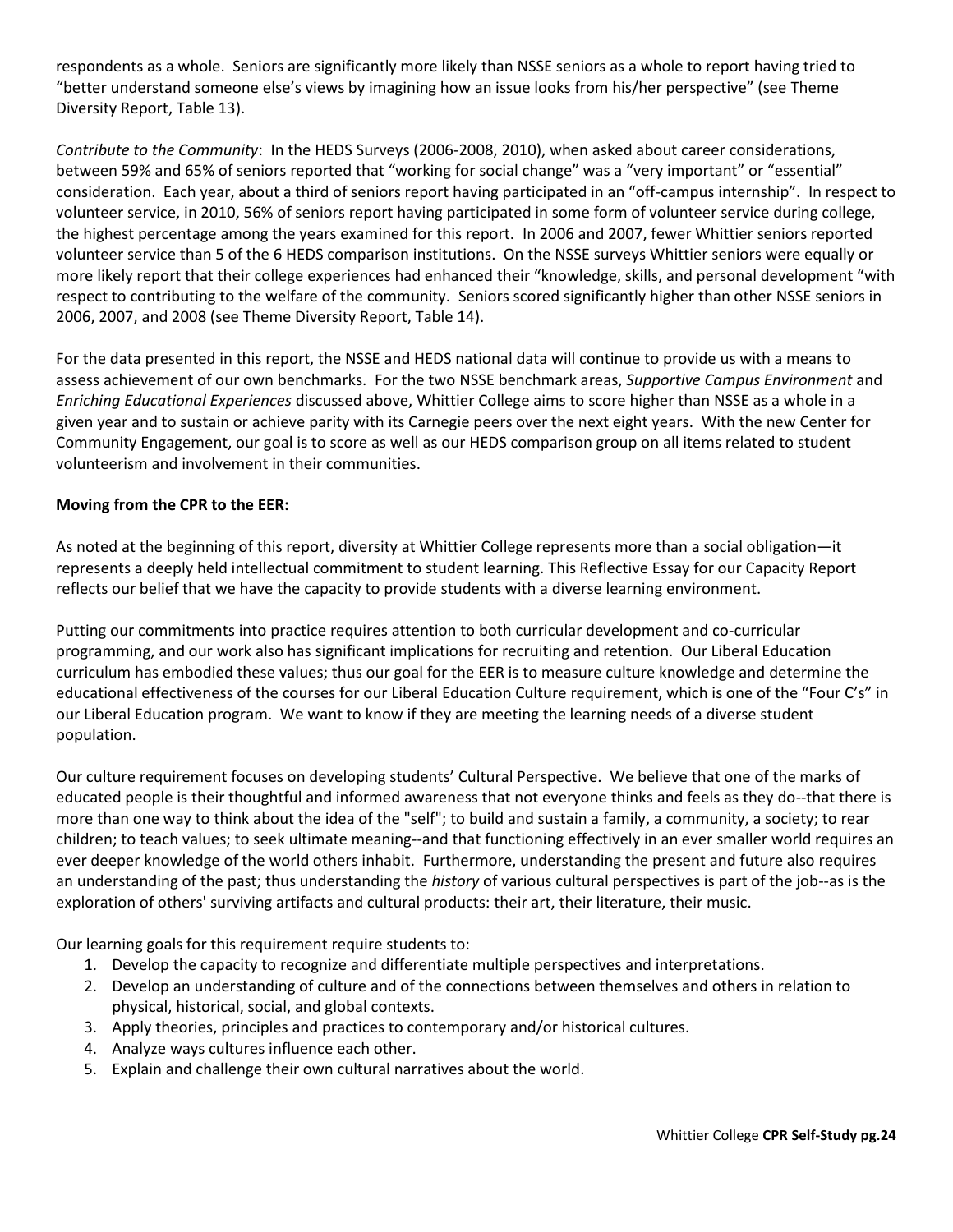respondents as a whole. Seniors are significantly more likely than NSSE seniors as a whole to report having tried to "better understand someone else's views by imagining how an issue looks from his/her perspective" (see Theme Diversity Report, Table 13).

*Contribute to the Community*: In the HEDS Surveys (2006-2008, 2010), when asked about career considerations, between 59% and 65% of seniors reported that "working for social change" was a "very important" or "essential" consideration. Each year, about a third of seniors report having participated in an "off-campus internship". In respect to volunteer service, in 2010, 56% of seniors report having participated in some form of volunteer service during college, the highest percentage among the years examined for this report. In 2006 and 2007, fewer Whittier seniors reported volunteer service than 5 of the 6 HEDS comparison institutions. On the NSSE surveys Whittier seniors were equally or more likely report that their college experiences had enhanced their "knowledge, skills, and personal development "with respect to contributing to the welfare of the community. Seniors scored significantly higher than other NSSE seniors in 2006, 2007, and 2008 (see Theme Diversity Report, Table 14).

For the data presented in this report, the NSSE and HEDS national data will continue to provide us with a means to assess achievement of our own benchmarks. For the two NSSE benchmark areas, *Supportive Campus Environment* and *Enriching Educational Experiences* discussed above, Whittier College aims to score higher than NSSE as a whole in a given year and to sustain or achieve parity with its Carnegie peers over the next eight years. With the new Center for Community Engagement, our goal is to score as well as our HEDS comparison group on all items related to student volunteerism and involvement in their communities.

**Moving from the CPR to the EER:**

As noted at the beginning of this report, diversity at Whittier College represents more than a social obligation—it represents a deeply held intellectual commitment to student learning. This Reflective Essay for our Capacity Report reflects our belief that we have the capacity to provide students with a diverse learning environment.

Putting our commitments into practice requires attention to both curricular development and co-curricular programming, and our work also has significant implications for recruiting and retention. Our Liberal Education curriculum has embodied these values; thus our goal for the EER is to measure culture knowledge and determine the educational effectiveness of the courses for our Liberal Education Culture requirement, which is one of the "Four C's" in our Liberal Education program. We want to know if they are meeting the learning needs of a diverse student population.

Our culture requirement focuses on developing students' Cultural Perspective. We believe that one of the marks of educated people is their thoughtful and informed awareness that not everyone thinks and feels as they do--that there is more than one way to think about the idea of the "self"; to build and sustain a family, a community, a society; to rear children; to teach values; to seek ultimate meaning--and that functioning effectively in an ever smaller world requires an ever deeper knowledge of the world others inhabit. Furthermore, understanding the present and future also requires an understanding of the past; thus understanding the *history* of various cultural perspectives is part of the job--as is the exploration of others' surviving artifacts and cultural products: their art, their literature, their music.

Our learning goals for this requirement require students to:

1. Develop the capacity to recognize and differentiate multiple perspectives and interpretations.
2. Develop an understanding of culture and of the connections between themselves and others in relation to physical, historical, social, and global contexts.
3. Apply theories, principles and practices to contemporary and/or historical cultures.
4. Analyze ways cultures influence each other.
5. Explain and challenge their own cultural narratives about the world.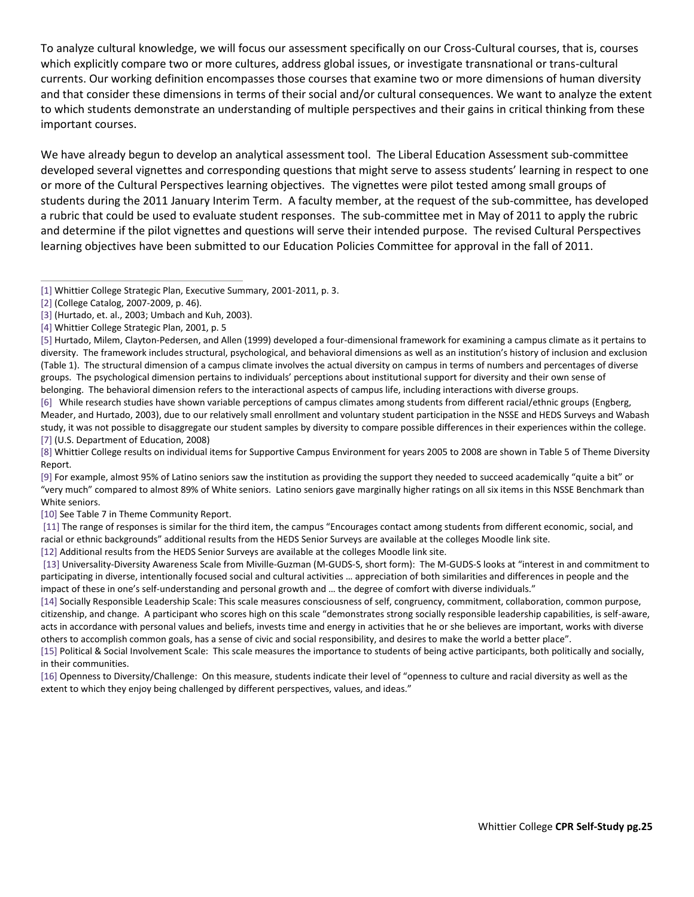To analyze cultural knowledge, we will focus our assessment specifically on our Cross-Cultural courses, that is, courses which explicitly compare two or more cultures, address global issues, or investigate transnational or trans-cultural currents. Our working definition encompasses those courses that examine two or more dimensions of human diversity and that consider these dimensions in terms of their social and/or cultural consequences. We want to analyze the extent to which students demonstrate an understanding of multiple perspectives and their gains in critical thinking from these important courses.

We have already begun to develop an analytical assessment tool. The Liberal Education Assessment sub-committee developed several vignettes and corresponding questions that might serve to assess students' learning in respect to one or more of the Cultural Perspectives learning objectives. The vignettes were pilot tested among small groups of students during the 2011 January Interim Term. A faculty member, at the request of the sub-committee, has developed a rubric that could be used to evaluate student responses. The sub-committee met in May of 2011 to apply the rubric and determine if the pilot vignettes and questions will serve their intended purpose. The revised Cultural Perspectives learning objectives have been submitted to our Education Policies Committee for approval in the fall of 2011.

---

[1] Whittier College Strategic Plan, Executive Summary, 2001-2011, p. 3.

[2] (College Catalog, 2007-2009, p. 46).

[3] (Hurtado, et. al., 2003; Umbach and Kuh, 2003).

[4] Whittier College Strategic Plan, 2001, p. 5

[5] Hurtado, Milem, Clayton-Pedersen, and Allen (1999) developed a four-dimensional framework for examining a campus climate as it pertains to diversity. The framework includes structural, psychological, and behavioral dimensions as well as an institution's history of inclusion and exclusion (Table 1). The structural dimension of a campus climate involves the actual diversity on campus in terms of numbers and percentages of diverse groups. The psychological dimension pertains to individuals' perceptions about institutional support for diversity and their own sense of belonging. The behavioral dimension refers to the interactional aspects of campus life, including interactions with diverse groups.

[6] While research studies have shown variable perceptions of campus climates among students from different racial/ethnic groups (Engberg, Meader, and Hurtado, 2003), due to our relatively small enrollment and voluntary student participation in the NSSE and HEDS Surveys and Wabash study, it was not possible to disaggregate our student samples by diversity to compare possible differences in their experiences within the college.

[7] (U.S. Department of Education, 2008)

[8] Whittier College results on individual items for Supportive Campus Environment for years 2005 to 2008 are shown in Table 5 of Theme Diversity Report.

[9] For example, almost 95% of Latino seniors saw the institution as providing the support they needed to succeed academically "quite a bit" or "very much" compared to almost 89% of White seniors. Latino seniors gave marginally higher ratings on all six items in this NSSE Benchmark than White seniors.

[10] See Table 7 in Theme Community Report.

[11] The range of responses is similar for the third item, the campus "Encourages contact among students from different economic, social, and racial or ethnic backgrounds" additional results from the HEDS Senior Surveys are available at the colleges Moodle link site.

[12] Additional results from the HEDS Senior Surveys are available at the colleges Moodle link site.

[13] Universality-Diversity Awareness Scale from Miville-Guzman (M-GUDS-S, short form): The M-GUDS-S looks at "interest in and commitment to participating in diverse, intentionally focused social and cultural activities … appreciation of both similarities and differences in people and the impact of these in one's self-understanding and personal growth and … the degree of comfort with diverse individuals."

[14] Socially Responsible Leadership Scale: This scale measures consciousness of self, congruency, commitment, collaboration, common purpose, citizenship, and change. A participant who scores high on this scale "demonstrates strong socially responsible leadership capabilities, is self-aware, acts in accordance with personal values and beliefs, invests time and energy in activities that he or she believes are important, works with diverse others to accomplish common goals, has a sense of civic and social responsibility, and desires to make the world a better place".

[15] Political & Social Involvement Scale: This scale measures the importance to students of being active participants, both politically and socially, in their communities.

[16] Openness to Diversity/Challenge: On this measure, students indicate their level of "openness to culture and racial diversity as well as the extent to which they enjoy being challenged by different perspectives, values, and ideas."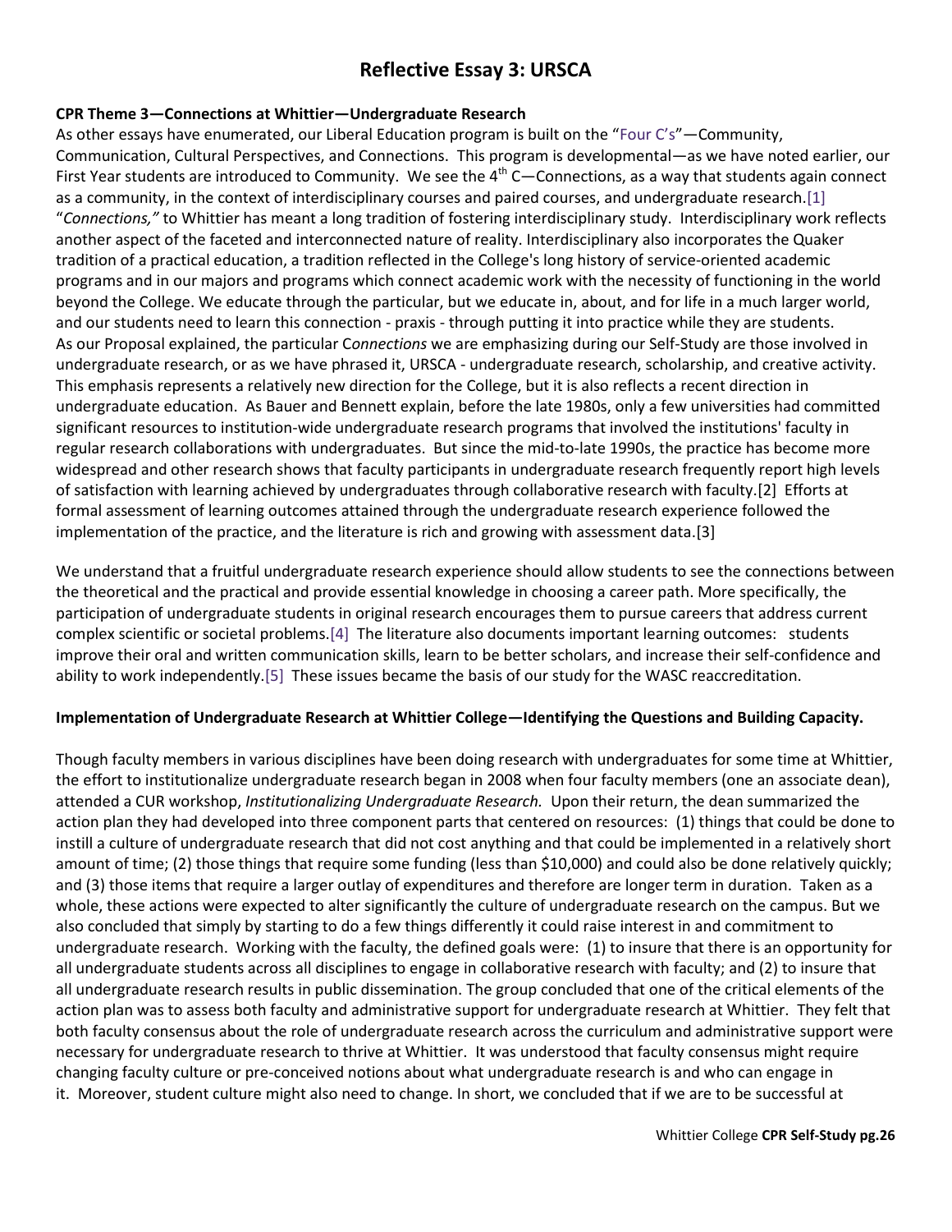# Reflective Essay 3: URSCA

**CPR Theme 3—Connections at Whittier—Undergraduate Research**

As other essays have enumerated, our Liberal Education program is built on the "Four C's"—Community, Communication, Cultural Perspectives, and Connections. This program is developmental—as we have noted earlier, our First Year students are introduced to Community. We see the 4$^{th}$ C—Connections, as a way that students again connect as a community, in the context of interdisciplinary courses and paired courses, and undergraduate research.[1] "*Connections,"* to Whittier has meant a long tradition of fostering interdisciplinary study. Interdisciplinary work reflects another aspect of the faceted and interconnected nature of reality. Interdisciplinary also incorporates the Quaker tradition of a practical education, a tradition reflected in the College's long history of service-oriented academic programs and in our majors and programs which connect academic work with the necessity of functioning in the world beyond the College. We educate through the particular, but we educate in, about, and for life in a much larger world, and our students need to learn this connection - praxis - through putting it into practice while they are students. As our Proposal explained, the particular C*onnections* we are emphasizing during our Self-Study are those involved in undergraduate research, or as we have phrased it, URSCA - undergraduate research, scholarship, and creative activity. This emphasis represents a relatively new direction for the College, but it is also reflects a recent direction in undergraduate education. As Bauer and Bennett explain, before the late 1980s, only a few universities had committed significant resources to institution-wide undergraduate research programs that involved the institutions' faculty in regular research collaborations with undergraduates. But since the mid-to-late 1990s, the practice has become more widespread and other research shows that faculty participants in undergraduate research frequently report high levels of satisfaction with learning achieved by undergraduates through collaborative research with faculty.[2] Efforts at formal assessment of learning outcomes attained through the undergraduate research experience followed the implementation of the practice, and the literature is rich and growing with assessment data.[3]

We understand that a fruitful undergraduate research experience should allow students to see the connections between the theoretical and the practical and provide essential knowledge in choosing a career path. More specifically, the participation of undergraduate students in original research encourages them to pursue careers that address current complex scientific or societal problems.[4] The literature also documents important learning outcomes: students improve their oral and written communication skills, learn to be better scholars, and increase their self-confidence and ability to work independently.[5] These issues became the basis of our study for the WASC reaccreditation.

**Implementation of Undergraduate Research at Whittier College—Identifying the Questions and Building Capacity.**

Though faculty members in various disciplines have been doing research with undergraduates for some time at Whittier, the effort to institutionalize undergraduate research began in 2008 when four faculty members (one an associate dean), attended a CUR workshop, *Institutionalizing Undergraduate Research.* Upon their return, the dean summarized the action plan they had developed into three component parts that centered on resources: (1) things that could be done to instill a culture of undergraduate research that did not cost anything and that could be implemented in a relatively short amount of time; (2) those things that require some funding (less than $10,000) and could also be done relatively quickly; and (3) those items that require a larger outlay of expenditures and therefore are longer term in duration. Taken as a whole, these actions were expected to alter significantly the culture of undergraduate research on the campus. But we also concluded that simply by starting to do a few things differently it could raise interest in and commitment to undergraduate research. Working with the faculty, the defined goals were: (1) to insure that there is an opportunity for all undergraduate students across all disciplines to engage in collaborative research with faculty; and (2) to insure that all undergraduate research results in public dissemination. The group concluded that one of the critical elements of the action plan was to assess both faculty and administrative support for undergraduate research at Whittier. They felt that both faculty consensus about the role of undergraduate research across the curriculum and administrative support were necessary for undergraduate research to thrive at Whittier. It was understood that faculty consensus might require changing faculty culture or pre-conceived notions about what undergraduate research is and who can engage in it. Moreover, student culture might also need to change. In short, we concluded that if we are to be successful at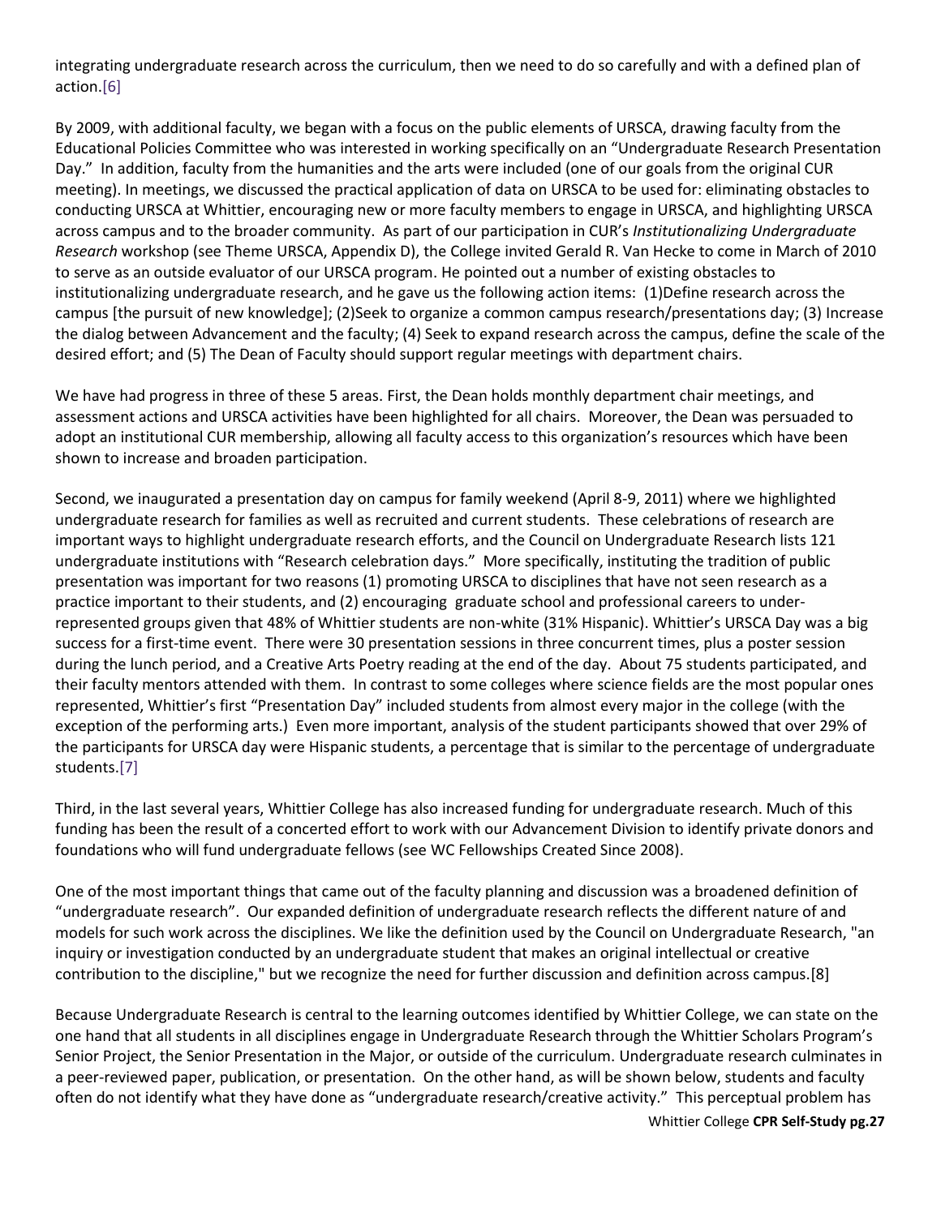integrating undergraduate research across the curriculum, then we need to do so carefully and with a defined plan of action.[6]

By 2009, with additional faculty, we began with a focus on the public elements of URSCA, drawing faculty from the Educational Policies Committee who was interested in working specifically on an "Undergraduate Research Presentation Day." In addition, faculty from the humanities and the arts were included (one of our goals from the original CUR meeting). In meetings, we discussed the practical application of data on URSCA to be used for: eliminating obstacles to conducting URSCA at Whittier, encouraging new or more faculty members to engage in URSCA, and highlighting URSCA across campus and to the broader community. As part of our participation in CUR's *Institutionalizing Undergraduate Research* workshop (see Theme URSCA, Appendix D), the College invited Gerald R. Van Hecke to come in March of 2010 to serve as an outside evaluator of our URSCA program. He pointed out a number of existing obstacles to institutionalizing undergraduate research, and he gave us the following action items: (1)Define research across the campus [the pursuit of new knowledge]; (2)Seek to organize a common campus research/presentations day; (3) Increase the dialog between Advancement and the faculty; (4) Seek to expand research across the campus, define the scale of the desired effort; and (5) The Dean of Faculty should support regular meetings with department chairs.

We have had progress in three of these 5 areas. First, the Dean holds monthly department chair meetings, and assessment actions and URSCA activities have been highlighted for all chairs. Moreover, the Dean was persuaded to adopt an institutional CUR membership, allowing all faculty access to this organization's resources which have been shown to increase and broaden participation.

Second, we inaugurated a presentation day on campus for family weekend (April 8-9, 2011) where we highlighted undergraduate research for families as well as recruited and current students. These celebrations of research are important ways to highlight undergraduate research efforts, and the Council on Undergraduate Research lists 121 undergraduate institutions with "Research celebration days." More specifically, instituting the tradition of public presentation was important for two reasons (1) promoting URSCA to disciplines that have not seen research as a practice important to their students, and (2) encouraging graduate school and professional careers to under-represented groups given that 48% of Whittier students are non-white (31% Hispanic). Whittier's URSCA Day was a big success for a first-time event. There were 30 presentation sessions in three concurrent times, plus a poster session during the lunch period, and a Creative Arts Poetry reading at the end of the day. About 75 students participated, and their faculty mentors attended with them. In contrast to some colleges where science fields are the most popular ones represented, Whittier's first "Presentation Day" included students from almost every major in the college (with the exception of the performing arts.) Even more important, analysis of the student participants showed that over 29% of the participants for URSCA day were Hispanic students, a percentage that is similar to the percentage of undergraduate students.[7]

Third, in the last several years, Whittier College has also increased funding for undergraduate research. Much of this funding has been the result of a concerted effort to work with our Advancement Division to identify private donors and foundations who will fund undergraduate fellows (see WC Fellowships Created Since 2008).

One of the most important things that came out of the faculty planning and discussion was a broadened definition of "undergraduate research". Our expanded definition of undergraduate research reflects the different nature of and models for such work across the disciplines. We like the definition used by the Council on Undergraduate Research, "an inquiry or investigation conducted by an undergraduate student that makes an original intellectual or creative contribution to the discipline," but we recognize the need for further discussion and definition across campus.[8]

Because Undergraduate Research is central to the learning outcomes identified by Whittier College, we can state on the one hand that all students in all disciplines engage in Undergraduate Research through the Whittier Scholars Program's Senior Project, the Senior Presentation in the Major, or outside of the curriculum. Undergraduate research culminates in a peer-reviewed paper, publication, or presentation. On the other hand, as will be shown below, students and faculty often do not identify what they have done as "undergraduate research/creative activity." This perceptual problem has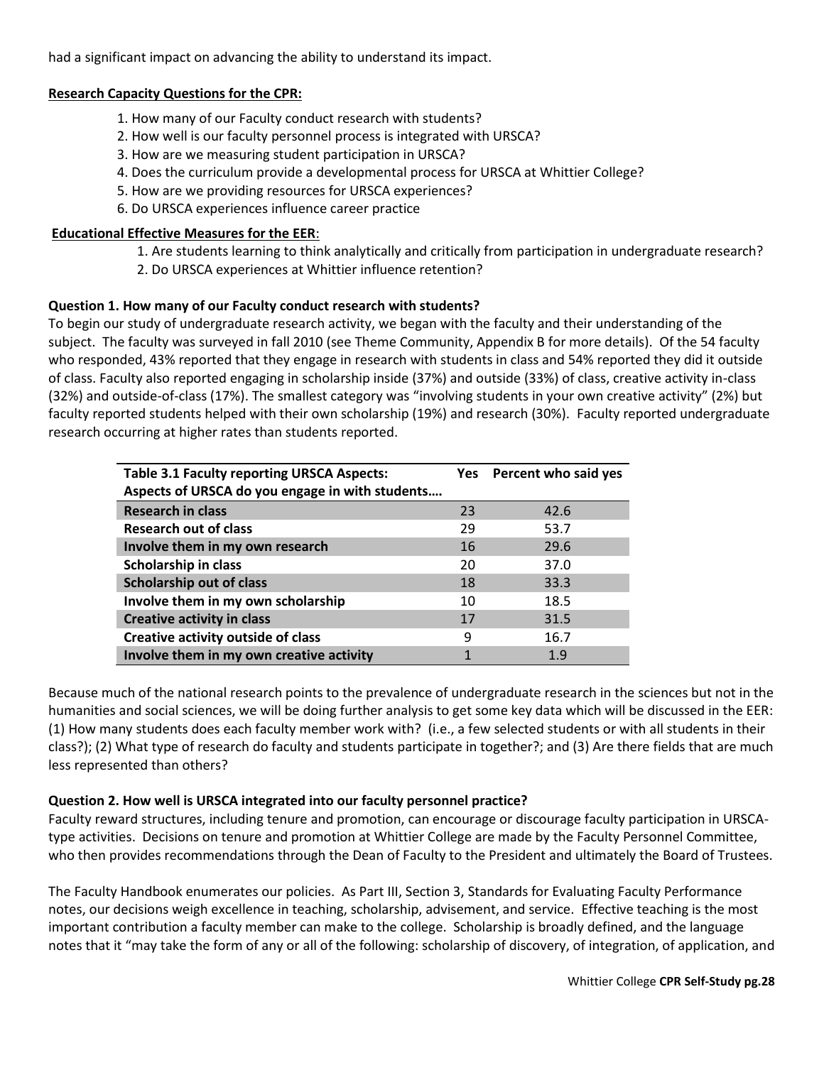had a significant impact on advancing the ability to understand its impact.

**Research Capacity Questions for the CPR:**

1. How many of our Faculty conduct research with students?
2. How well is our faculty personnel process is integrated with URSCA?
3. How are we measuring student participation in URSCA?
4. Does the curriculum provide a developmental process for URSCA at Whittier College?
5. How are we providing resources for URSCA experiences?
6. Do URSCA experiences influence career practice

**Educational Effective Measures for the EER**:

1. Are students learning to think analytically and critically from participation in undergraduate research?
2. Do URSCA experiences at Whittier influence retention?

**Question 1. How many of our Faculty conduct research with students?**

To begin our study of undergraduate research activity, we began with the faculty and their understanding of the subject. The faculty was surveyed in fall 2010 (see Theme Community, Appendix B for more details). Of the 54 faculty who responded, 43% reported that they engage in research with students in class and 54% reported they did it outside of class. Faculty also reported engaging in scholarship inside (37%) and outside (33%) of class, creative activity in-class (32%) and outside-of-class (17%). The smallest category was "involving students in your own creative activity" (2%) but faculty reported students helped with their own scholarship (19%) and research (30%). Faculty reported undergraduate research occurring at higher rates than students reported.

| Table 3.1 Faculty reporting URSCA Aspects: Aspects of URSCA do you engage in with students…. | Yes | Percent who said yes |
|---|---|---|
| **Research in class** | 23 | 42.6 |
| **Research out of class** | 29 | 53.7 |
| **Involve them in my own research** | 16 | 29.6 |
| **Scholarship in class** | 20 | 37.0 |
| **Scholarship out of class** | 18 | 33.3 |
| **Involve them in my own scholarship** | 10 | 18.5 |
| **Creative activity in class** | 17 | 31.5 |
| **Creative activity outside of class** | 9 | 16.7 |
| **Involve them in my own creative activity** | 1 | 1.9 |

Because much of the national research points to the prevalence of undergraduate research in the sciences but not in the humanities and social sciences, we will be doing further analysis to get some key data which will be discussed in the EER: (1) How many students does each faculty member work with? (i.e., a few selected students or with all students in their class?); (2) What type of research do faculty and students participate in together?; and (3) Are there fields that are much less represented than others?

**Question 2. How well is URSCA integrated into our faculty personnel practice?**

Faculty reward structures, including tenure and promotion, can encourage or discourage faculty participation in URSCA-type activities. Decisions on tenure and promotion at Whittier College are made by the Faculty Personnel Committee, who then provides recommendations through the Dean of Faculty to the President and ultimately the Board of Trustees.

The Faculty Handbook enumerates our policies. As Part III, Section 3, Standards for Evaluating Faculty Performance notes, our decisions weigh excellence in teaching, scholarship, advisement, and service. Effective teaching is the most important contribution a faculty member can make to the college. Scholarship is broadly defined, and the language notes that it "may take the form of any or all of the following: scholarship of discovery, of integration, of application, and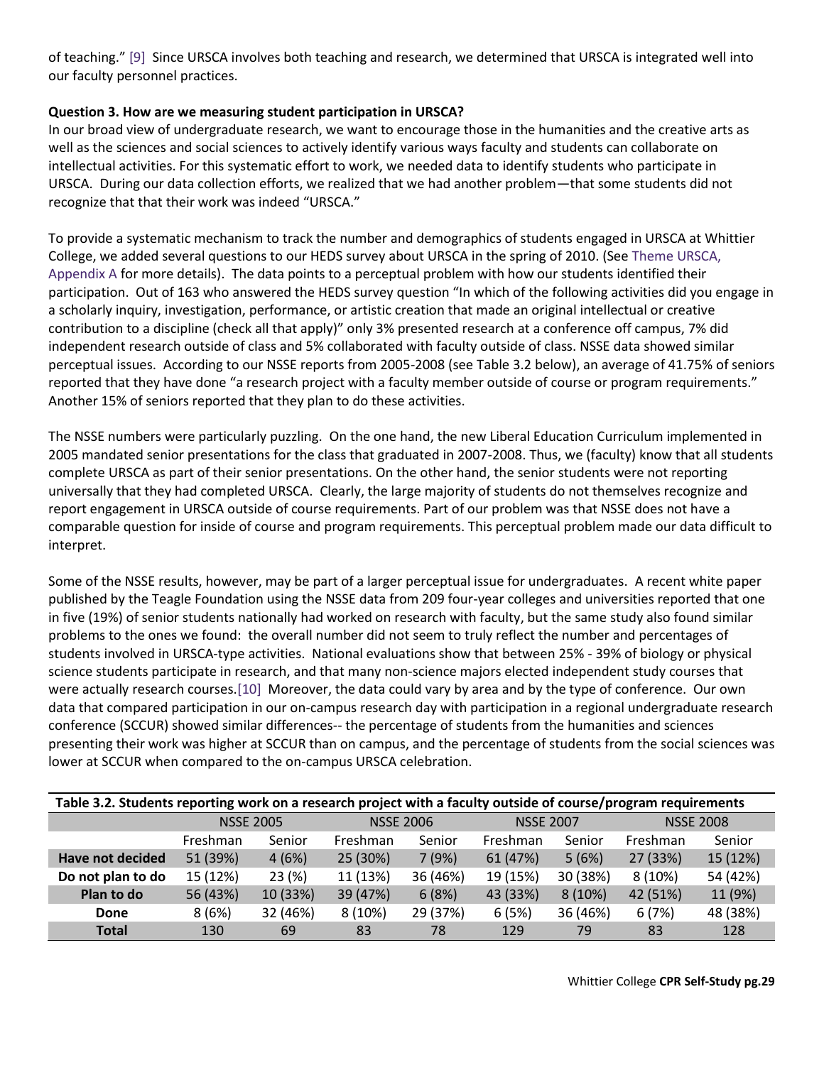of teaching." [9] Since URSCA involves both teaching and research, we determined that URSCA is integrated well into our faculty personnel practices.

**Question 3. How are we measuring student participation in URSCA?**

In our broad view of undergraduate research, we want to encourage those in the humanities and the creative arts as well as the sciences and social sciences to actively identify various ways faculty and students can collaborate on intellectual activities. For this systematic effort to work, we needed data to identify students who participate in URSCA. During our data collection efforts, we realized that we had another problem—that some students did not recognize that that their work was indeed "URSCA."

To provide a systematic mechanism to track the number and demographics of students engaged in URSCA at Whittier College, we added several questions to our HEDS survey about URSCA in the spring of 2010. (See Theme URSCA, Appendix A for more details). The data points to a perceptual problem with how our students identified their participation. Out of 163 who answered the HEDS survey question "In which of the following activities did you engage in a scholarly inquiry, investigation, performance, or artistic creation that made an original intellectual or creative contribution to a discipline (check all that apply)" only 3% presented research at a conference off campus, 7% did independent research outside of class and 5% collaborated with faculty outside of class. NSSE data showed similar perceptual issues. According to our NSSE reports from 2005-2008 (see Table 3.2 below), an average of 41.75% of seniors reported that they have done "a research project with a faculty member outside of course or program requirements." Another 15% of seniors reported that they plan to do these activities.

The NSSE numbers were particularly puzzling. On the one hand, the new Liberal Education Curriculum implemented in 2005 mandated senior presentations for the class that graduated in 2007-2008. Thus, we (faculty) know that all students complete URSCA as part of their senior presentations. On the other hand, the senior students were not reporting universally that they had completed URSCA. Clearly, the large majority of students do not themselves recognize and report engagement in URSCA outside of course requirements. Part of our problem was that NSSE does not have a comparable question for inside of course and program requirements. This perceptual problem made our data difficult to interpret.

Some of the NSSE results, however, may be part of a larger perceptual issue for undergraduates. A recent white paper published by the Teagle Foundation using the NSSE data from 209 four-year colleges and universities reported that one in five (19%) of senior students nationally had worked on research with faculty, but the same study also found similar problems to the ones we found: the overall number did not seem to truly reflect the number and percentages of students involved in URSCA-type activities. National evaluations show that between 25% - 39% of biology or physical science students participate in research, and that many non-science majors elected independent study courses that were actually research courses.[10] Moreover, the data could vary by area and by the type of conference. Our own data that compared participation in our on-campus research day with participation in a regional undergraduate research conference (SCCUR) showed similar differences-- the percentage of students from the humanities and sciences presenting their work was higher at SCCUR than on campus, and the percentage of students from the social sciences was lower at SCCUR when compared to the on-campus URSCA celebration.

**Table 3.2. Students reporting work on a research project with a faculty outside of course/program requirements**

| | NSSE 2005 | | NSSE 2006 | | NSSE 2007 | | NSSE 2008 | |
|---|---|---|---|---|---|---|---|---|
| | Freshman | Senior | Freshman | Senior | Freshman | Senior | Freshman | Senior |
| **Have not decided** | 51 (39%) | 4 (6%) | 25 (30%) | 7 (9%) | 61 (47%) | 5 (6%) | 27 (33%) | 15 (12%) |
| **Do not plan to do** | 15 (12%) | 23 (%) | 11 (13%) | 36 (46%) | 19 (15%) | 30 (38%) | 8 (10%) | 54 (42%) |
| **Plan to do** | 56 (43%) | 10 (33%) | 39 (47%) | 6 (8%) | 43 (33%) | 8 (10%) | 42 (51%) | 11 (9%) |
| **Done** | 8 (6%) | 32 (46%) | 8 (10%) | 29 (37%) | 6 (5%) | 36 (46%) | 6 (7%) | 48 (38%) |
| **Total** | 130 | 69 | 83 | 78 | 129 | 79 | 83 | 128 |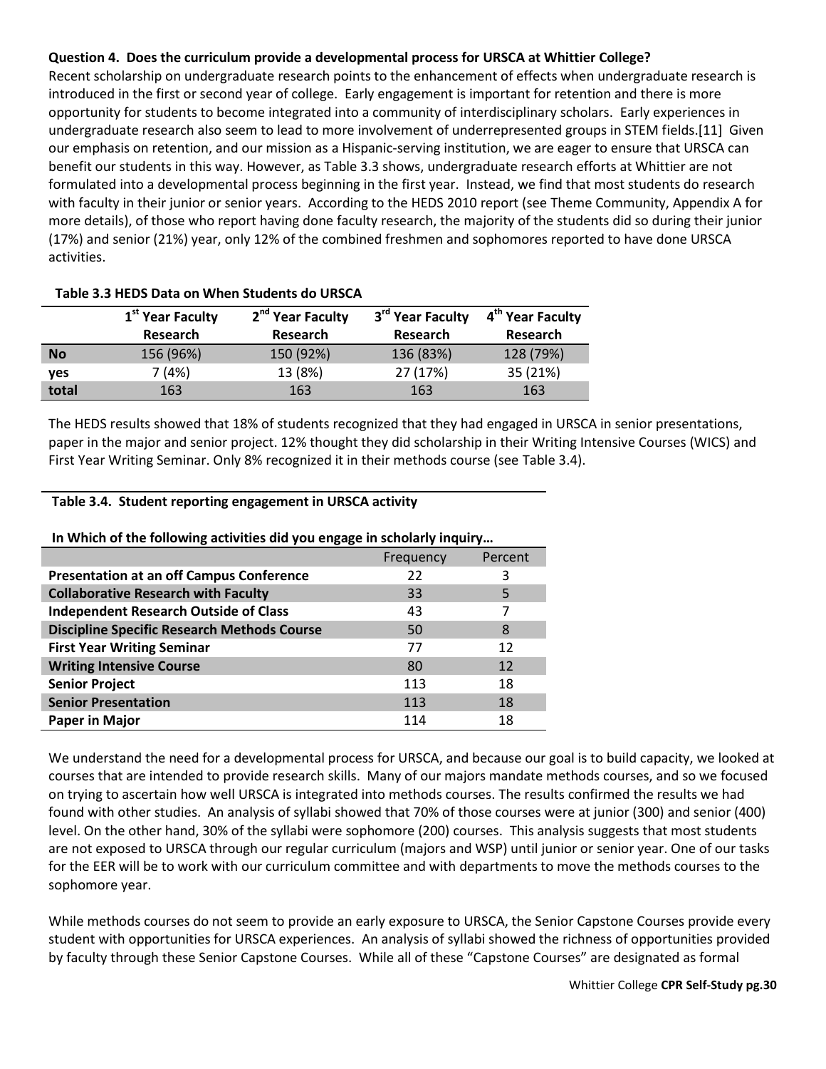**Question 4. Does the curriculum provide a developmental process for URSCA at Whittier College?**

Recent scholarship on undergraduate research points to the enhancement of effects when undergraduate research is introduced in the first or second year of college. Early engagement is important for retention and there is more opportunity for students to become integrated into a community of interdisciplinary scholars. Early experiences in undergraduate research also seem to lead to more involvement of underrepresented groups in STEM fields.[11] Given our emphasis on retention, and our mission as a Hispanic-serving institution, we are eager to ensure that URSCA can benefit our students in this way. However, as Table 3.3 shows, undergraduate research efforts at Whittier are not formulated into a developmental process beginning in the first year. Instead, we find that most students do research with faculty in their junior or senior years. According to the HEDS 2010 report (see Theme Community, Appendix A for more details), of those who report having done faculty research, the majority of the students did so during their junior (17%) and senior (21%) year, only 12% of the combined freshmen and sophomores reported to have done URSCA activities.

**Table 3.3 HEDS Data on When Students do URSCA**

| | 1st Year Faculty Research | 2nd Year Faculty Research | 3rd Year Faculty Research | 4th Year Faculty Research |
|---|---|---|---|---|
| **No** | 156 (96%) | 150 (92%) | 136 (83%) | 128 (79%) |
| **yes** | 7 (4%) | 13 (8%) | 27 (17%) | 35 (21%) |
| **total** | 163 | 163 | 163 | 163 |

The HEDS results showed that 18% of students recognized that they had engaged in URSCA in senior presentations, paper in the major and senior project. 12% thought they did scholarship in their Writing Intensive Courses (WICS) and First Year Writing Seminar. Only 8% recognized it in their methods course (see Table 3.4).

**Table 3.4. Student reporting engagement in URSCA activity**

**In Which of the following activities did you engage in scholarly inquiry…**

| | Frequency | Percent |
|---|---|---|
| **Presentation at an off Campus Conference** | 22 | 3 |
| **Collaborative Research with Faculty** | 33 | 5 |
| **Independent Research Outside of Class** | 43 | 7 |
| **Discipline Specific Research Methods Course** | 50 | 8 |
| **First Year Writing Seminar** | 77 | 12 |
| **Writing Intensive Course** | 80 | 12 |
| **Senior Project** | 113 | 18 |
| **Senior Presentation** | 113 | 18 |
| **Paper in Major** | 114 | 18 |

We understand the need for a developmental process for URSCA, and because our goal is to build capacity, we looked at courses that are intended to provide research skills. Many of our majors mandate methods courses, and so we focused on trying to ascertain how well URSCA is integrated into methods courses. The results confirmed the results we had found with other studies. An analysis of syllabi showed that 70% of those courses were at junior (300) and senior (400) level. On the other hand, 30% of the syllabi were sophomore (200) courses. This analysis suggests that most students are not exposed to URSCA through our regular curriculum (majors and WSP) until junior or senior year. One of our tasks for the EER will be to work with our curriculum committee and with departments to move the methods courses to the sophomore year.

While methods courses do not seem to provide an early exposure to URSCA, the Senior Capstone Courses provide every student with opportunities for URSCA experiences. An analysis of syllabi showed the richness of opportunities provided by faculty through these Senior Capstone Courses. While all of these "Capstone Courses" are designated as formal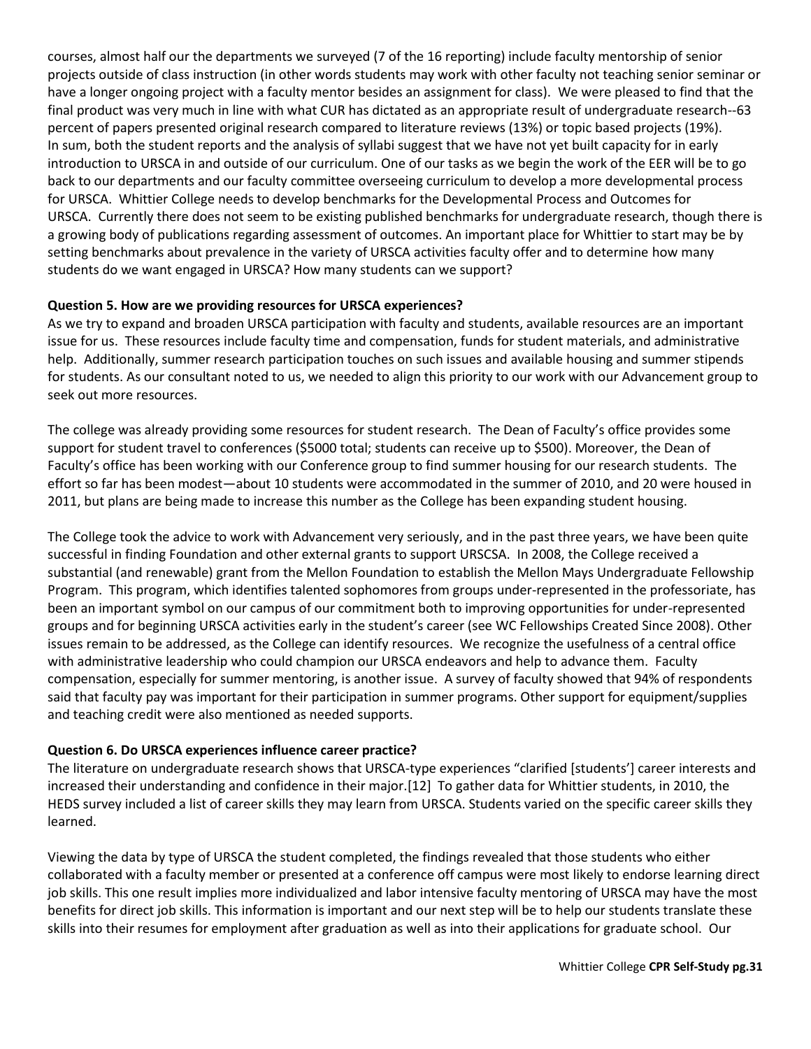courses, almost half our the departments we surveyed (7 of the 16 reporting) include faculty mentorship of senior projects outside of class instruction (in other words students may work with other faculty not teaching senior seminar or have a longer ongoing project with a faculty mentor besides an assignment for class). We were pleased to find that the final product was very much in line with what CUR has dictated as an appropriate result of undergraduate research--63 percent of papers presented original research compared to literature reviews (13%) or topic based projects (19%). In sum, both the student reports and the analysis of syllabi suggest that we have not yet built capacity for in early introduction to URSCA in and outside of our curriculum. One of our tasks as we begin the work of the EER will be to go back to our departments and our faculty committee overseeing curriculum to develop a more developmental process for URSCA. Whittier College needs to develop benchmarks for the Developmental Process and Outcomes for URSCA. Currently there does not seem to be existing published benchmarks for undergraduate research, though there is a growing body of publications regarding assessment of outcomes. An important place for Whittier to start may be by setting benchmarks about prevalence in the variety of URSCA activities faculty offer and to determine how many students do we want engaged in URSCA? How many students can we support?

**Question 5. How are we providing resources for URSCA experiences?**

As we try to expand and broaden URSCA participation with faculty and students, available resources are an important issue for us. These resources include faculty time and compensation, funds for student materials, and administrative help. Additionally, summer research participation touches on such issues and available housing and summer stipends for students. As our consultant noted to us, we needed to align this priority to our work with our Advancement group to seek out more resources.

The college was already providing some resources for student research. The Dean of Faculty's office provides some support for student travel to conferences ($5000 total; students can receive up to $500). Moreover, the Dean of Faculty's office has been working with our Conference group to find summer housing for our research students. The effort so far has been modest—about 10 students were accommodated in the summer of 2010, and 20 were housed in 2011, but plans are being made to increase this number as the College has been expanding student housing.

The College took the advice to work with Advancement very seriously, and in the past three years, we have been quite successful in finding Foundation and other external grants to support URSCSA. In 2008, the College received a substantial (and renewable) grant from the Mellon Foundation to establish the Mellon Mays Undergraduate Fellowship Program. This program, which identifies talented sophomores from groups under-represented in the professoriate, has been an important symbol on our campus of our commitment both to improving opportunities for under-represented groups and for beginning URSCA activities early in the student's career (see WC Fellowships Created Since 2008). Other issues remain to be addressed, as the College can identify resources. We recognize the usefulness of a central office with administrative leadership who could champion our URSCA endeavors and help to advance them. Faculty compensation, especially for summer mentoring, is another issue. A survey of faculty showed that 94% of respondents said that faculty pay was important for their participation in summer programs. Other support for equipment/supplies and teaching credit were also mentioned as needed supports.

**Question 6. Do URSCA experiences influence career practice?**

The literature on undergraduate research shows that URSCA-type experiences "clarified [students'] career interests and increased their understanding and confidence in their major.[12] To gather data for Whittier students, in 2010, the HEDS survey included a list of career skills they may learn from URSCA. Students varied on the specific career skills they learned.

Viewing the data by type of URSCA the student completed, the findings revealed that those students who either collaborated with a faculty member or presented at a conference off campus were most likely to endorse learning direct job skills. This one result implies more individualized and labor intensive faculty mentoring of URSCA may have the most benefits for direct job skills. This information is important and our next step will be to help our students translate these skills into their resumes for employment after graduation as well as into their applications for graduate school. Our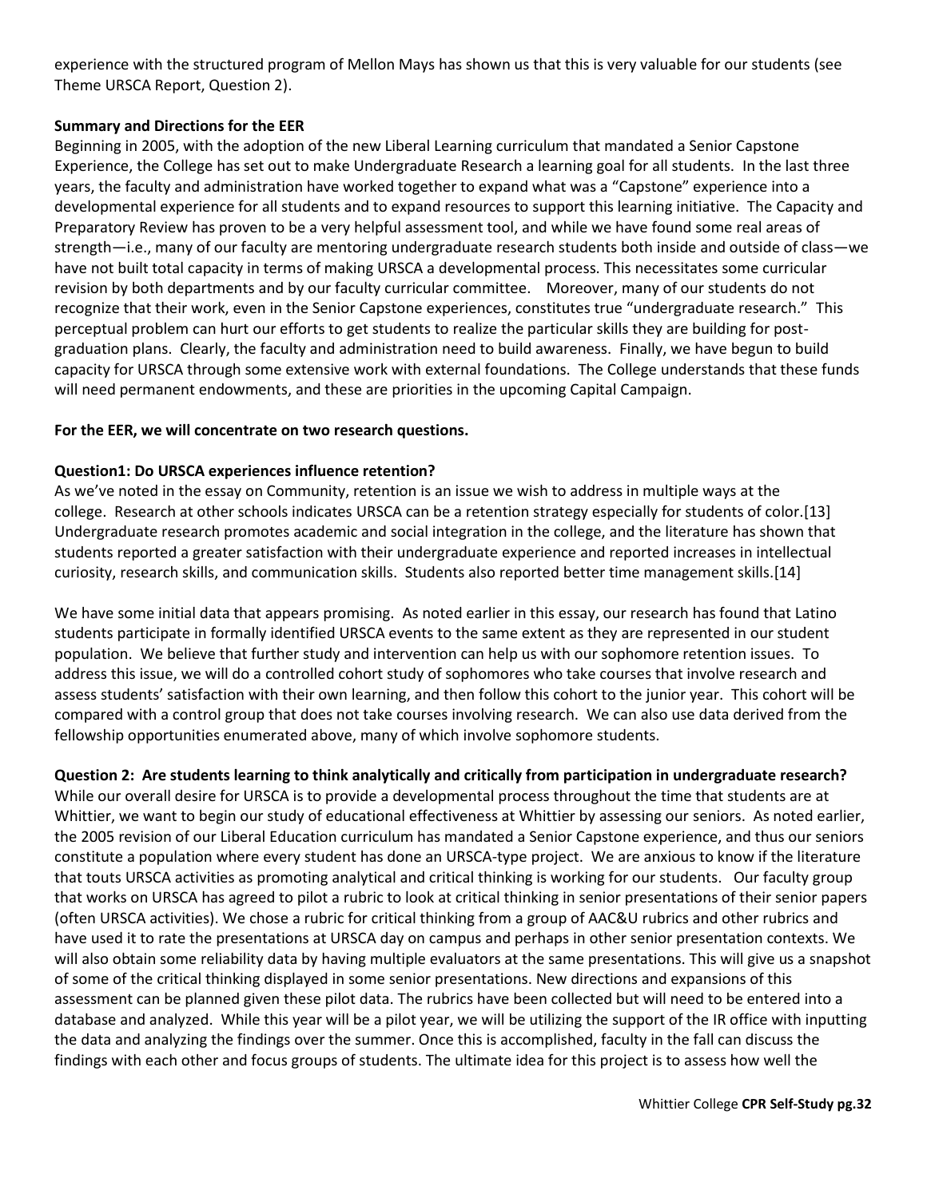experience with the structured program of Mellon Mays has shown us that this is very valuable for our students (see Theme URSCA Report, Question 2).

**Summary and Directions for the EER**

Beginning in 2005, with the adoption of the new Liberal Learning curriculum that mandated a Senior Capstone Experience, the College has set out to make Undergraduate Research a learning goal for all students. In the last three years, the faculty and administration have worked together to expand what was a "Capstone" experience into a developmental experience for all students and to expand resources to support this learning initiative. The Capacity and Preparatory Review has proven to be a very helpful assessment tool, and while we have found some real areas of strength—i.e., many of our faculty are mentoring undergraduate research students both inside and outside of class—we have not built total capacity in terms of making URSCA a developmental process. This necessitates some curricular revision by both departments and by our faculty curricular committee. Moreover, many of our students do not recognize that their work, even in the Senior Capstone experiences, constitutes true "undergraduate research." This perceptual problem can hurt our efforts to get students to realize the particular skills they are building for post-graduation plans. Clearly, the faculty and administration need to build awareness. Finally, we have begun to build capacity for URSCA through some extensive work with external foundations. The College understands that these funds will need permanent endowments, and these are priorities in the upcoming Capital Campaign.

**For the EER, we will concentrate on two research questions.**

**Question1: Do URSCA experiences influence retention?**

As we've noted in the essay on Community, retention is an issue we wish to address in multiple ways at the college. Research at other schools indicates URSCA can be a retention strategy especially for students of color.[13] Undergraduate research promotes academic and social integration in the college, and the literature has shown that students reported a greater satisfaction with their undergraduate experience and reported increases in intellectual curiosity, research skills, and communication skills. Students also reported better time management skills.[14]

We have some initial data that appears promising. As noted earlier in this essay, our research has found that Latino students participate in formally identified URSCA events to the same extent as they are represented in our student population. We believe that further study and intervention can help us with our sophomore retention issues. To address this issue, we will do a controlled cohort study of sophomores who take courses that involve research and assess students' satisfaction with their own learning, and then follow this cohort to the junior year. This cohort will be compared with a control group that does not take courses involving research. We can also use data derived from the fellowship opportunities enumerated above, many of which involve sophomore students.

**Question 2: Are students learning to think analytically and critically from participation in undergraduate research?**

While our overall desire for URSCA is to provide a developmental process throughout the time that students are at Whittier, we want to begin our study of educational effectiveness at Whittier by assessing our seniors. As noted earlier, the 2005 revision of our Liberal Education curriculum has mandated a Senior Capstone experience, and thus our seniors constitute a population where every student has done an URSCA-type project. We are anxious to know if the literature that touts URSCA activities as promoting analytical and critical thinking is working for our students. Our faculty group that works on URSCA has agreed to pilot a rubric to look at critical thinking in senior presentations of their senior papers (often URSCA activities). We chose a rubric for critical thinking from a group of AAC&U rubrics and other rubrics and have used it to rate the presentations at URSCA day on campus and perhaps in other senior presentation contexts. We will also obtain some reliability data by having multiple evaluators at the same presentations. This will give us a snapshot of some of the critical thinking displayed in some senior presentations. New directions and expansions of this assessment can be planned given these pilot data. The rubrics have been collected but will need to be entered into a database and analyzed. While this year will be a pilot year, we will be utilizing the support of the IR office with inputting the data and analyzing the findings over the summer. Once this is accomplished, faculty in the fall can discuss the findings with each other and focus groups of students. The ultimate idea for this project is to assess how well the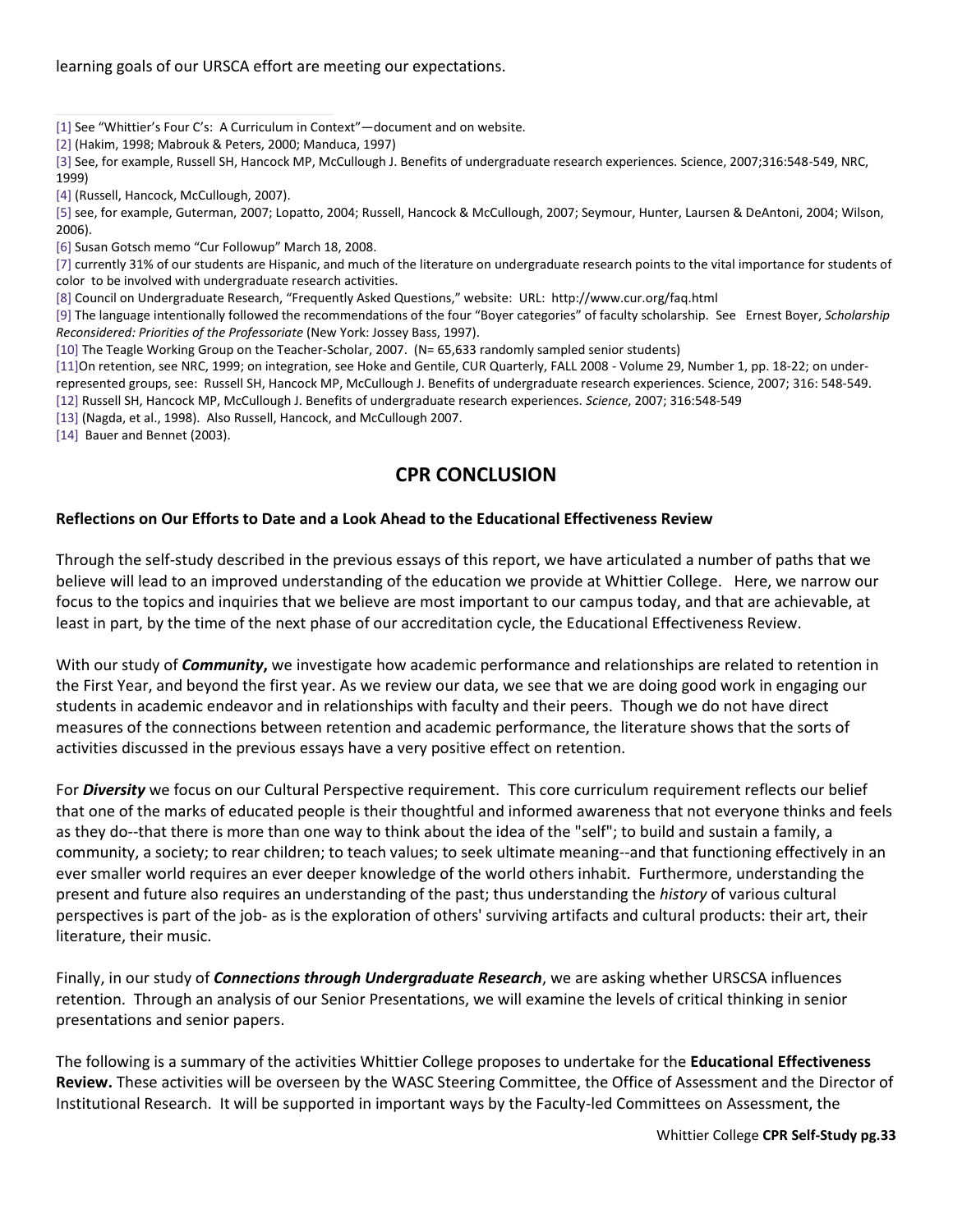learning goals of our URSCA effort are meeting our expectations.

---

[1] See "Whittier's Four C's: A Curriculum in Context"—document and on website.

[2] (Hakim, 1998; Mabrouk & Peters, 2000; Manduca, 1997)

[3] See, for example, Russell SH, Hancock MP, McCullough J. Benefits of undergraduate research experiences. Science, 2007;316:548-549, NRC, 1999)

[4] (Russell, Hancock, McCullough, 2007).

[5] see, for example, Guterman, 2007; Lopatto, 2004; Russell, Hancock & McCullough, 2007; Seymour, Hunter, Laursen & DeAntoni, 2004; Wilson, 2006).

[6] Susan Gotsch memo "Cur Followup" March 18, 2008.

[7] currently 31% of our students are Hispanic, and much of the literature on undergraduate research points to the vital importance for students of color to be involved with undergraduate research activities.

[8] Council on Undergraduate Research, "Frequently Asked Questions," website: URL: http://www.cur.org/faq.html

[9] The language intentionally followed the recommendations of the four "Boyer categories" of faculty scholarship. See Ernest Boyer, *Scholarship Reconsidered: Priorities of the Professoriate* (New York: Jossey Bass, 1997).

[10] The Teagle Working Group on the Teacher-Scholar, 2007. (N= 65,633 randomly sampled senior students)

[11]On retention, see NRC, 1999; on integration, see Hoke and Gentile, CUR Quarterly, FALL 2008 - Volume 29, Number 1, pp. 18-22; on under-represented groups, see: Russell SH, Hancock MP, McCullough J. Benefits of undergraduate research experiences. Science, 2007; 316: 548-549.

[12] Russell SH, Hancock MP, McCullough J. Benefits of undergraduate research experiences. *Science*, 2007; 316:548-549

[13] (Nagda, et al., 1998). Also Russell, Hancock, and McCullough 2007.

[14] Bauer and Bennet (2003).

## CPR CONCLUSION

### Reflections on Our Efforts to Date and a Look Ahead to the Educational Effectiveness Review

Through the self-study described in the previous essays of this report, we have articulated a number of paths that we believe will lead to an improved understanding of the education we provide at Whittier College. Here, we narrow our focus to the topics and inquiries that we believe are most important to our campus today, and that are achievable, at least in part, by the time of the next phase of our accreditation cycle, the Educational Effectiveness Review.

With our study of ***Community*****,** we investigate how academic performance and relationships are related to retention in the First Year, and beyond the first year. As we review our data, we see that we are doing good work in engaging our students in academic endeavor and in relationships with faculty and their peers. Though we do not have direct measures of the connections between retention and academic performance, the literature shows that the sorts of activities discussed in the previous essays have a very positive effect on retention.

For ***Diversity*** we focus on our Cultural Perspective requirement. This core curriculum requirement reflects our belief that one of the marks of educated people is their thoughtful and informed awareness that not everyone thinks and feels as they do--that there is more than one way to think about the idea of the "self"; to build and sustain a family, a community, a society; to rear children; to teach values; to seek ultimate meaning--and that functioning effectively in an ever smaller world requires an ever deeper knowledge of the world others inhabit. Furthermore, understanding the present and future also requires an understanding of the past; thus understanding the *history* of various cultural perspectives is part of the job- as is the exploration of others' surviving artifacts and cultural products: their art, their literature, their music.

Finally, in our study of ***Connections through Undergraduate Research***, we are asking whether URSCSA influences retention. Through an analysis of our Senior Presentations, we will examine the levels of critical thinking in senior presentations and senior papers.

The following is a summary of the activities Whittier College proposes to undertake for the **Educational Effectiveness Review.** These activities will be overseen by the WASC Steering Committee, the Office of Assessment and the Director of Institutional Research. It will be supported in important ways by the Faculty-led Committees on Assessment, the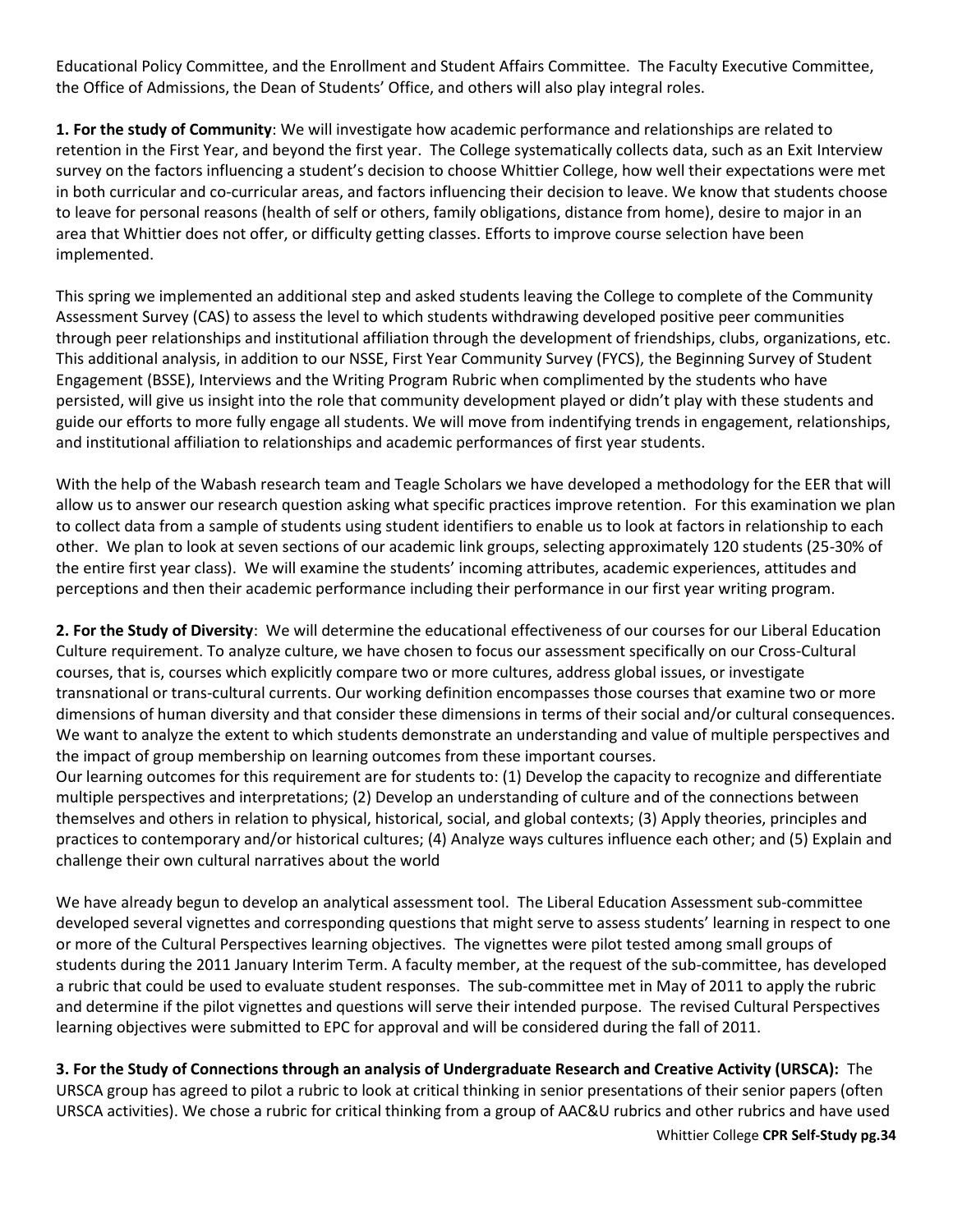Educational Policy Committee, and the Enrollment and Student Affairs Committee. The Faculty Executive Committee, the Office of Admissions, the Dean of Students' Office, and others will also play integral roles.

**1. For the study of Community**: We will investigate how academic performance and relationships are related to retention in the First Year, and beyond the first year. The College systematically collects data, such as an Exit Interview survey on the factors influencing a student's decision to choose Whittier College, how well their expectations were met in both curricular and co-curricular areas, and factors influencing their decision to leave. We know that students choose to leave for personal reasons (health of self or others, family obligations, distance from home), desire to major in an area that Whittier does not offer, or difficulty getting classes. Efforts to improve course selection have been implemented.

This spring we implemented an additional step and asked students leaving the College to complete of the Community Assessment Survey (CAS) to assess the level to which students withdrawing developed positive peer communities through peer relationships and institutional affiliation through the development of friendships, clubs, organizations, etc. This additional analysis, in addition to our NSSE, First Year Community Survey (FYCS), the Beginning Survey of Student Engagement (BSSE), Interviews and the Writing Program Rubric when complimented by the students who have persisted, will give us insight into the role that community development played or didn't play with these students and guide our efforts to more fully engage all students. We will move from indentifying trends in engagement, relationships, and institutional affiliation to relationships and academic performances of first year students.

With the help of the Wabash research team and Teagle Scholars we have developed a methodology for the EER that will allow us to answer our research question asking what specific practices improve retention. For this examination we plan to collect data from a sample of students using student identifiers to enable us to look at factors in relationship to each other. We plan to look at seven sections of our academic link groups, selecting approximately 120 students (25-30% of the entire first year class). We will examine the students' incoming attributes, academic experiences, attitudes and perceptions and then their academic performance including their performance in our first year writing program.

**2. For the Study of Diversity**: We will determine the educational effectiveness of our courses for our Liberal Education Culture requirement. To analyze culture, we have chosen to focus our assessment specifically on our Cross-Cultural courses, that is, courses which explicitly compare two or more cultures, address global issues, or investigate transnational or trans-cultural currents. Our working definition encompasses those courses that examine two or more dimensions of human diversity and that consider these dimensions in terms of their social and/or cultural consequences. We want to analyze the extent to which students demonstrate an understanding and value of multiple perspectives and the impact of group membership on learning outcomes from these important courses.

Our learning outcomes for this requirement are for students to: (1) Develop the capacity to recognize and differentiate multiple perspectives and interpretations; (2) Develop an understanding of culture and of the connections between themselves and others in relation to physical, historical, social, and global contexts; (3) Apply theories, principles and practices to contemporary and/or historical cultures; (4) Analyze ways cultures influence each other; and (5) Explain and challenge their own cultural narratives about the world

We have already begun to develop an analytical assessment tool. The Liberal Education Assessment sub-committee developed several vignettes and corresponding questions that might serve to assess students' learning in respect to one or more of the Cultural Perspectives learning objectives. The vignettes were pilot tested among small groups of students during the 2011 January Interim Term. A faculty member, at the request of the sub-committee, has developed a rubric that could be used to evaluate student responses. The sub-committee met in May of 2011 to apply the rubric and determine if the pilot vignettes and questions will serve their intended purpose. The revised Cultural Perspectives learning objectives were submitted to EPC for approval and will be considered during the fall of 2011.

**3. For the Study of Connections through an analysis of Undergraduate Research and Creative Activity (URSCA):** The URSCA group has agreed to pilot a rubric to look at critical thinking in senior presentations of their senior papers (often URSCA activities). We chose a rubric for critical thinking from a group of AAC&U rubrics and other rubrics and have used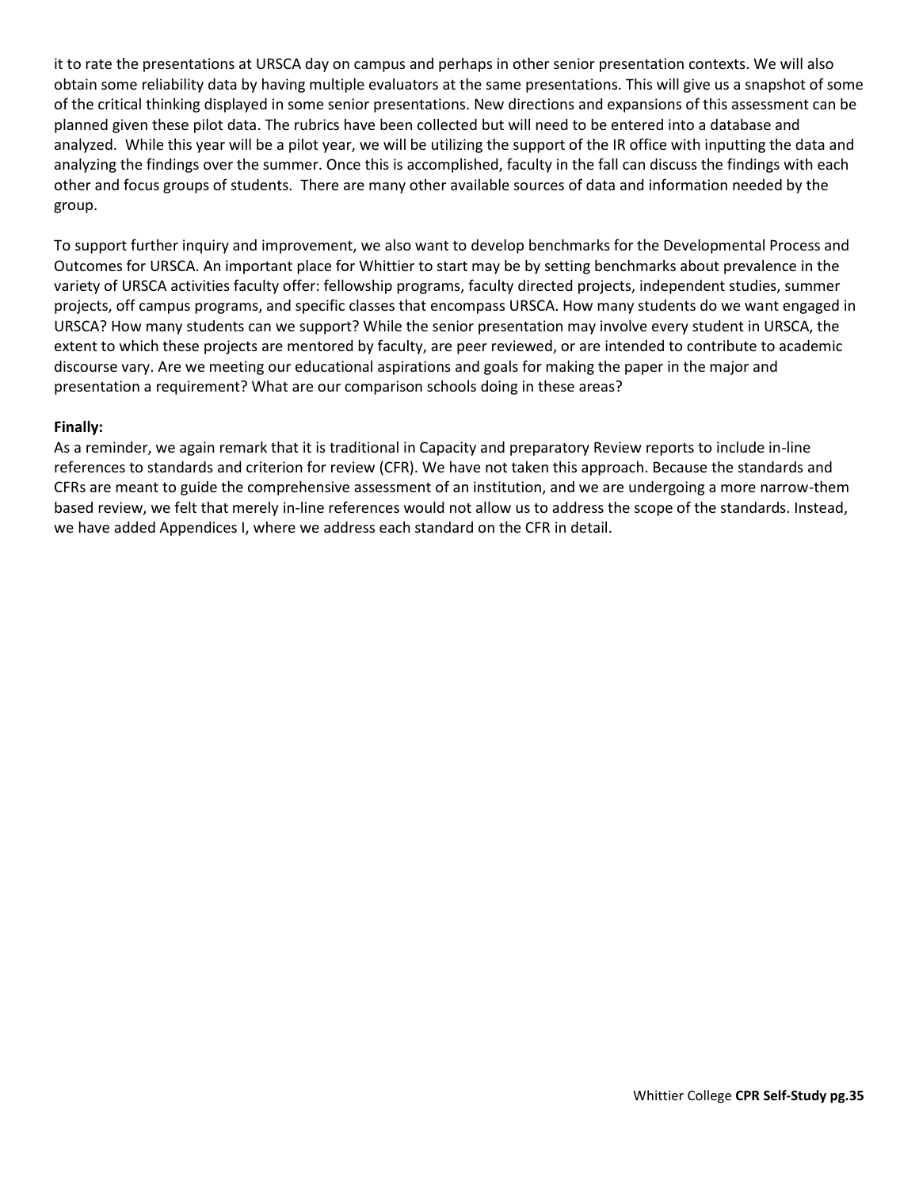it to rate the presentations at URSCA day on campus and perhaps in other senior presentation contexts. We will also obtain some reliability data by having multiple evaluators at the same presentations. This will give us a snapshot of some of the critical thinking displayed in some senior presentations. New directions and expansions of this assessment can be planned given these pilot data. The rubrics have been collected but will need to be entered into a database and analyzed. While this year will be a pilot year, we will be utilizing the support of the IR office with inputting the data and analyzing the findings over the summer. Once this is accomplished, faculty in the fall can discuss the findings with each other and focus groups of students. There are many other available sources of data and information needed by the group.

To support further inquiry and improvement, we also want to develop benchmarks for the Developmental Process and Outcomes for URSCA. An important place for Whittier to start may be by setting benchmarks about prevalence in the variety of URSCA activities faculty offer: fellowship programs, faculty directed projects, independent studies, summer projects, off campus programs, and specific classes that encompass URSCA. How many students do we want engaged in URSCA? How many students can we support? While the senior presentation may involve every student in URSCA, the extent to which these projects are mentored by faculty, are peer reviewed, or are intended to contribute to academic discourse vary. Are we meeting our educational aspirations and goals for making the paper in the major and presentation a requirement? What are our comparison schools doing in these areas?

**Finally:**

As a reminder, we again remark that it is traditional in Capacity and preparatory Review reports to include in-line references to standards and criterion for review (CFR). We have not taken this approach. Because the standards and CFRs are meant to guide the comprehensive assessment of an institution, and we are undergoing a more narrow-them based review, we felt that merely in-line references would not allow us to address the scope of the standards. Instead, we have added Appendices I, where we address each standard on the CFR in detail.